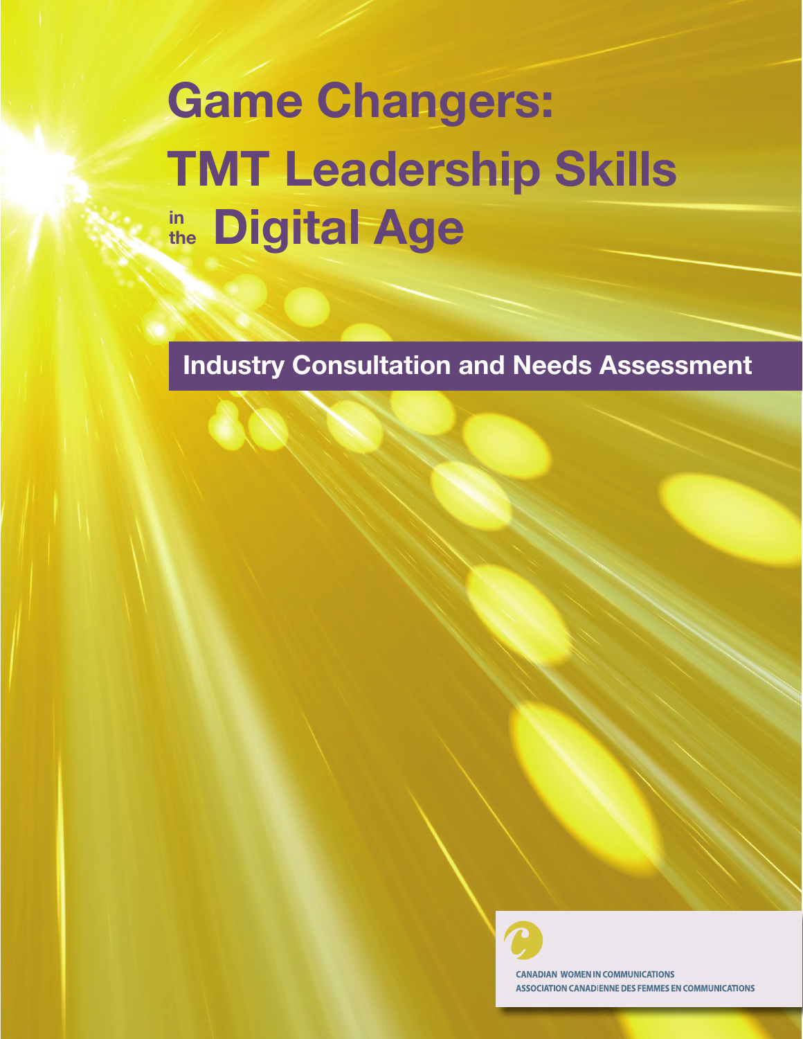# Game Changers: TMT Leadership Skills in the Digital Age

## Industry Consultation and Needs Assessment

CANADIAN WOMEN IN COMMUNICATIONS
ASSOCIATION CANADIENNE DES FEMMES EN COMMUNICATIONS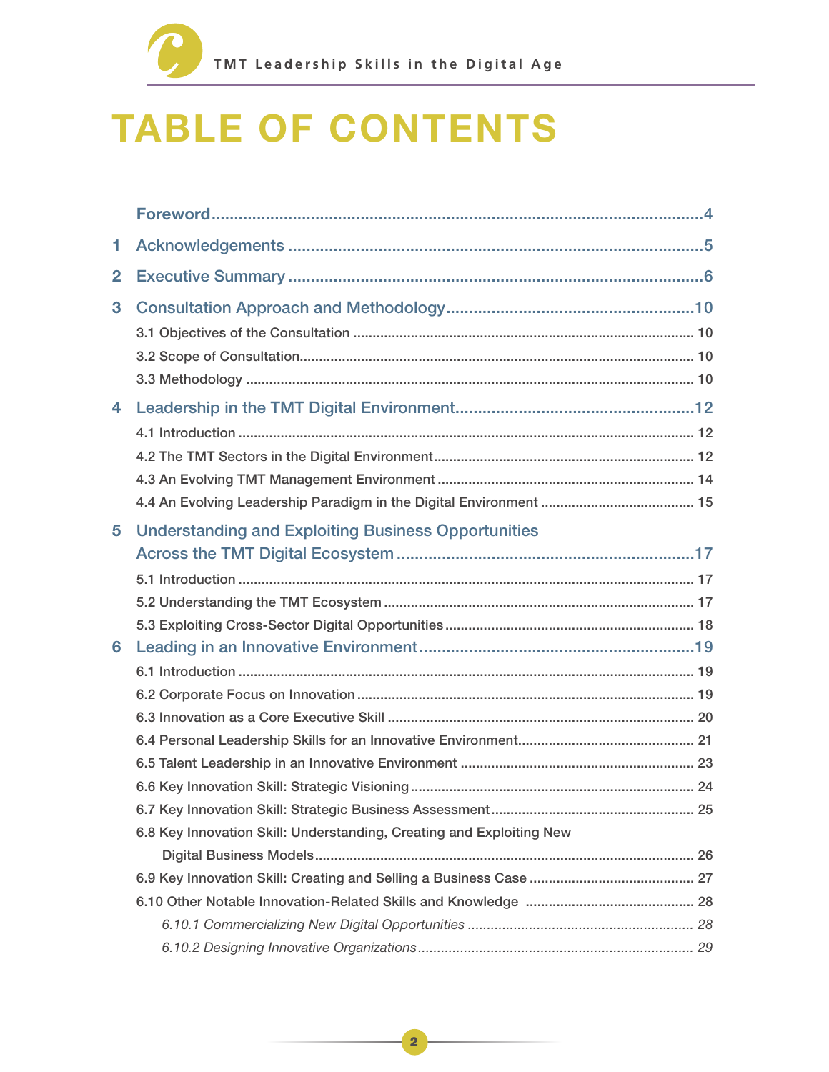# TABLE OF CONTENTS

**Foreword** ....................................................................................................4

1 Acknowledgements ..................................................................................5

2 Executive Summary ..................................................................................6

3 Consultation Approach and Methodology.............................................10

3.1 Objectives of the Consultation ..................................................................... 10

3.2 Scope of Consultation..................................................................................... 10

3.3 Methodology ................................................................................................... 10

4 Leadership in the TMT Digital Environment...........................................12

4.1 Introduction ..................................................................................................... 12

4.2 The TMT Sectors in the Digital Environment.............................................. 12

4.3 An Evolving TMT Management Environment ............................................. 14

4.4 An Evolving Leadership Paradigm in the Digital Environment ................. 15

5 Understanding and Exploiting Business Opportunities Across the TMT Digital Ecosystem ..............................................................17

5.1 Introduction ..................................................................................................... 17

5.2 Understanding the TMT Ecosystem ............................................................. 17

5.3 Exploiting Cross-Sector Digital Opportunities ........................................... 18

6 Leading in an Innovative Environment...................................................19

6.1 Introduction ..................................................................................................... 19

6.2 Corporate Focus on Innovation .................................................................... 19

6.3 Innovation as a Core Executive Skill ............................................................ 20

6.4 Personal Leadership Skills for an Innovative Environment...................... 21

6.5 Talent Leadership in an Innovative Environment ...................................... 23

6.6 Key Innovation Skill: Strategic Visioning .................................................... 24

6.7 Key Innovation Skill: Strategic Business Assessment............................... 25

6.8 Key Innovation Skill: Understanding, Creating and Exploiting New Digital Business Models ................................................................................... 26

6.9 Key Innovation Skill: Creating and Selling a Business Case .................... 27

6.10 Other Notable Innovation-Related Skills and Knowledge ...................... 28

*6.10.1 Commercializing New Digital Opportunities ....................................... 28*

*6.10.2 Designing Innovative Organizations ..................................................... 29*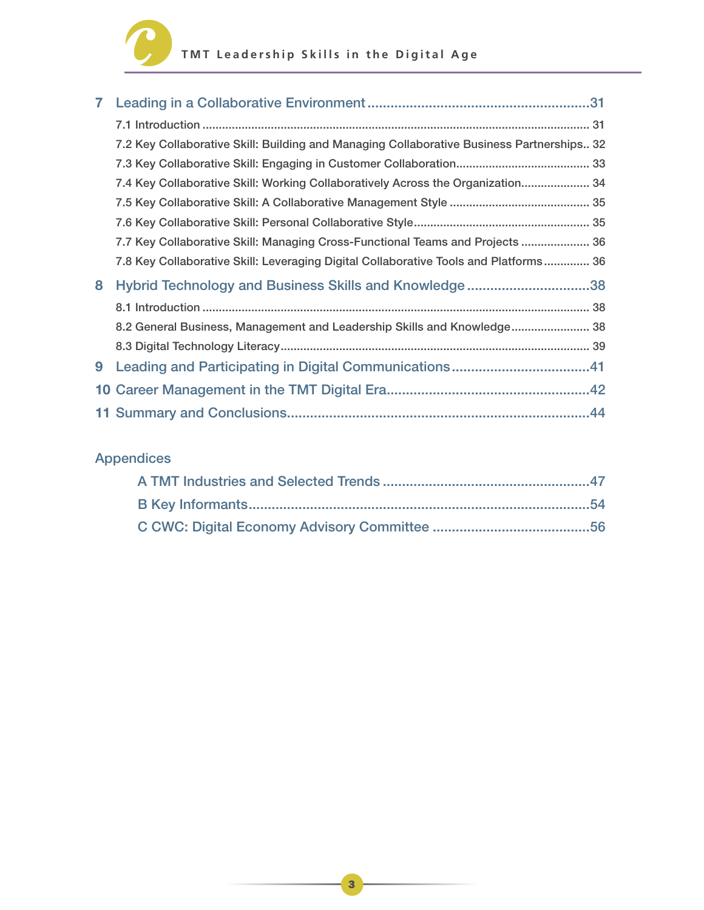7 Leading in a Collaborative Environment ........................................................ 31

7.1 Introduction ........................................................................................................ 31

7.2 Key Collaborative Skill: Building and Managing Collaborative Business Partnerships.. 32

7.3 Key Collaborative Skill: Engaging in Customer Collaboration........................................ 33

7.4 Key Collaborative Skill: Working Collaboratively Across the Organization..................... 34

7.5 Key Collaborative Skill: A Collaborative Management Style .......................................... 35

7.6 Key Collaborative Skill: Personal Collaborative Style...................................................... 35

7.7 Key Collaborative Skill: Managing Cross-Functional Teams and Projects ..................... 36

7.8 Key Collaborative Skill: Leveraging Digital Collaborative Tools and Platforms.............. 36

8 Hybrid Technology and Business Skills and Knowledge ................................ 38

8.1 Introduction ........................................................................................................ 38

8.2 General Business, Management and Leadership Skills and Knowledge........................ 38

8.3 Digital Technology Literacy............................................................................................ 39

9 Leading and Participating in Digital Communications .................................... 41

10 Career Management in the TMT Digital Era..................................................... 42

11 Summary and Conclusions.............................................................................. 44

Appendices

A TMT Industries and Selected Trends ..................................................... 47

B Key Informants........................................................................................ 54

C CWC: Digital Economy Advisory Committee ......................................... 56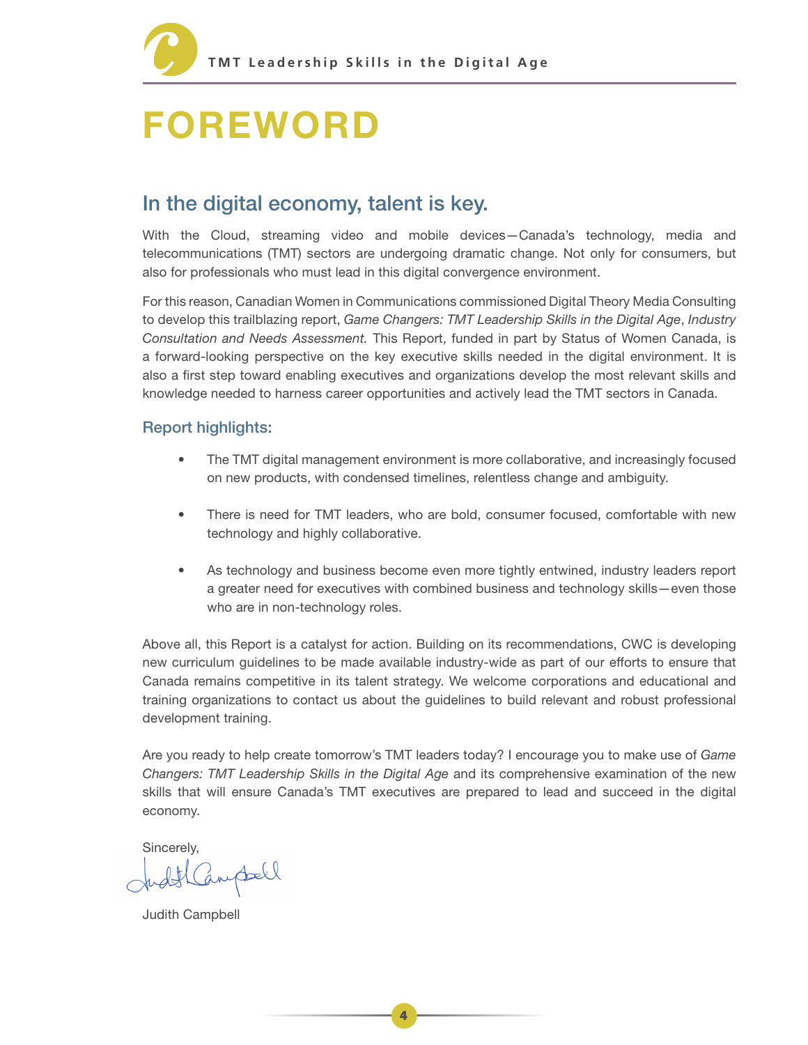# FOREWORD

## In the digital economy, talent is key.

With the Cloud, streaming video and mobile devices—Canada's technology, media and telecommunications (TMT) sectors are undergoing dramatic change. Not only for consumers, but also for professionals who must lead in this digital convergence environment.

For this reason, Canadian Women in Communications commissioned Digital Theory Media Consulting to develop this trailblazing report, *Game Changers: TMT Leadership Skills in the Digital Age*, *Industry Consultation and Needs Assessment*. This Report, funded in part by Status of Women Canada, is a forward-looking perspective on the key executive skills needed in the digital environment. It is also a first step toward enabling executives and organizations develop the most relevant skills and knowledge needed to harness career opportunities and actively lead the TMT sectors in Canada.

### Report highlights:

- The TMT digital management environment is more collaborative, and increasingly focused on new products, with condensed timelines, relentless change and ambiguity.
- There is need for TMT leaders, who are bold, consumer focused, comfortable with new technology and highly collaborative.
- As technology and business become even more tightly entwined, industry leaders report a greater need for executives with combined business and technology skills—even those who are in non-technology roles.

Above all, this Report is a catalyst for action. Building on its recommendations, CWC is developing new curriculum guidelines to be made available industry-wide as part of our efforts to ensure that Canada remains competitive in its talent strategy. We welcome corporations and educational and training organizations to contact us about the guidelines to build relevant and robust professional development training.

Are you ready to help create tomorrow's TMT leaders today? I encourage you to make use of *Game Changers: TMT Leadership Skills in the Digital Age* and its comprehensive examination of the new skills that will ensure Canada's TMT executives are prepared to lead and succeed in the digital economy.

Sincerely,

Judith Campbell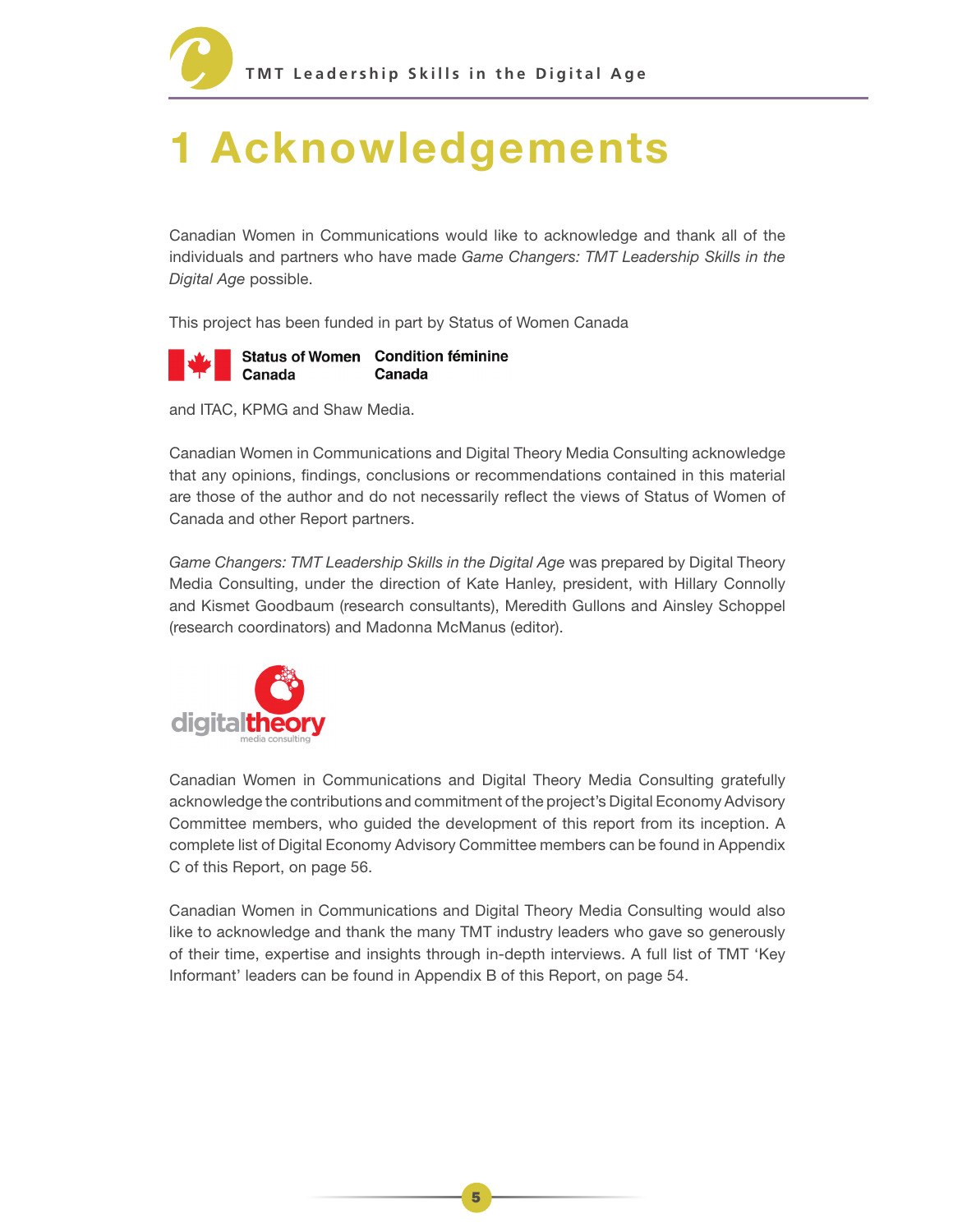# 1 Acknowledgements

Canadian Women in Communications would like to acknowledge and thank all of the individuals and partners who have made *Game Changers: TMT Leadership Skills in the Digital Age* possible.

This project has been funded in part by Status of Women Canada

Status of Women Canada Condition féminine Canada

and ITAC, KPMG and Shaw Media.

Canadian Women in Communications and Digital Theory Media Consulting acknowledge that any opinions, findings, conclusions or recommendations contained in this material are those of the author and do not necessarily reflect the views of Status of Women of Canada and other Report partners.

*Game Changers: TMT Leadership Skills in the Digital Age* was prepared by Digital Theory Media Consulting, under the direction of Kate Hanley, president, with Hillary Connolly and Kismet Goodbaum (research consultants), Meredith Gullons and Ainsley Schoppel (research coordinators) and Madonna McManus (editor).

digitaltheory media consulting

Canadian Women in Communications and Digital Theory Media Consulting gratefully acknowledge the contributions and commitment of the project's Digital Economy Advisory Committee members, who guided the development of this report from its inception. A complete list of Digital Economy Advisory Committee members can be found in Appendix C of this Report, on page 56.

Canadian Women in Communications and Digital Theory Media Consulting would also like to acknowledge and thank the many TMT industry leaders who gave so generously of their time, expertise and insights through in-depth interviews. A full list of TMT 'Key Informant' leaders can be found in Appendix B of this Report, on page 54.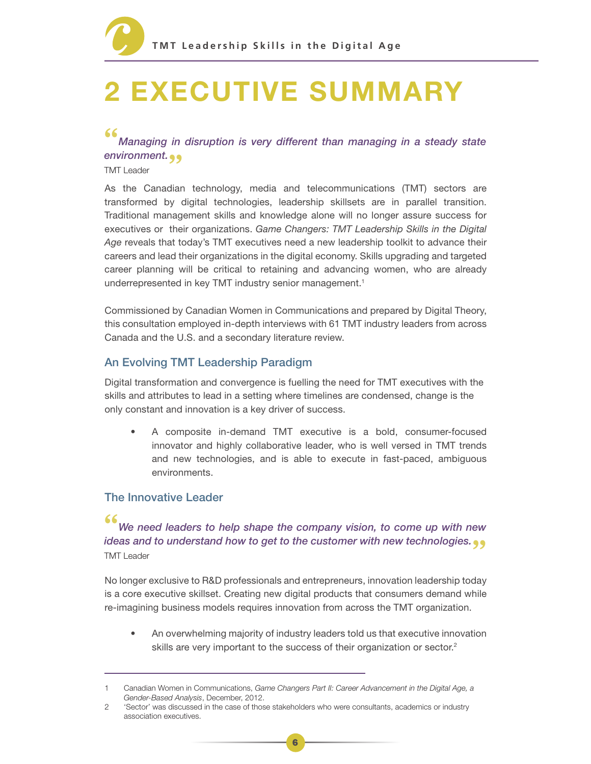# 2 EXECUTIVE SUMMARY

*"Managing in disruption is very different than managing in a steady state environment."*

TMT Leader

As the Canadian technology, media and telecommunications (TMT) sectors are transformed by digital technologies, leadership skillsets are in parallel transition. Traditional management skills and knowledge alone will no longer assure success for executives or their organizations. *Game Changers: TMT Leadership Skills in the Digital Age* reveals that today's TMT executives need a new leadership toolkit to advance their careers and lead their organizations in the digital economy. Skills upgrading and targeted career planning will be critical to retaining and advancing women, who are already underrepresented in key TMT industry senior management.[1]

Commissioned by Canadian Women in Communications and prepared by Digital Theory, this consultation employed in-depth interviews with 61 TMT industry leaders from across Canada and the U.S. and a secondary literature review.

## An Evolving TMT Leadership Paradigm

Digital transformation and convergence is fuelling the need for TMT executives with the skills and attributes to lead in a setting where timelines are condensed, change is the only constant and innovation is a key driver of success.

- A composite in-demand TMT executive is a bold, consumer-focused innovator and highly collaborative leader, who is well versed in TMT trends and new technologies, and is able to execute in fast-paced, ambiguous environments.

## The Innovative Leader

*"We need leaders to help shape the company vision, to come up with new ideas and to understand how to get to the customer with new technologies."*

TMT Leader

No longer exclusive to R&D professionals and entrepreneurs, innovation leadership today is a core executive skillset. Creating new digital products that consumers demand while re-imagining business models requires innovation from across the TMT organization.

- An overwhelming majority of industry leaders told us that executive innovation skills are very important to the success of their organization or sector.[2]

---

1 Canadian Women in Communications, *Game Changers Part II: Career Advancement in the Digital Age, a Gender-Based Analysis*, December, 2012.

2 'Sector' was discussed in the case of those stakeholders who were consultants, academics or industry association executives.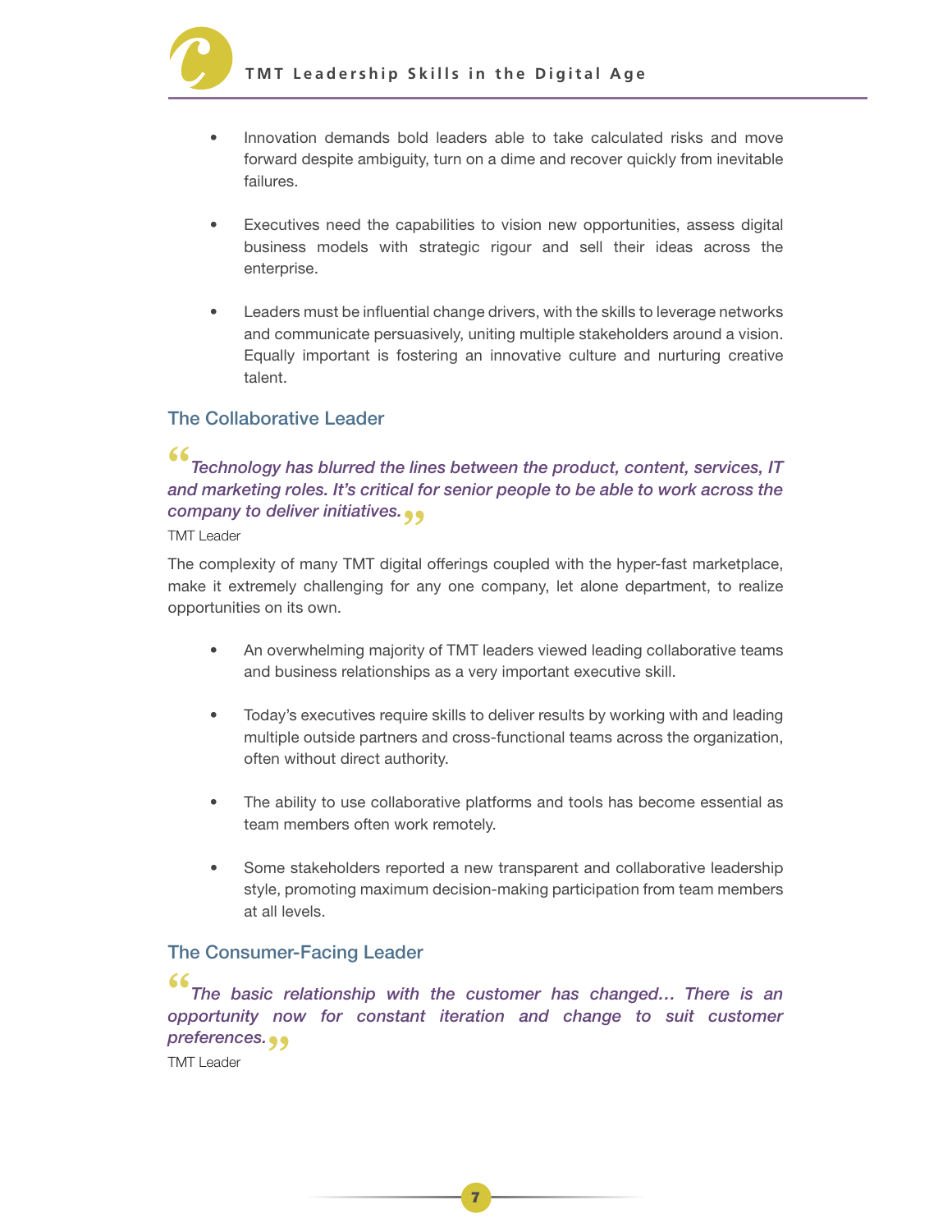- Innovation demands bold leaders able to take calculated risks and move forward despite ambiguity, turn on a dime and recover quickly from inevitable failures.

- Executives need the capabilities to vision new opportunities, assess digital business models with strategic rigour and sell their ideas across the enterprise.

- Leaders must be influential change drivers, with the skills to leverage networks and communicate persuasively, uniting multiple stakeholders around a vision. Equally important is fostering an innovative culture and nurturing creative talent.

## The Collaborative Leader

*"Technology has blurred the lines between the product, content, services, IT and marketing roles. It's critical for senior people to be able to work across the company to deliver initiatives."*

TMT Leader

The complexity of many TMT digital offerings coupled with the hyper-fast marketplace, make it extremely challenging for any one company, let alone department, to realize opportunities on its own.

- An overwhelming majority of TMT leaders viewed leading collaborative teams and business relationships as a very important executive skill.

- Today's executives require skills to deliver results by working with and leading multiple outside partners and cross-functional teams across the organization, often without direct authority.

- The ability to use collaborative platforms and tools has become essential as team members often work remotely.

- Some stakeholders reported a new transparent and collaborative leadership style, promoting maximum decision-making participation from team members at all levels.

## The Consumer-Facing Leader

*"The basic relationship with the customer has changed… There is an opportunity now for constant iteration and change to suit customer preferences."*

TMT Leader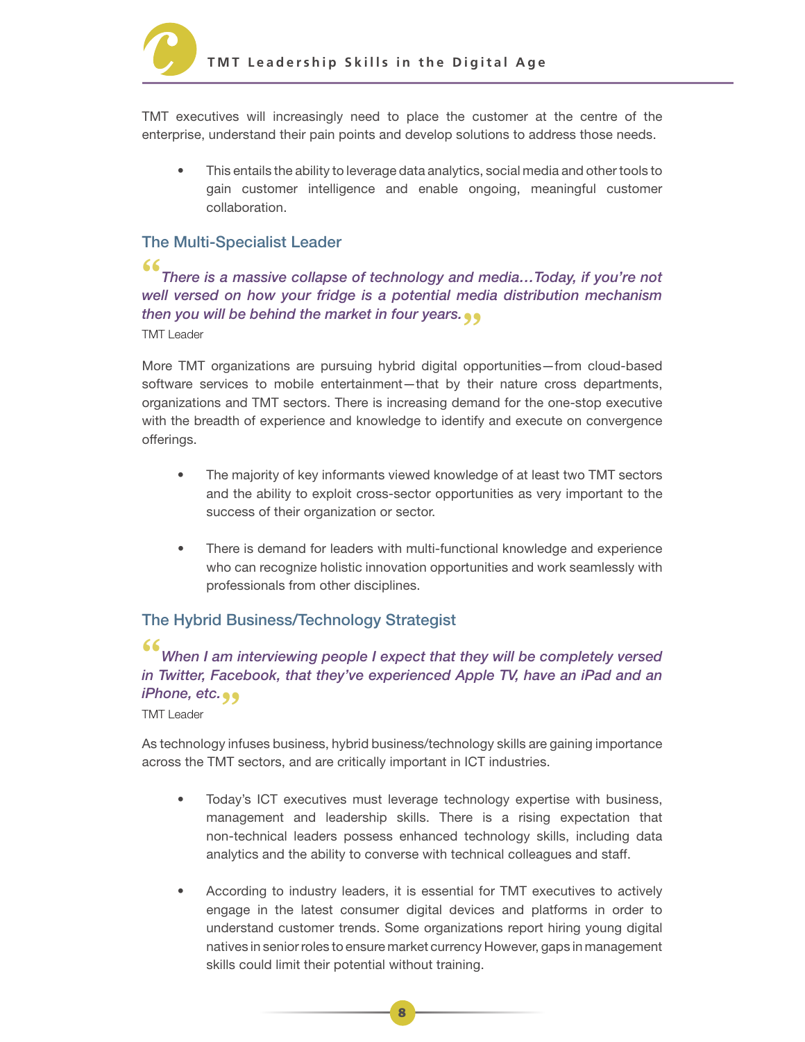TMT executives will increasingly need to place the customer at the centre of the enterprise, understand their pain points and develop solutions to address those needs.

- This entails the ability to leverage data analytics, social media and other tools to gain customer intelligence and enable ongoing, meaningful customer collaboration.

## The Multi-Specialist Leader

*"There is a massive collapse of technology and media…Today, if you're not well versed on how your fridge is a potential media distribution mechanism then you will be behind the market in four years."*

TMT Leader

More TMT organizations are pursuing hybrid digital opportunities—from cloud-based software services to mobile entertainment—that by their nature cross departments, organizations and TMT sectors. There is increasing demand for the one-stop executive with the breadth of experience and knowledge to identify and execute on convergence offerings.

- The majority of key informants viewed knowledge of at least two TMT sectors and the ability to exploit cross-sector opportunities as very important to the success of their organization or sector.
- There is demand for leaders with multi-functional knowledge and experience who can recognize holistic innovation opportunities and work seamlessly with professionals from other disciplines.

## The Hybrid Business/Technology Strategist

*"When I am interviewing people I expect that they will be completely versed in Twitter, Facebook, that they've experienced Apple TV, have an iPad and an iPhone, etc."*

TMT Leader

As technology infuses business, hybrid business/technology skills are gaining importance across the TMT sectors, and are critically important in ICT industries.

- Today's ICT executives must leverage technology expertise with business, management and leadership skills. There is a rising expectation that non-technical leaders possess enhanced technology skills, including data analytics and the ability to converse with technical colleagues and staff.
- According to industry leaders, it is essential for TMT executives to actively engage in the latest consumer digital devices and platforms in order to understand customer trends. Some organizations report hiring young digital natives in senior roles to ensure market currency However, gaps in management skills could limit their potential without training.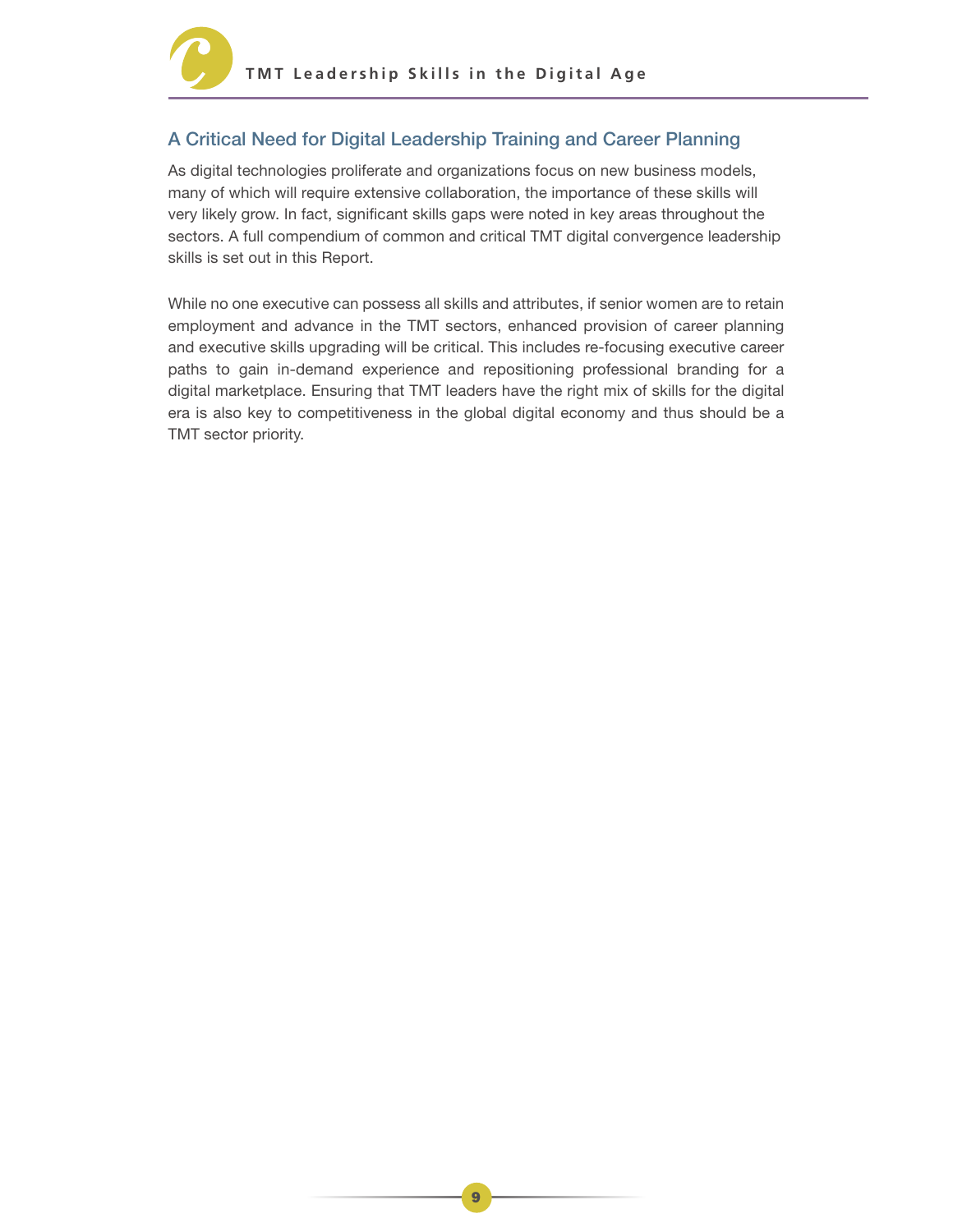## A Critical Need for Digital Leadership Training and Career Planning

As digital technologies proliferate and organizations focus on new business models, many of which will require extensive collaboration, the importance of these skills will very likely grow. In fact, significant skills gaps were noted in key areas throughout the sectors. A full compendium of common and critical TMT digital convergence leadership skills is set out in this Report.

While no one executive can possess all skills and attributes, if senior women are to retain employment and advance in the TMT sectors, enhanced provision of career planning and executive skills upgrading will be critical. This includes re-focusing executive career paths to gain in-demand experience and repositioning professional branding for a digital marketplace. Ensuring that TMT leaders have the right mix of skills for the digital era is also key to competitiveness in the global digital economy and thus should be a TMT sector priority.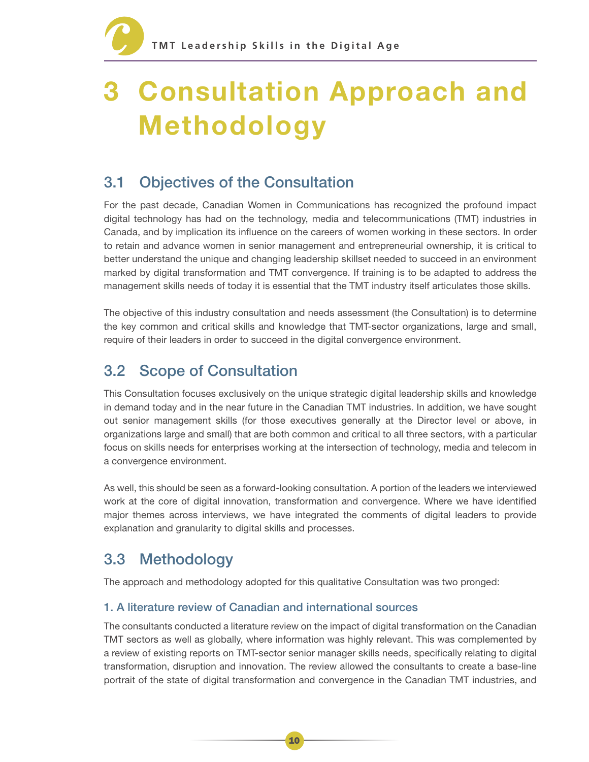# 3 Consultation Approach and Methodology

## 3.1 Objectives of the Consultation

For the past decade, Canadian Women in Communications has recognized the profound impact digital technology has had on the technology, media and telecommunications (TMT) industries in Canada, and by implication its influence on the careers of women working in these sectors. In order to retain and advance women in senior management and entrepreneurial ownership, it is critical to better understand the unique and changing leadership skillset needed to succeed in an environment marked by digital transformation and TMT convergence. If training is to be adapted to address the management skills needs of today it is essential that the TMT industry itself articulates those skills.

The objective of this industry consultation and needs assessment (the Consultation) is to determine the key common and critical skills and knowledge that TMT-sector organizations, large and small, require of their leaders in order to succeed in the digital convergence environment.

## 3.2 Scope of Consultation

This Consultation focuses exclusively on the unique strategic digital leadership skills and knowledge in demand today and in the near future in the Canadian TMT industries. In addition, we have sought out senior management skills (for those executives generally at the Director level or above, in organizations large and small) that are both common and critical to all three sectors, with a particular focus on skills needs for enterprises working at the intersection of technology, media and telecom in a convergence environment.

As well, this should be seen as a forward-looking consultation. A portion of the leaders we interviewed work at the core of digital innovation, transformation and convergence. Where we have identified major themes across interviews, we have integrated the comments of digital leaders to provide explanation and granularity to digital skills and processes.

## 3.3 Methodology

The approach and methodology adopted for this qualitative Consultation was two pronged:

### 1. A literature review of Canadian and international sources

The consultants conducted a literature review on the impact of digital transformation on the Canadian TMT sectors as well as globally, where information was highly relevant. This was complemented by a review of existing reports on TMT-sector senior manager skills needs, specifically relating to digital transformation, disruption and innovation. The review allowed the consultants to create a base-line portrait of the state of digital transformation and convergence in the Canadian TMT industries, and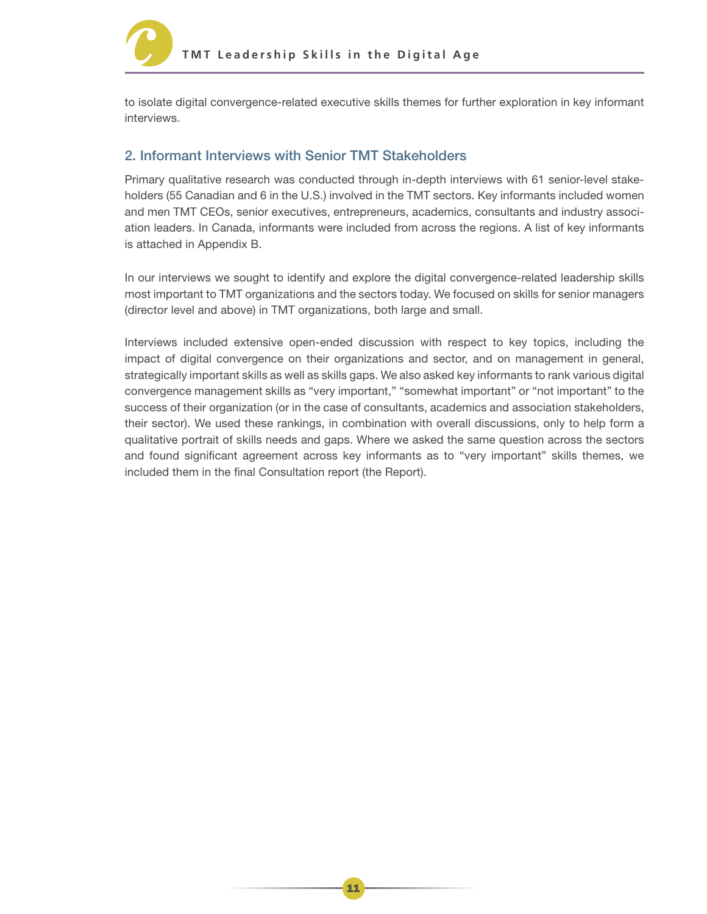to isolate digital convergence-related executive skills themes for further exploration in key informant interviews.

## 2. Informant Interviews with Senior TMT Stakeholders

Primary qualitative research was conducted through in-depth interviews with 61 senior-level stakeholders (55 Canadian and 6 in the U.S.) involved in the TMT sectors. Key informants included women and men TMT CEOs, senior executives, entrepreneurs, academics, consultants and industry association leaders. In Canada, informants were included from across the regions. A list of key informants is attached in Appendix B.

In our interviews we sought to identify and explore the digital convergence-related leadership skills most important to TMT organizations and the sectors today. We focused on skills for senior managers (director level and above) in TMT organizations, both large and small.

Interviews included extensive open-ended discussion with respect to key topics, including the impact of digital convergence on their organizations and sector, and on management in general, strategically important skills as well as skills gaps. We also asked key informants to rank various digital convergence management skills as "very important," "somewhat important" or "not important" to the success of their organization (or in the case of consultants, academics and association stakeholders, their sector). We used these rankings, in combination with overall discussions, only to help form a qualitative portrait of skills needs and gaps. Where we asked the same question across the sectors and found significant agreement across key informants as to "very important" skills themes, we included them in the final Consultation report (the Report).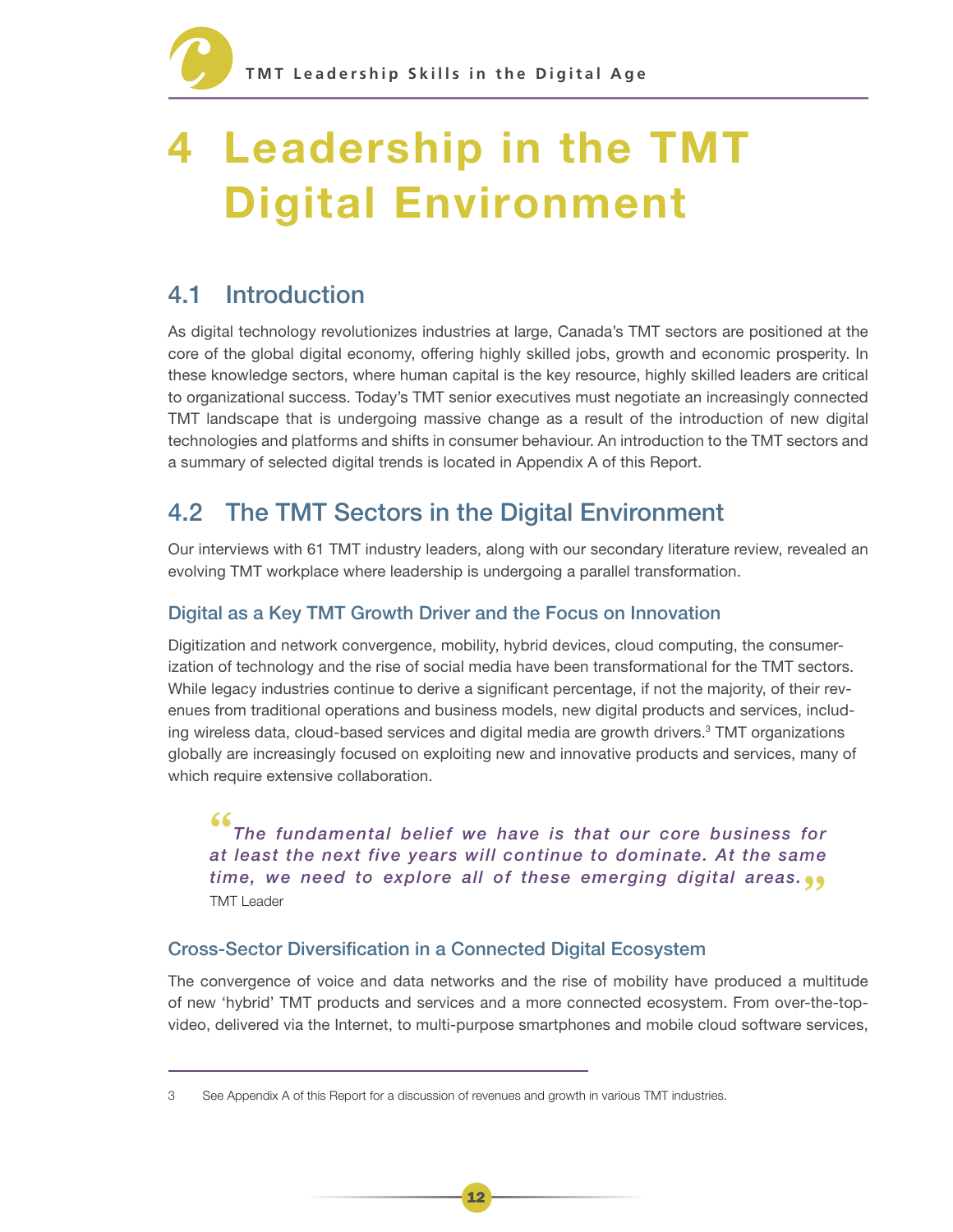# 4 Leadership in the TMT Digital Environment

## 4.1 Introduction

As digital technology revolutionizes industries at large, Canada's TMT sectors are positioned at the core of the global digital economy, offering highly skilled jobs, growth and economic prosperity. In these knowledge sectors, where human capital is the key resource, highly skilled leaders are critical to organizational success. Today's TMT senior executives must negotiate an increasingly connected TMT landscape that is undergoing massive change as a result of the introduction of new digital technologies and platforms and shifts in consumer behaviour. An introduction to the TMT sectors and a summary of selected digital trends is located in Appendix A of this Report.

## 4.2 The TMT Sectors in the Digital Environment

Our interviews with 61 TMT industry leaders, along with our secondary literature review, revealed an evolving TMT workplace where leadership is undergoing a parallel transformation.

### Digital as a Key TMT Growth Driver and the Focus on Innovation

Digitization and network convergence, mobility, hybrid devices, cloud computing, the consumerization of technology and the rise of social media have been transformational for the TMT sectors. While legacy industries continue to derive a significant percentage, if not the majority, of their revenues from traditional operations and business models, new digital products and services, including wireless data, cloud-based services and digital media are growth drivers.[3] TMT organizations globally are increasingly focused on exploiting new and innovative products and services, many of which require extensive collaboration.

> *"The fundamental belief we have is that our core business for at least the next five years will continue to dominate. At the same time, we need to explore all of these emerging digital areas."*
>
> TMT Leader

### Cross-Sector Diversification in a Connected Digital Ecosystem

The convergence of voice and data networks and the rise of mobility have produced a multitude of new 'hybrid' TMT products and services and a more connected ecosystem. From over-the-top-video, delivered via the Internet, to multi-purpose smartphones and mobile cloud software services,

---

3 See Appendix A of this Report for a discussion of revenues and growth in various TMT industries.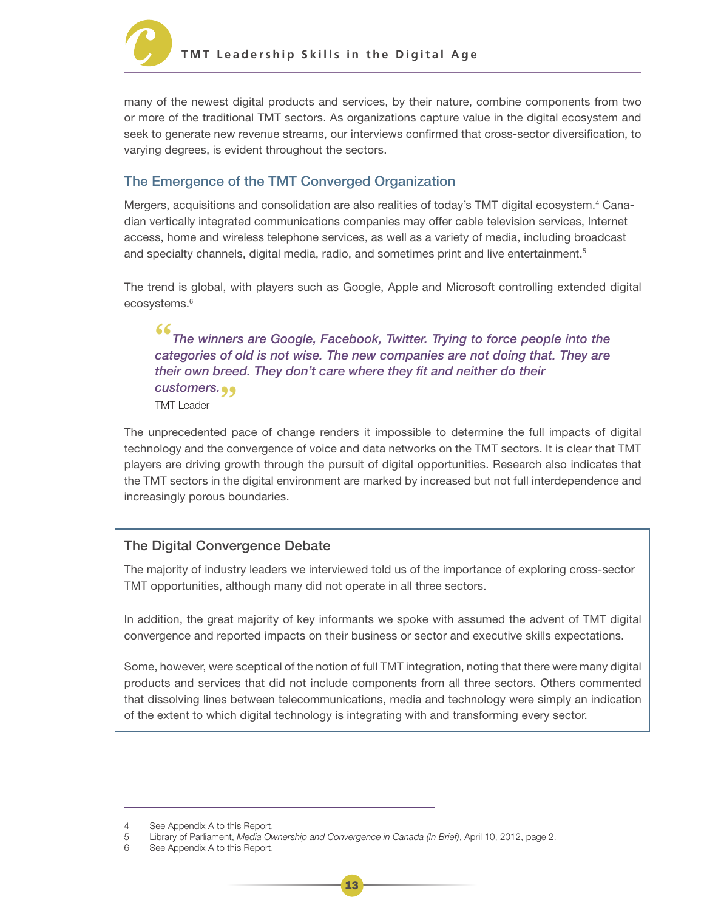many of the newest digital products and services, by their nature, combine components from two or more of the traditional TMT sectors. As organizations capture value in the digital ecosystem and seek to generate new revenue streams, our interviews confirmed that cross-sector diversification, to varying degrees, is evident throughout the sectors.

## The Emergence of the TMT Converged Organization

Mergers, acquisitions and consolidation are also realities of today's TMT digital ecosystem.[4] Canadian vertically integrated communications companies may offer cable television services, Internet access, home and wireless telephone services, as well as a variety of media, including broadcast and specialty channels, digital media, radio, and sometimes print and live entertainment.[5]

The trend is global, with players such as Google, Apple and Microsoft controlling extended digital ecosystems.[6]

> *"The winners are Google, Facebook, Twitter. Trying to force people into the categories of old is not wise. The new companies are not doing that. They are their own breed. They don't care where they fit and neither do their customers."*
>
> TMT Leader

The unprecedented pace of change renders it impossible to determine the full impacts of digital technology and the convergence of voice and data networks on the TMT sectors. It is clear that TMT players are driving growth through the pursuit of digital opportunities. Research also indicates that the TMT sectors in the digital environment are marked by increased but not full interdependence and increasingly porous boundaries.

### The Digital Convergence Debate

The majority of industry leaders we interviewed told us of the importance of exploring cross-sector TMT opportunities, although many did not operate in all three sectors.

In addition, the great majority of key informants we spoke with assumed the advent of TMT digital convergence and reported impacts on their business or sector and executive skills expectations.

Some, however, were sceptical of the notion of full TMT integration, noting that there were many digital products and services that did not include components from all three sectors. Others commented that dissolving lines between telecommunications, media and technology were simply an indication of the extent to which digital technology is integrating with and transforming every sector.

---

4 See Appendix A to this Report.
5 Library of Parliament, *Media Ownership and Convergence in Canada (In Brief)*, April 10, 2012, page 2.
6 See Appendix A to this Report.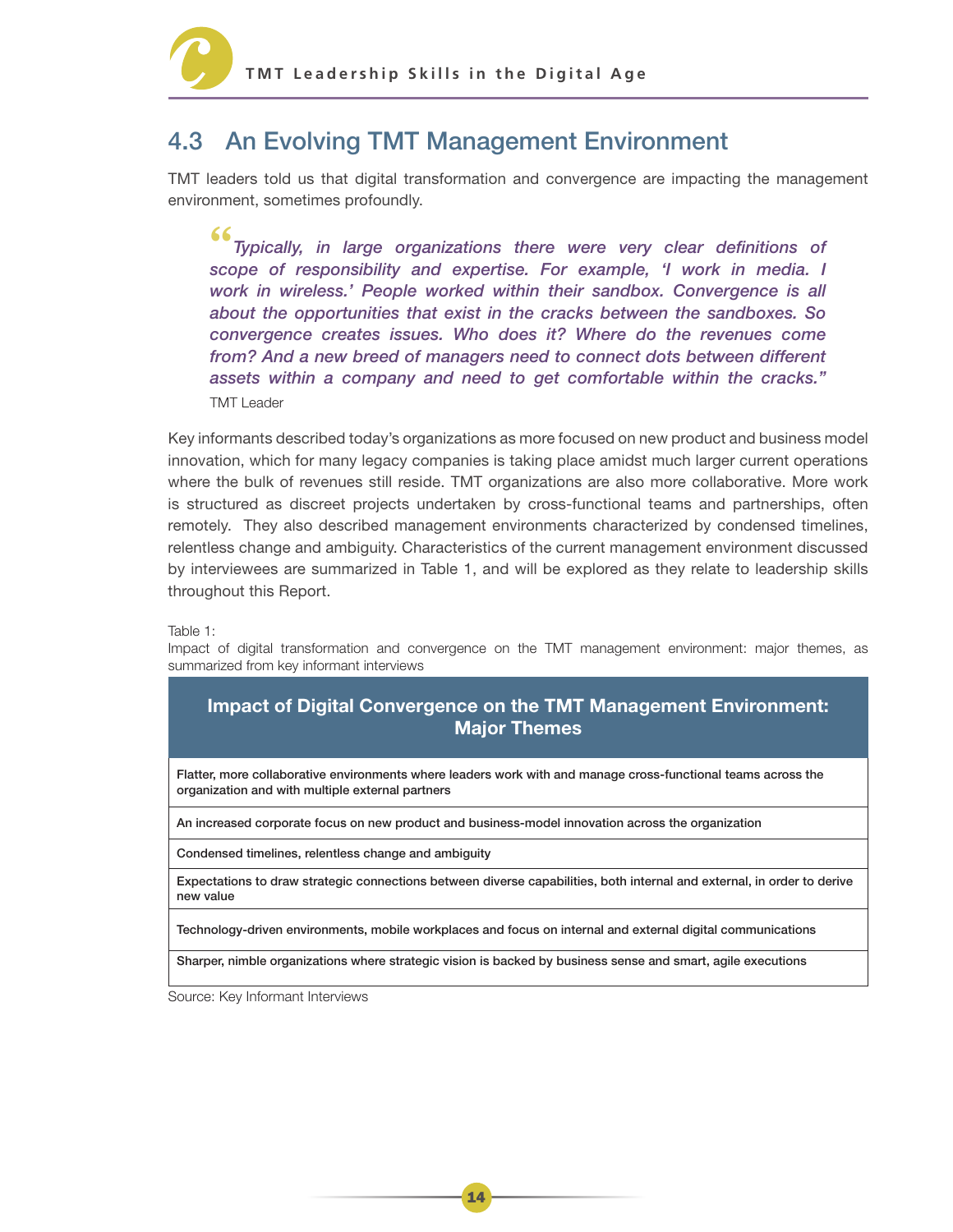## 4.3 An Evolving TMT Management Environment

TMT leaders told us that digital transformation and convergence are impacting the management environment, sometimes profoundly.

> *"Typically, in large organizations there were very clear definitions of scope of responsibility and expertise. For example, 'I work in media. I work in wireless.' People worked within their sandbox. Convergence is all about the opportunities that exist in the cracks between the sandboxes. So convergence creates issues. Who does it? Where do the revenues come from? And a new breed of managers need to connect dots between different assets within a company and need to get comfortable within the cracks."*
>
> TMT Leader

Key informants described today's organizations as more focused on new product and business model innovation, which for many legacy companies is taking place amidst much larger current operations where the bulk of revenues still reside. TMT organizations are also more collaborative. More work is structured as discreet projects undertaken by cross-functional teams and partnerships, often remotely. They also described management environments characterized by condensed timelines, relentless change and ambiguity. Characteristics of the current management environment discussed by interviewees are summarized in Table 1, and will be explored as they relate to leadership skills throughout this Report.

Table 1:
Impact of digital transformation and convergence on the TMT management environment: major themes, as summarized from key informant interviews

| Impact of Digital Convergence on the TMT Management Environment: Major Themes |
|---|
| Flatter, more collaborative environments where leaders work with and manage cross-functional teams across the organization and with multiple external partners |
| An increased corporate focus on new product and business-model innovation across the organization |
| Condensed timelines, relentless change and ambiguity |
| Expectations to draw strategic connections between diverse capabilities, both internal and external, in order to derive new value |
| Technology-driven environments, mobile workplaces and focus on internal and external digital communications |
| Sharper, nimble organizations where strategic vision is backed by business sense and smart, agile executions |

Source: Key Informant Interviews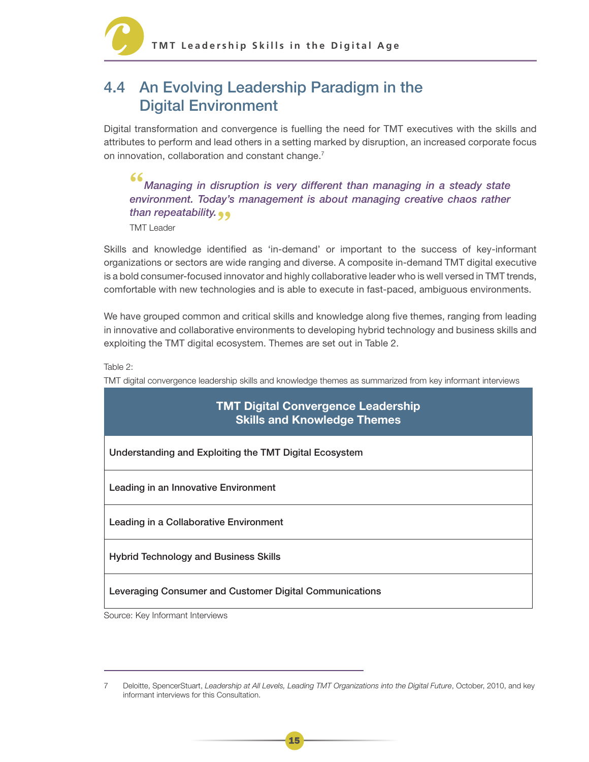## 4.4 An Evolving Leadership Paradigm in the Digital Environment

Digital transformation and convergence is fuelling the need for TMT executives with the skills and attributes to perform and lead others in a setting marked by disruption, an increased corporate focus on innovation, collaboration and constant change.[7]

> *"Managing in disruption is very different than managing in a steady state environment. Today's management is about managing creative chaos rather than repeatability."*
>
> TMT Leader

Skills and knowledge identified as 'in-demand' or important to the success of key-informant organizations or sectors are wide ranging and diverse. A composite in-demand TMT digital executive is a bold consumer-focused innovator and highly collaborative leader who is well versed in TMT trends, comfortable with new technologies and is able to execute in fast-paced, ambiguous environments.

We have grouped common and critical skills and knowledge along five themes, ranging from leading in innovative and collaborative environments to developing hybrid technology and business skills and exploiting the TMT digital ecosystem. Themes are set out in Table 2.

Table 2:
TMT digital convergence leadership skills and knowledge themes as summarized from key informant interviews

| TMT Digital Convergence Leadership Skills and Knowledge Themes |
|---|
| Understanding and Exploiting the TMT Digital Ecosystem |
| Leading in an Innovative Environment |
| Leading in a Collaborative Environment |
| Hybrid Technology and Business Skills |
| Leveraging Consumer and Customer Digital Communications |

Source: Key Informant Interviews

7 Deloitte, SpencerStuart, *Leadership at All Levels, Leading TMT Organizations into the Digital Future*, October, 2010, and key informant interviews for this Consultation.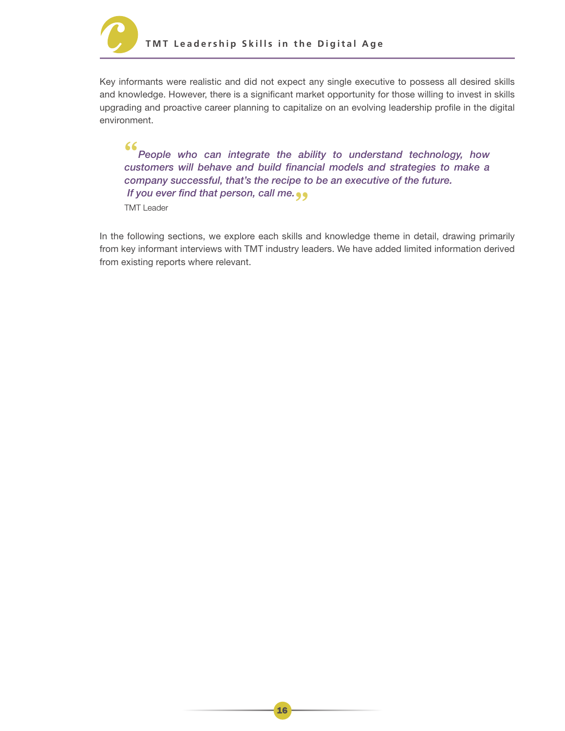Key informants were realistic and did not expect any single executive to possess all desired skills and knowledge. However, there is a significant market opportunity for those willing to invest in skills upgrading and proactive career planning to capitalize on an evolving leadership profile in the digital environment.

> “*People who can integrate the ability to understand technology, how customers will behave and build financial models and strategies to make a company successful, that’s the recipe to be an executive of the future. If you ever find that person, call me.*”
>
> TMT Leader

In the following sections, we explore each skills and knowledge theme in detail, drawing primarily from key informant interviews with TMT industry leaders. We have added limited information derived from existing reports where relevant.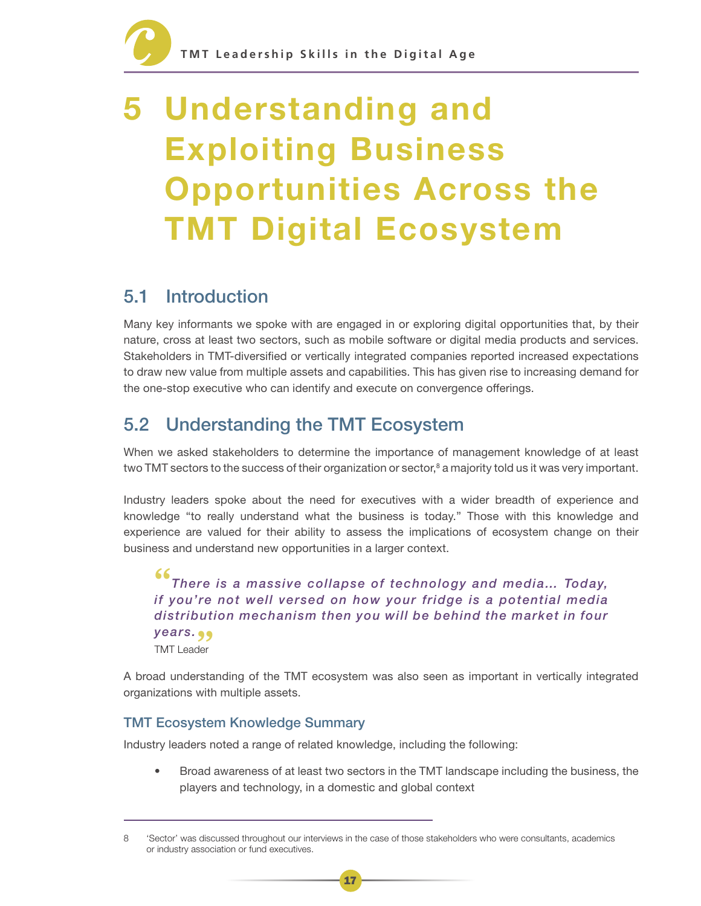# 5 Understanding and Exploiting Business Opportunities Across the TMT Digital Ecosystem

## 5.1 Introduction

Many key informants we spoke with are engaged in or exploring digital opportunities that, by their nature, cross at least two sectors, such as mobile software or digital media products and services. Stakeholders in TMT-diversified or vertically integrated companies reported increased expectations to draw new value from multiple assets and capabilities. This has given rise to increasing demand for the one-stop executive who can identify and execute on convergence offerings.

## 5.2 Understanding the TMT Ecosystem

When we asked stakeholders to determine the importance of management knowledge of at least two TMT sectors to the success of their organization or sector,[8] a majority told us it was very important.

Industry leaders spoke about the need for executives with a wider breadth of experience and knowledge "to really understand what the business is today." Those with this knowledge and experience are valued for their ability to assess the implications of ecosystem change on their business and understand new opportunities in a larger context.

> *"There is a massive collapse of technology and media... Today, if you're not well versed on how your fridge is a potential media distribution mechanism then you will be behind the market in four years."*
>
> TMT Leader

A broad understanding of the TMT ecosystem was also seen as important in vertically integrated organizations with multiple assets.

### TMT Ecosystem Knowledge Summary

Industry leaders noted a range of related knowledge, including the following:

- Broad awareness of at least two sectors in the TMT landscape including the business, the players and technology, in a domestic and global context

8 'Sector' was discussed throughout our interviews in the case of those stakeholders who were consultants, academics or industry association or fund executives.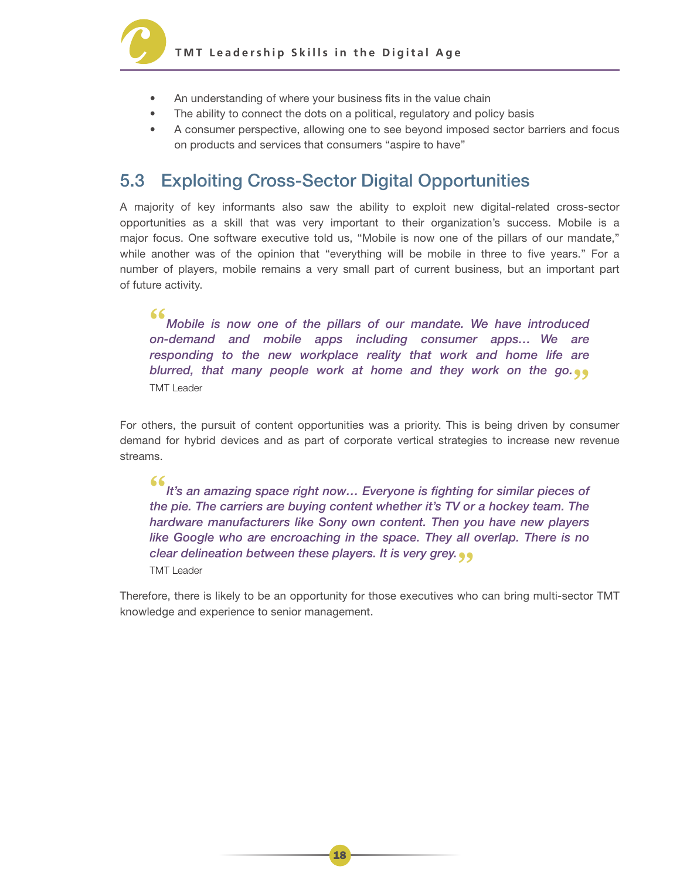- An understanding of where your business fits in the value chain
- The ability to connect the dots on a political, regulatory and policy basis
- A consumer perspective, allowing one to see beyond imposed sector barriers and focus on products and services that consumers "aspire to have"

## 5.3 Exploiting Cross-Sector Digital Opportunities

A majority of key informants also saw the ability to exploit new digital-related cross-sector opportunities as a skill that was very important to their organization's success. Mobile is a major focus. One software executive told us, "Mobile is now one of the pillars of our mandate," while another was of the opinion that "everything will be mobile in three to five years." For a number of players, mobile remains a very small part of current business, but an important part of future activity.

> *"Mobile is now one of the pillars of our mandate. We have introduced on-demand and mobile apps including consumer apps… We are responding to the new workplace reality that work and home life are blurred, that many people work at home and they work on the go."*
>
> TMT Leader

For others, the pursuit of content opportunities was a priority. This is being driven by consumer demand for hybrid devices and as part of corporate vertical strategies to increase new revenue streams.

> *"It's an amazing space right now… Everyone is fighting for similar pieces of the pie. The carriers are buying content whether it's TV or a hockey team. The hardware manufacturers like Sony own content. Then you have new players like Google who are encroaching in the space. They all overlap. There is no clear delineation between these players. It is very grey."*
>
> TMT Leader

Therefore, there is likely to be an opportunity for those executives who can bring multi-sector TMT knowledge and experience to senior management.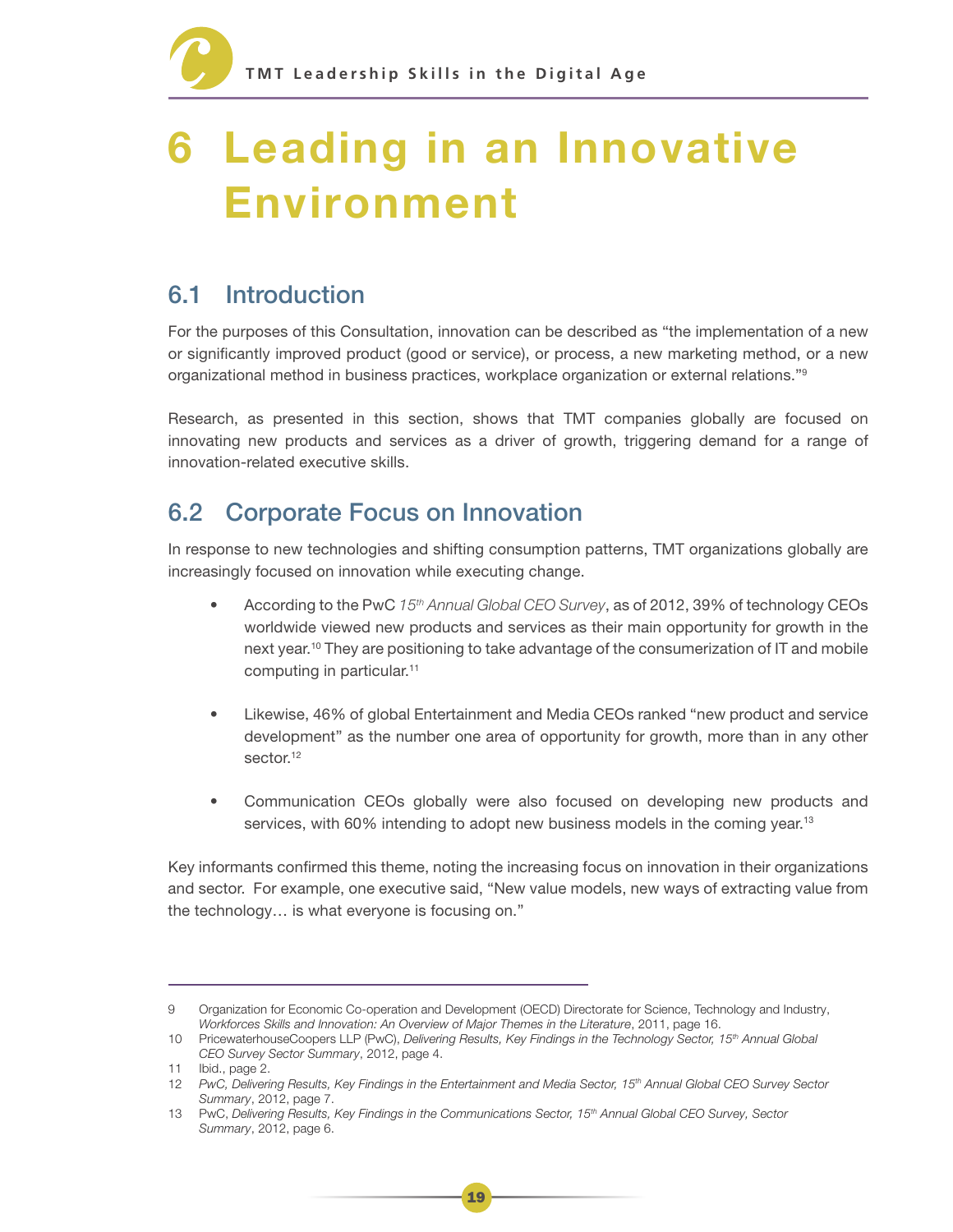# 6 Leading in an Innovative Environment

## 6.1 Introduction

For the purposes of this Consultation, innovation can be described as "the implementation of a new or significantly improved product (good or service), or process, a new marketing method, or a new organizational method in business practices, workplace organization or external relations."[9]

Research, as presented in this section, shows that TMT companies globally are focused on innovating new products and services as a driver of growth, triggering demand for a range of innovation-related executive skills.

## 6.2 Corporate Focus on Innovation

In response to new technologies and shifting consumption patterns, TMT organizations globally are increasingly focused on innovation while executing change.

- According to the PwC *15th Annual Global CEO Survey*, as of 2012, 39% of technology CEOs worldwide viewed new products and services as their main opportunity for growth in the next year.[10] They are positioning to take advantage of the consumerization of IT and mobile computing in particular.[11]

- Likewise, 46% of global Entertainment and Media CEOs ranked "new product and service development" as the number one area of opportunity for growth, more than in any other sector.[12]

- Communication CEOs globally were also focused on developing new products and services, with 60% intending to adopt new business models in the coming year.[13]

Key informants confirmed this theme, noting the increasing focus on innovation in their organizations and sector. For example, one executive said, "New value models, new ways of extracting value from the technology… is what everyone is focusing on."

---

9 Organization for Economic Co-operation and Development (OECD) Directorate for Science, Technology and Industry, *Workforces Skills and Innovation: An Overview of Major Themes in the Literature*, 2011, page 16.

10 PricewaterhouseCoopers LLP (PwC), *Delivering Results, Key Findings in the Technology Sector, 15th Annual Global CEO Survey Sector Summary*, 2012, page 4.

11 Ibid., page 2.

12 *PwC, Delivering Results, Key Findings in the Entertainment and Media Sector, 15th Annual Global CEO Survey Sector Summary*, 2012, page 7.

13 PwC, *Delivering Results, Key Findings in the Communications Sector, 15th Annual Global CEO Survey, Sector Summary*, 2012, page 6.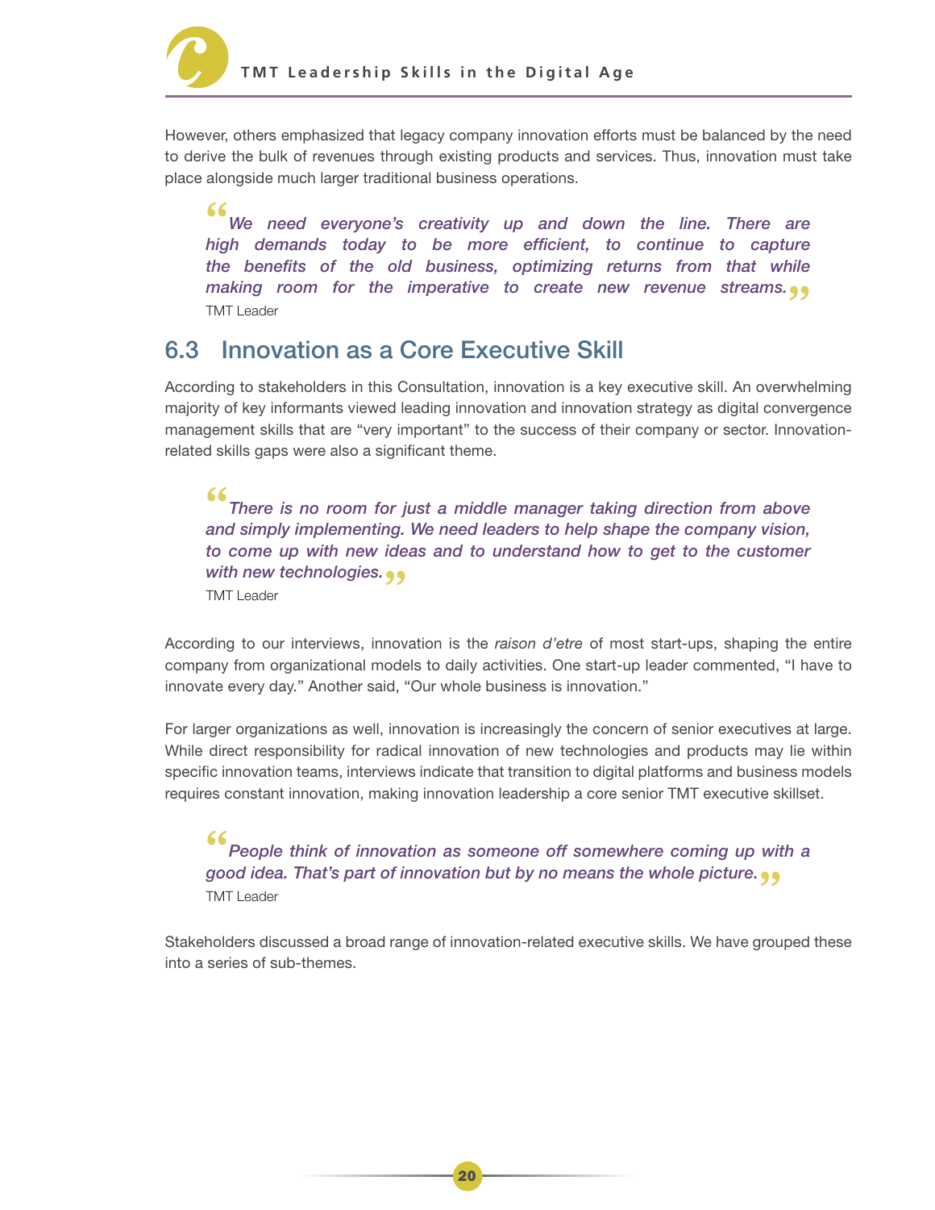However, others emphasized that legacy company innovation efforts must be balanced by the need to derive the bulk of revenues through existing products and services. Thus, innovation must take place alongside much larger traditional business operations.

> “*We need everyone’s creativity up and down the line. There are high demands today to be more efficient, to continue to capture the benefits of the old business, optimizing returns from that while making room for the imperative to create new revenue streams.*”
>
> TMT Leader

## 6.3 Innovation as a Core Executive Skill

According to stakeholders in this Consultation, innovation is a key executive skill. An overwhelming majority of key informants viewed leading innovation and innovation strategy as digital convergence management skills that are “very important” to the success of their company or sector. Innovation-related skills gaps were also a significant theme.

> “*There is no room for just a middle manager taking direction from above and simply implementing. We need leaders to help shape the company vision, to come up with new ideas and to understand how to get to the customer with new technologies.*”
>
> TMT Leader

According to our interviews, innovation is the *raison d’etre* of most start-ups, shaping the entire company from organizational models to daily activities. One start-up leader commented, “I have to innovate every day.” Another said, “Our whole business is innovation.”

For larger organizations as well, innovation is increasingly the concern of senior executives at large. While direct responsibility for radical innovation of new technologies and products may lie within specific innovation teams, interviews indicate that transition to digital platforms and business models requires constant innovation, making innovation leadership a core senior TMT executive skillset.

> “*People think of innovation as someone off somewhere coming up with a good idea. That’s part of innovation but by no means the whole picture.*”
>
> TMT Leader

Stakeholders discussed a broad range of innovation-related executive skills. We have grouped these into a series of sub-themes.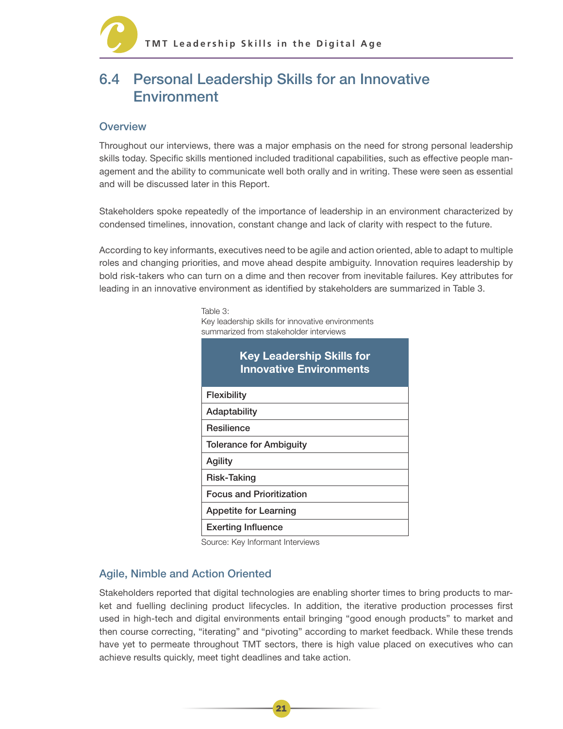## 6.4 Personal Leadership Skills for an Innovative Environment

### Overview

Throughout our interviews, there was a major emphasis on the need for strong personal leadership skills today. Specific skills mentioned included traditional capabilities, such as effective people management and the ability to communicate well both orally and in writing. These were seen as essential and will be discussed later in this Report.

Stakeholders spoke repeatedly of the importance of leadership in an environment characterized by condensed timelines, innovation, constant change and lack of clarity with respect to the future.

According to key informants, executives need to be agile and action oriented, able to adapt to multiple roles and changing priorities, and move ahead despite ambiguity. Innovation requires leadership by bold risk-takers who can turn on a dime and then recover from inevitable failures. Key attributes for leading in an innovative environment as identified by stakeholders are summarized in Table 3.

Table 3:
Key leadership skills for innovative environments summarized from stakeholder interviews

| Key Leadership Skills for Innovative Environments |
|---|
| Flexibility |
| Adaptability |
| Resilience |
| Tolerance for Ambiguity |
| Agility |
| Risk-Taking |
| Focus and Prioritization |
| Appetite for Learning |
| Exerting Influence |

Source: Key Informant Interviews

### Agile, Nimble and Action Oriented

Stakeholders reported that digital technologies are enabling shorter times to bring products to market and fuelling declining product lifecycles. In addition, the iterative production processes first used in high-tech and digital environments entail bringing "good enough products" to market and then course correcting, "iterating" and "pivoting" according to market feedback. While these trends have yet to permeate throughout TMT sectors, there is high value placed on executives who can achieve results quickly, meet tight deadlines and take action.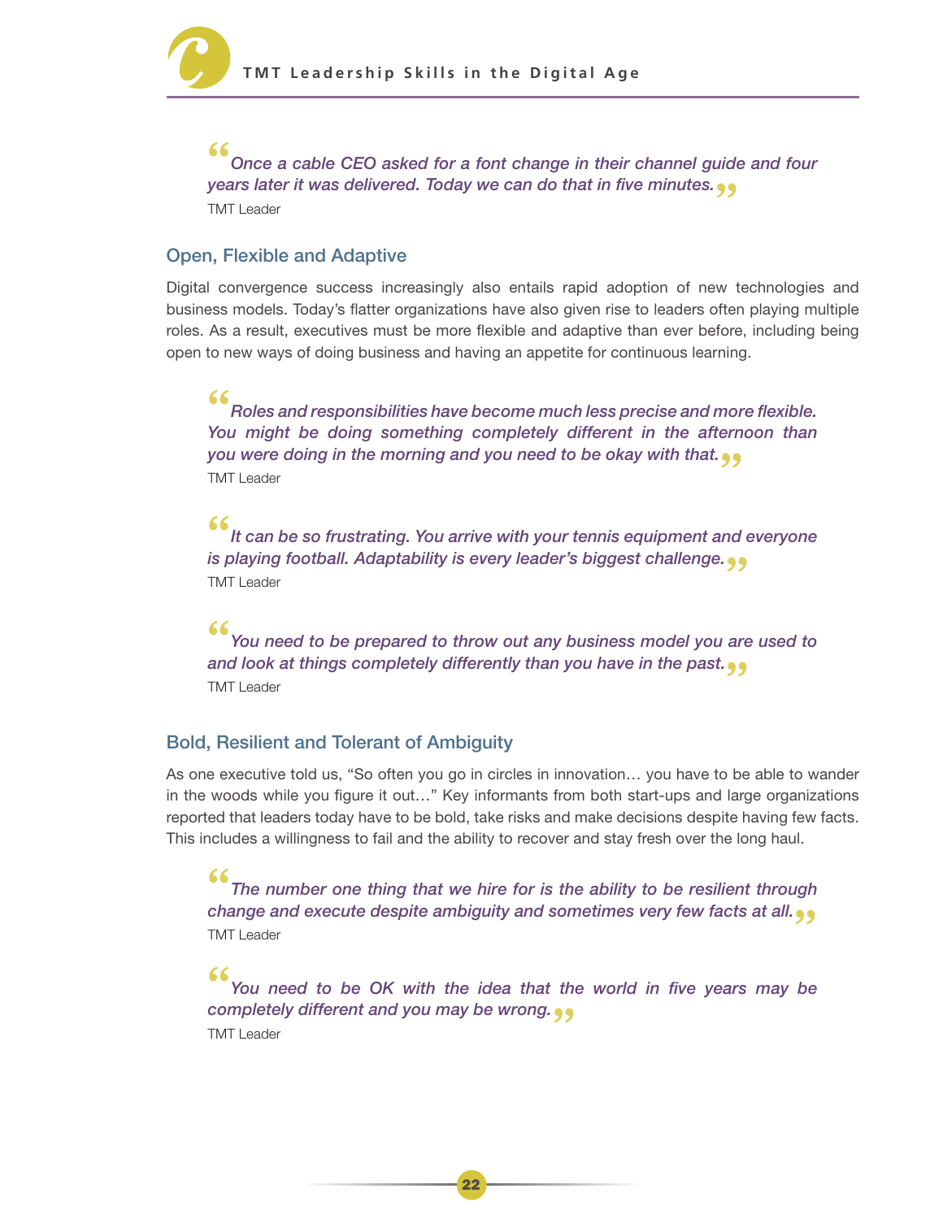> *"Once a cable CEO asked for a font change in their channel guide and four years later it was delivered. Today we can do that in five minutes."*
>
> TMT Leader

## Open, Flexible and Adaptive

Digital convergence success increasingly also entails rapid adoption of new technologies and business models. Today's flatter organizations have also given rise to leaders often playing multiple roles. As a result, executives must be more flexible and adaptive than ever before, including being open to new ways of doing business and having an appetite for continuous learning.

> *"Roles and responsibilities have become much less precise and more flexible. You might be doing something completely different in the afternoon than you were doing in the morning and you need to be okay with that."*
>
> TMT Leader

> *"It can be so frustrating. You arrive with your tennis equipment and everyone is playing football. Adaptability is every leader's biggest challenge."*
>
> TMT Leader

> *"You need to be prepared to throw out any business model you are used to and look at things completely differently than you have in the past."*
>
> TMT Leader

## Bold, Resilient and Tolerant of Ambiguity

As one executive told us, "So often you go in circles in innovation… you have to be able to wander in the woods while you figure it out…" Key informants from both start-ups and large organizations reported that leaders today have to be bold, take risks and make decisions despite having few facts. This includes a willingness to fail and the ability to recover and stay fresh over the long haul.

> *"The number one thing that we hire for is the ability to be resilient through change and execute despite ambiguity and sometimes very few facts at all."*
>
> TMT Leader

> *"You need to be OK with the idea that the world in five years may be completely different and you may be wrong."*
>
> TMT Leader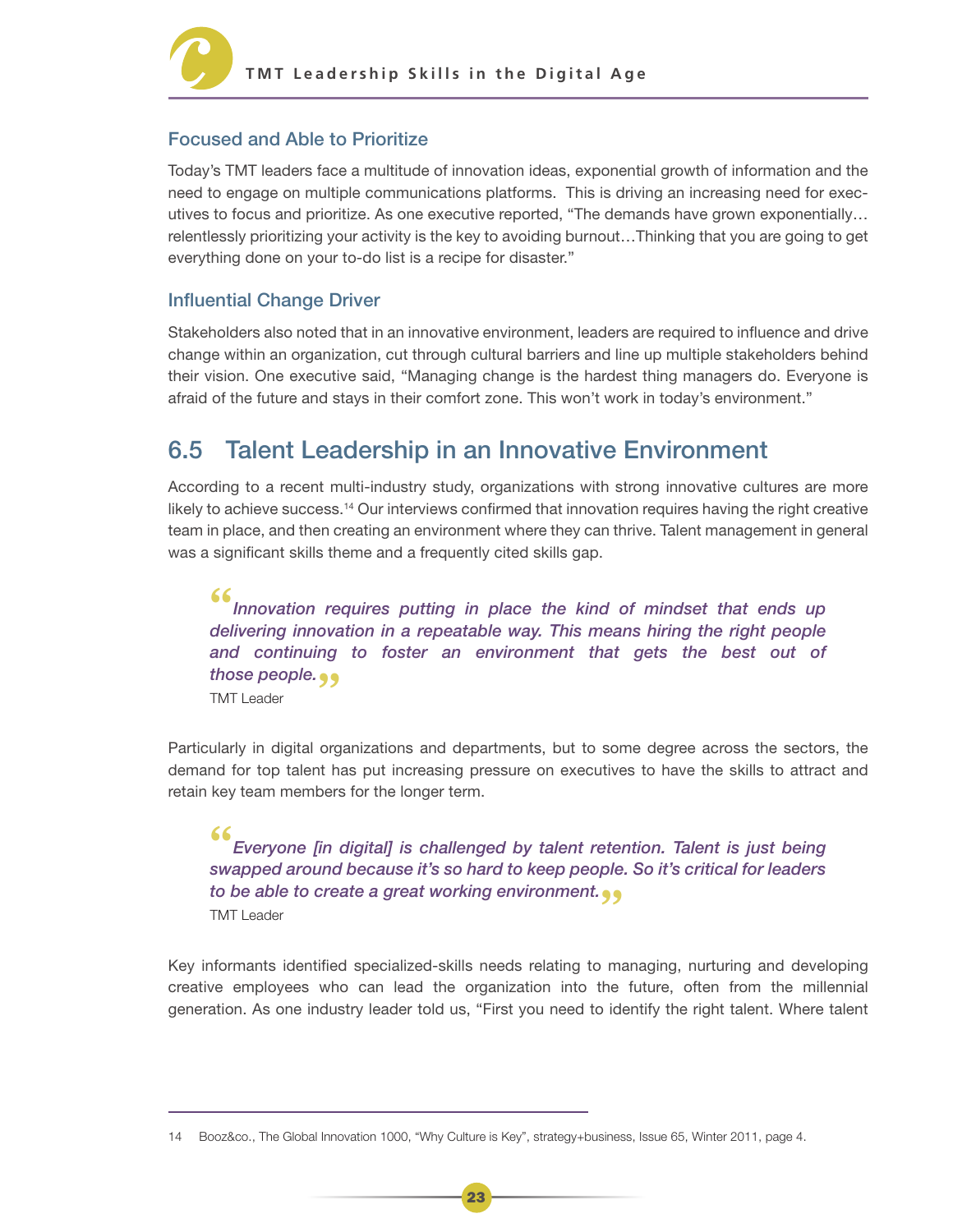### Focused and Able to Prioritize

Today's TMT leaders face a multitude of innovation ideas, exponential growth of information and the need to engage on multiple communications platforms. This is driving an increasing need for executives to focus and prioritize. As one executive reported, "The demands have grown exponentially… relentlessly prioritizing your activity is the key to avoiding burnout…Thinking that you are going to get everything done on your to-do list is a recipe for disaster."

### Influential Change Driver

Stakeholders also noted that in an innovative environment, leaders are required to influence and drive change within an organization, cut through cultural barriers and line up multiple stakeholders behind their vision. One executive said, "Managing change is the hardest thing managers do. Everyone is afraid of the future and stays in their comfort zone. This won't work in today's environment."

## 6.5 Talent Leadership in an Innovative Environment

According to a recent multi-industry study, organizations with strong innovative cultures are more likely to achieve success.[14] Our interviews confirmed that innovation requires having the right creative team in place, and then creating an environment where they can thrive. Talent management in general was a significant skills theme and a frequently cited skills gap.

> *"Innovation requires putting in place the kind of mindset that ends up delivering innovation in a repeatable way. This means hiring the right people and continuing to foster an environment that gets the best out of those people."*
>
> TMT Leader

Particularly in digital organizations and departments, but to some degree across the sectors, the demand for top talent has put increasing pressure on executives to have the skills to attract and retain key team members for the longer term.

> *"Everyone [in digital] is challenged by talent retention. Talent is just being swapped around because it's so hard to keep people. So it's critical for leaders to be able to create a great working environment."*
>
> TMT Leader

Key informants identified specialized-skills needs relating to managing, nurturing and developing creative employees who can lead the organization into the future, often from the millennial generation. As one industry leader told us, "First you need to identify the right talent. Where talent

---

14 Booz&co., The Global Innovation 1000, "Why Culture is Key", strategy+business, Issue 65, Winter 2011, page 4.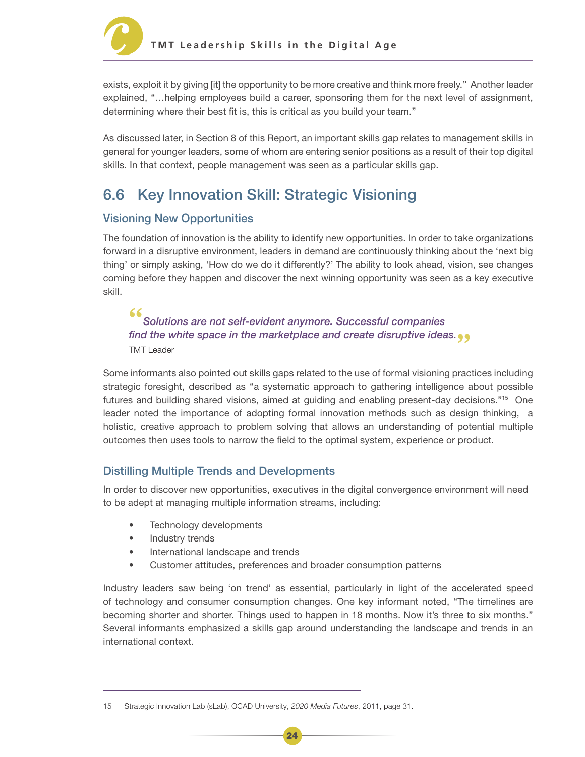exists, exploit it by giving [it] the opportunity to be more creative and think more freely." Another leader explained, "…helping employees build a career, sponsoring them for the next level of assignment, determining where their best fit is, this is critical as you build your team."

As discussed later, in Section 8 of this Report, an important skills gap relates to management skills in general for younger leaders, some of whom are entering senior positions as a result of their top digital skills. In that context, people management was seen as a particular skills gap.

## 6.6 Key Innovation Skill: Strategic Visioning

### Visioning New Opportunities

The foundation of innovation is the ability to identify new opportunities. In order to take organizations forward in a disruptive environment, leaders in demand are continuously thinking about the 'next big thing' or simply asking, 'How do we do it differently?' The ability to look ahead, vision, see changes coming before they happen and discover the next winning opportunity was seen as a key executive skill.

> *"Solutions are not self-evident anymore. Successful companies find the white space in the marketplace and create disruptive ideas."*
>
> TMT Leader

Some informants also pointed out skills gaps related to the use of formal visioning practices including strategic foresight, described as "a systematic approach to gathering intelligence about possible futures and building shared visions, aimed at guiding and enabling present-day decisions."[15] One leader noted the importance of adopting formal innovation methods such as design thinking, a holistic, creative approach to problem solving that allows an understanding of potential multiple outcomes then uses tools to narrow the field to the optimal system, experience or product.

### Distilling Multiple Trends and Developments

In order to discover new opportunities, executives in the digital convergence environment will need to be adept at managing multiple information streams, including:

- Technology developments
- Industry trends
- International landscape and trends
- Customer attitudes, preferences and broader consumption patterns

Industry leaders saw being 'on trend' as essential, particularly in light of the accelerated speed of technology and consumer consumption changes. One key informant noted, "The timelines are becoming shorter and shorter. Things used to happen in 18 months. Now it's three to six months." Several informants emphasized a skills gap around understanding the landscape and trends in an international context.

---

15 Strategic Innovation Lab (sLab), OCAD University, *2020 Media Futures*, 2011, page 31.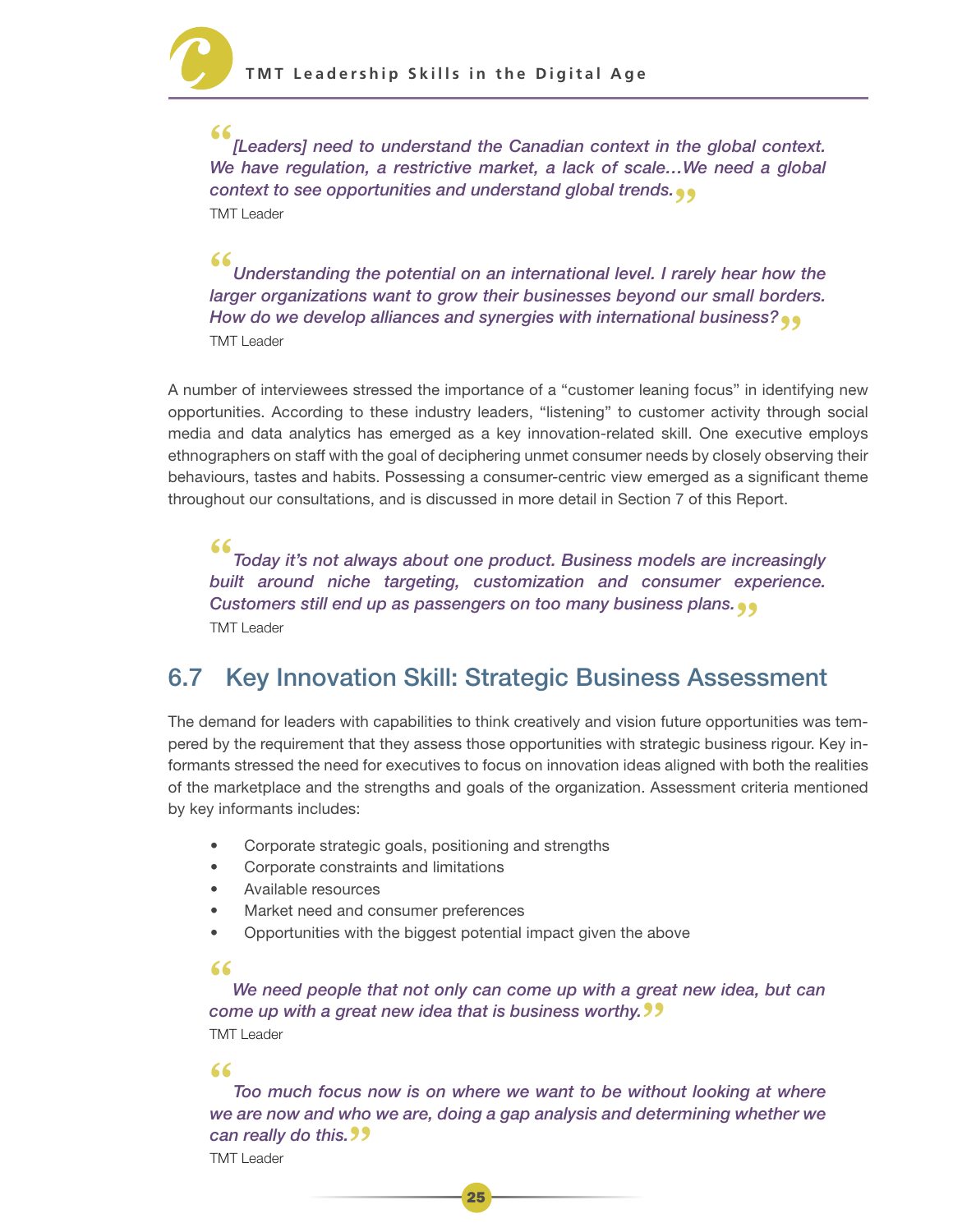> *"[Leaders] need to understand the Canadian context in the global context. We have regulation, a restrictive market, a lack of scale…We need a global context to see opportunities and understand global trends."*
>
> TMT Leader

> *"Understanding the potential on an international level. I rarely hear how the larger organizations want to grow their businesses beyond our small borders. How do we develop alliances and synergies with international business?"*
>
> TMT Leader

A number of interviewees stressed the importance of a "customer leaning focus" in identifying new opportunities. According to these industry leaders, "listening" to customer activity through social media and data analytics has emerged as a key innovation-related skill. One executive employs ethnographers on staff with the goal of deciphering unmet consumer needs by closely observing their behaviours, tastes and habits. Possessing a consumer-centric view emerged as a significant theme throughout our consultations, and is discussed in more detail in Section 7 of this Report.

> *"Today it's not always about one product. Business models are increasingly built around niche targeting, customization and consumer experience. Customers still end up as passengers on too many business plans."*
>
> TMT Leader

## 6.7 Key Innovation Skill: Strategic Business Assessment

The demand for leaders with capabilities to think creatively and vision future opportunities was tempered by the requirement that they assess those opportunities with strategic business rigour. Key informants stressed the need for executives to focus on innovation ideas aligned with both the realities of the marketplace and the strengths and goals of the organization. Assessment criteria mentioned by key informants includes:

- Corporate strategic goals, positioning and strengths
- Corporate constraints and limitations
- Available resources
- Market need and consumer preferences
- Opportunities with the biggest potential impact given the above

> *"We need people that not only can come up with a great new idea, but can come up with a great new idea that is business worthy."*
>
> TMT Leader

> *"Too much focus now is on where we want to be without looking at where we are now and who we are, doing a gap analysis and determining whether we can really do this."*
>
> TMT Leader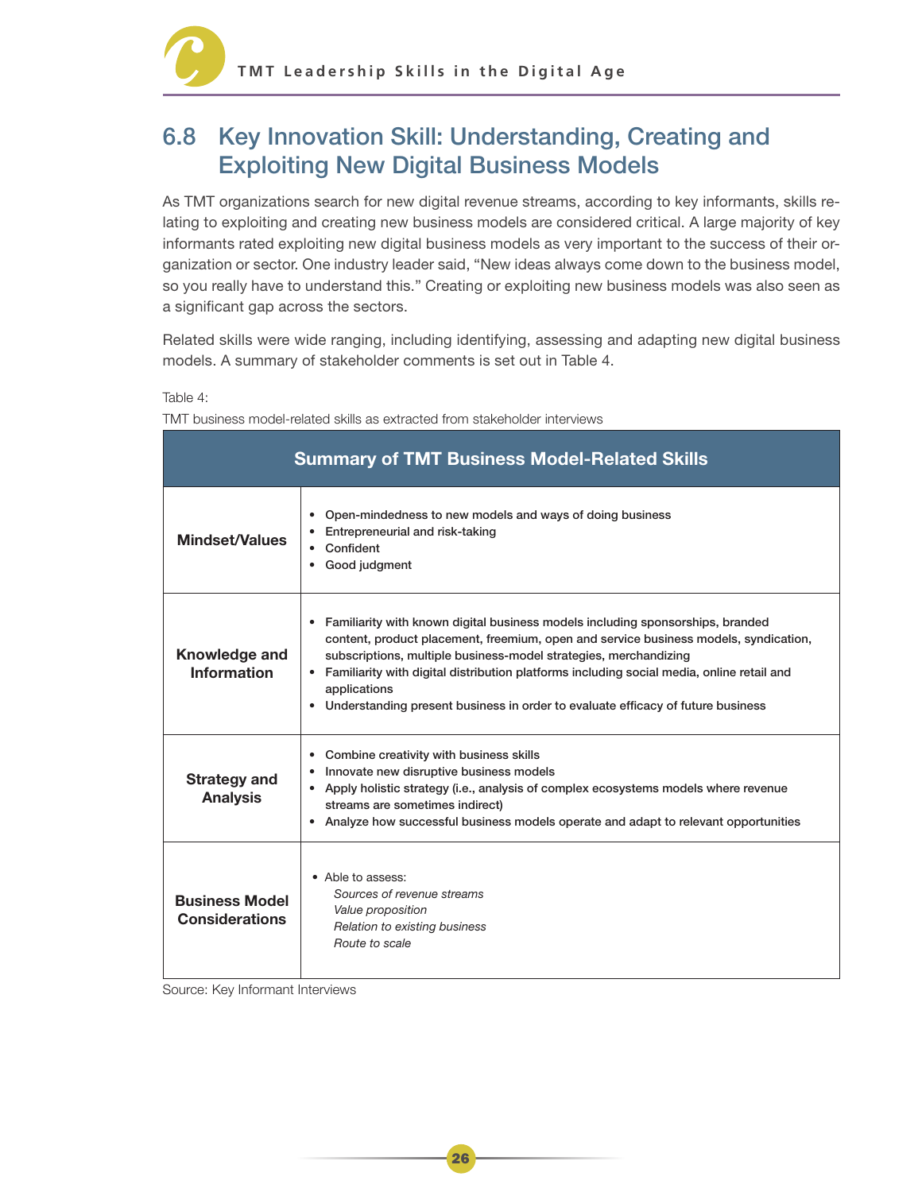## 6.8 Key Innovation Skill: Understanding, Creating and Exploiting New Digital Business Models

As TMT organizations search for new digital revenue streams, according to key informants, skills relating to exploiting and creating new business models are considered critical. A large majority of key informants rated exploiting new digital business models as very important to the success of their organization or sector. One industry leader said, "New ideas always come down to the business model, so you really have to understand this." Creating or exploiting new business models was also seen as a significant gap across the sectors.

Related skills were wide ranging, including identifying, assessing and adapting new digital business models. A summary of stakeholder comments is set out in Table 4.

Table 4:

TMT business model-related skills as extracted from stakeholder interviews

| Summary of TMT Business Model-Related Skills | |
|---|---|
| **Mindset/Values** | • Open-mindedness to new models and ways of doing business<br>• Entrepreneurial and risk-taking<br>• Confident<br>• Good judgment |
| **Knowledge and Information** | • Familiarity with known digital business models including sponsorships, branded content, product placement, freemium, open and service business models, syndication, subscriptions, multiple business-model strategies, merchandizing<br>• Familiarity with digital distribution platforms including social media, online retail and applications<br>• Understanding present business in order to evaluate efficacy of future business |
| **Strategy and Analysis** | • Combine creativity with business skills<br>• Innovate new disruptive business models<br>• Apply holistic strategy (i.e., analysis of complex ecosystems models where revenue streams are sometimes indirect)<br>• Analyze how successful business models operate and adapt to relevant opportunities |
| **Business Model Considerations** | • Able to assess:<br>*Sources of revenue streams*<br>*Value proposition*<br>*Relation to existing business*<br>*Route to scale* |

Source: Key Informant Interviews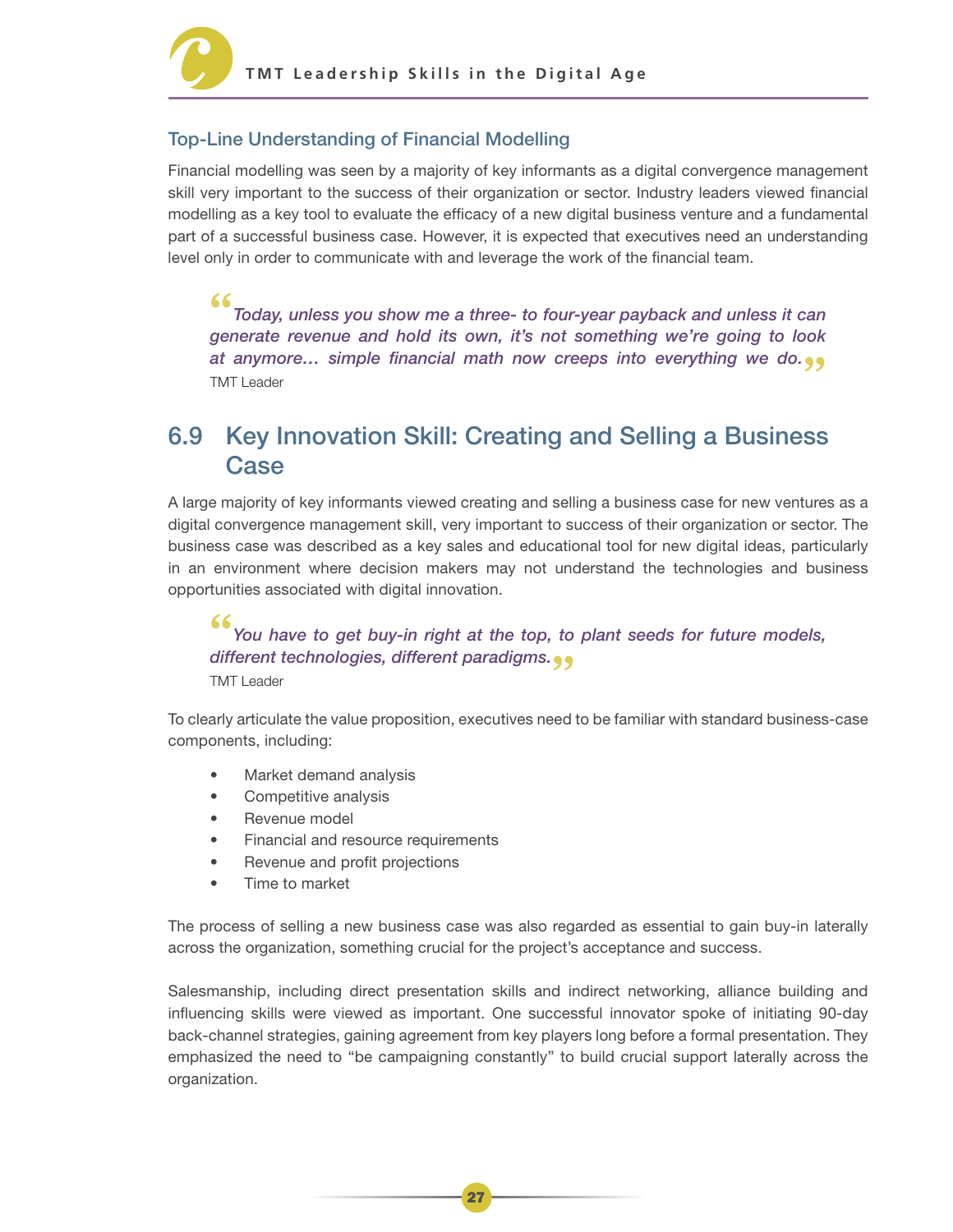### Top-Line Understanding of Financial Modelling

Financial modelling was seen by a majority of key informants as a digital convergence management skill very important to the success of their organization or sector. Industry leaders viewed financial modelling as a key tool to evaluate the efficacy of a new digital business venture and a fundamental part of a successful business case. However, it is expected that executives need an understanding level only in order to communicate with and leverage the work of the financial team.

> *"Today, unless you show me a three- to four-year payback and unless it can generate revenue and hold its own, it's not something we're going to look at anymore… simple financial math now creeps into everything we do."*
>
> TMT Leader

## 6.9 Key Innovation Skill: Creating and Selling a Business Case

A large majority of key informants viewed creating and selling a business case for new ventures as a digital convergence management skill, very important to success of their organization or sector. The business case was described as a key sales and educational tool for new digital ideas, particularly in an environment where decision makers may not understand the technologies and business opportunities associated with digital innovation.

> *"You have to get buy-in right at the top, to plant seeds for future models, different technologies, different paradigms."*
>
> TMT Leader

To clearly articulate the value proposition, executives need to be familiar with standard business-case components, including:

- Market demand analysis
- Competitive analysis
- Revenue model
- Financial and resource requirements
- Revenue and profit projections
- Time to market

The process of selling a new business case was also regarded as essential to gain buy-in laterally across the organization, something crucial for the project's acceptance and success.

Salesmanship, including direct presentation skills and indirect networking, alliance building and influencing skills were viewed as important. One successful innovator spoke of initiating 90-day back-channel strategies, gaining agreement from key players long before a formal presentation. They emphasized the need to "be campaigning constantly" to build crucial support laterally across the organization.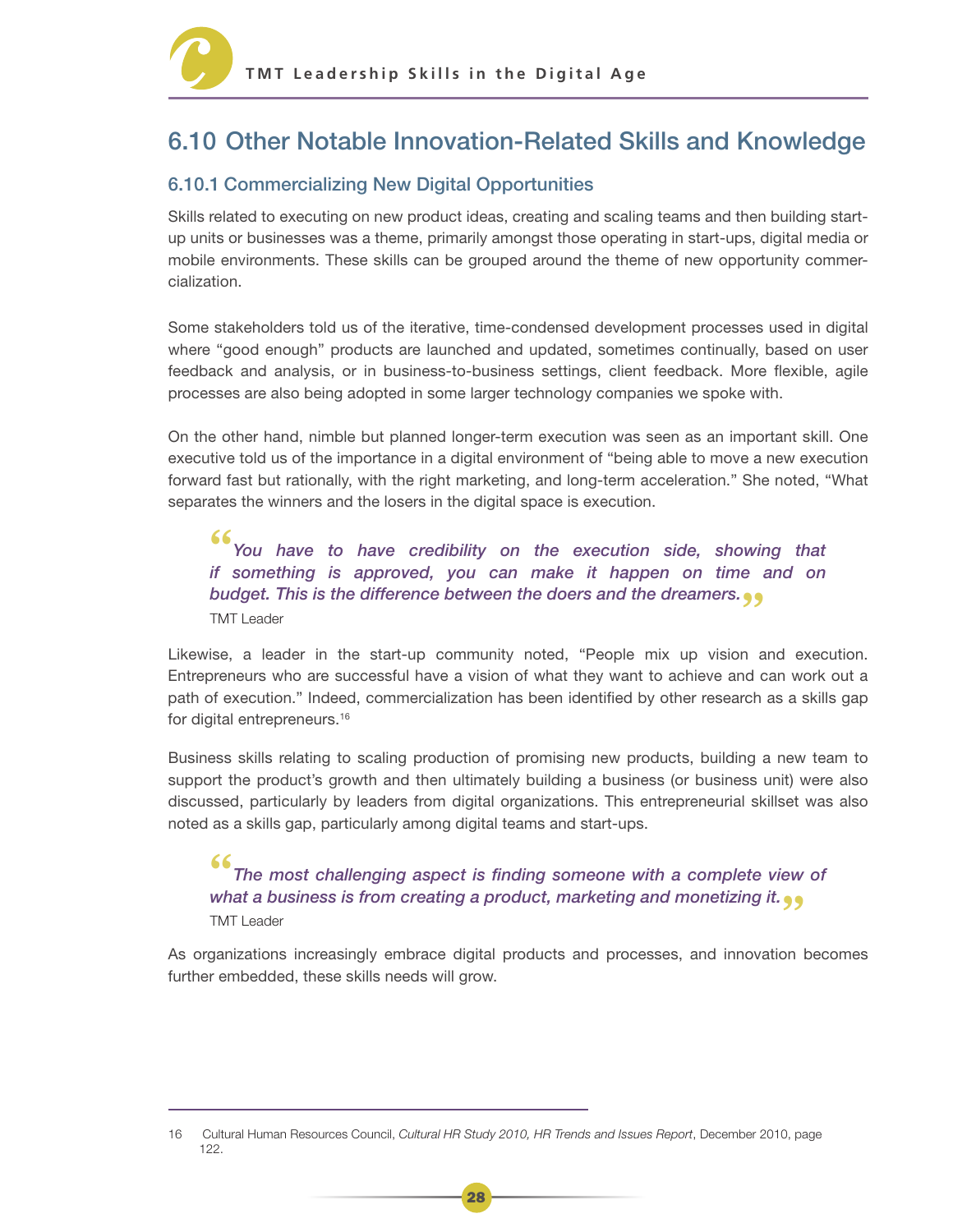## 6.10 Other Notable Innovation-Related Skills and Knowledge

### 6.10.1 Commercializing New Digital Opportunities

Skills related to executing on new product ideas, creating and scaling teams and then building start-up units or businesses was a theme, primarily amongst those operating in start-ups, digital media or mobile environments. These skills can be grouped around the theme of new opportunity commercialization.

Some stakeholders told us of the iterative, time-condensed development processes used in digital where "good enough" products are launched and updated, sometimes continually, based on user feedback and analysis, or in business-to-business settings, client feedback. More flexible, agile processes are also being adopted in some larger technology companies we spoke with.

On the other hand, nimble but planned longer-term execution was seen as an important skill. One executive told us of the importance in a digital environment of "being able to move a new execution forward fast but rationally, with the right marketing, and long-term acceleration." She noted, "What separates the winners and the losers in the digital space is execution.

> ***"You have to have credibility on the execution side, showing that if something is approved, you can make it happen on time and on budget. This is the difference between the doers and the dreamers."***
>
> TMT Leader

Likewise, a leader in the start-up community noted, "People mix up vision and execution. Entrepreneurs who are successful have a vision of what they want to achieve and can work out a path of execution." Indeed, commercialization has been identified by other research as a skills gap for digital entrepreneurs.[16]

Business skills relating to scaling production of promising new products, building a new team to support the product's growth and then ultimately building a business (or business unit) were also discussed, particularly by leaders from digital organizations. This entrepreneurial skillset was also noted as a skills gap, particularly among digital teams and start-ups.

> ***"The most challenging aspect is finding someone with a complete view of what a business is from creating a product, marketing and monetizing it."***
>
> TMT Leader

As organizations increasingly embrace digital products and processes, and innovation becomes further embedded, these skills needs will grow.

---

16 Cultural Human Resources Council, *Cultural HR Study 2010, HR Trends and Issues Report*, December 2010, page 122.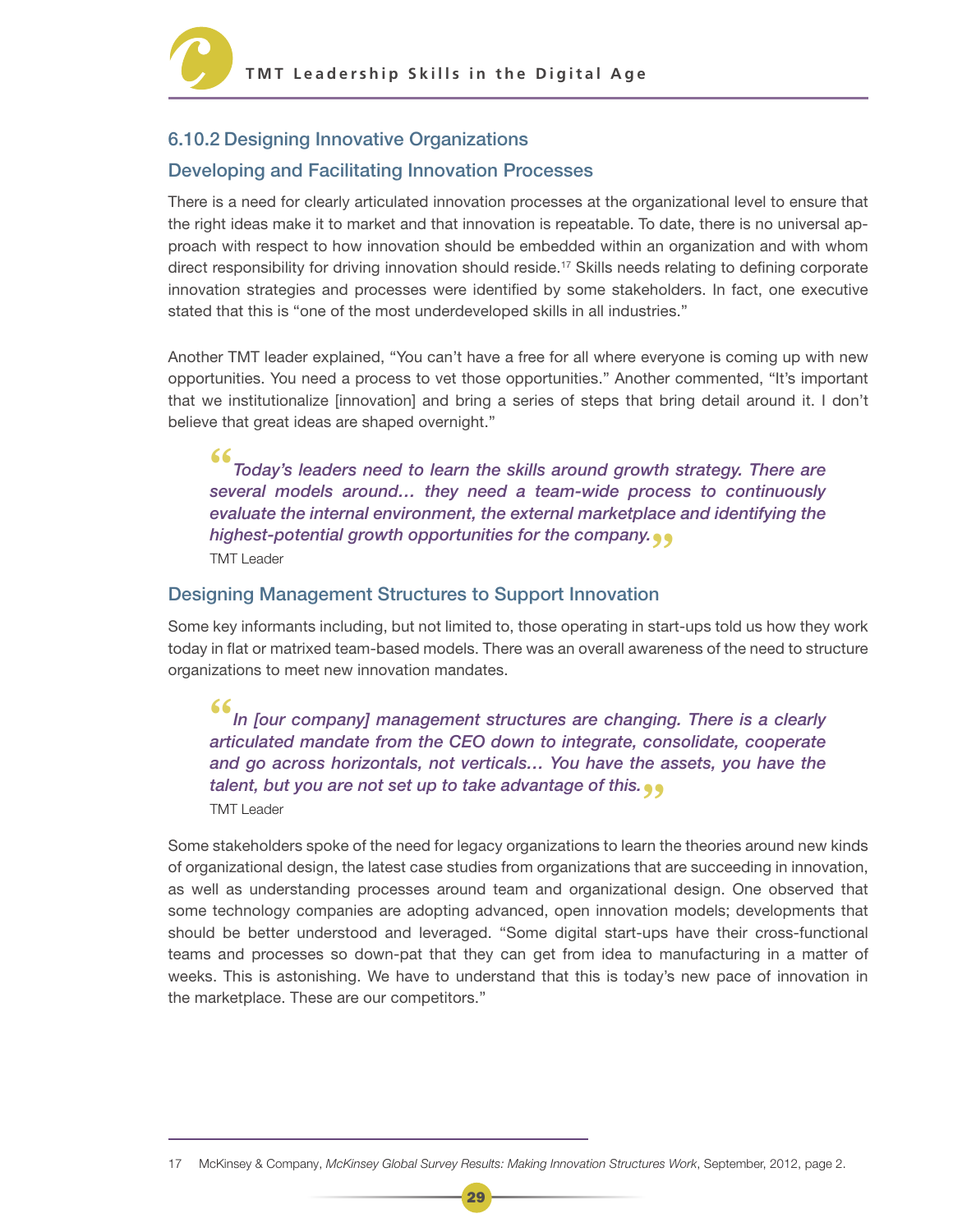### 6.10.2 Designing Innovative Organizations

#### Developing and Facilitating Innovation Processes

There is a need for clearly articulated innovation processes at the organizational level to ensure that the right ideas make it to market and that innovation is repeatable. To date, there is no universal approach with respect to how innovation should be embedded within an organization and with whom direct responsibility for driving innovation should reside.[17] Skills needs relating to defining corporate innovation strategies and processes were identified by some stakeholders. In fact, one executive stated that this is "one of the most underdeveloped skills in all industries."

Another TMT leader explained, "You can't have a free for all where everyone is coming up with new opportunities. You need a process to vet those opportunities." Another commented, "It's important that we institutionalize [innovation] and bring a series of steps that bring detail around it. I don't believe that great ideas are shaped overnight."

> ***"Today's leaders need to learn the skills around growth strategy. There are several models around… they need a team-wide process to continuously evaluate the internal environment, the external marketplace and identifying the highest-potential growth opportunities for the company."***
>
> TMT Leader

#### Designing Management Structures to Support Innovation

Some key informants including, but not limited to, those operating in start-ups told us how they work today in flat or matrixed team-based models. There was an overall awareness of the need to structure organizations to meet new innovation mandates.

> ***"In [our company] management structures are changing. There is a clearly articulated mandate from the CEO down to integrate, consolidate, cooperate and go across horizontals, not verticals… You have the assets, you have the talent, but you are not set up to take advantage of this."***
>
> TMT Leader

Some stakeholders spoke of the need for legacy organizations to learn the theories around new kinds of organizational design, the latest case studies from organizations that are succeeding in innovation, as well as understanding processes around team and organizational design. One observed that some technology companies are adopting advanced, open innovation models; developments that should be better understood and leveraged. "Some digital start-ups have their cross-functional teams and processes so down-pat that they can get from idea to manufacturing in a matter of weeks. This is astonishing. We have to understand that this is today's new pace of innovation in the marketplace. These are our competitors."

---

17 McKinsey & Company, *McKinsey Global Survey Results: Making Innovation Structures Work*, September, 2012, page 2.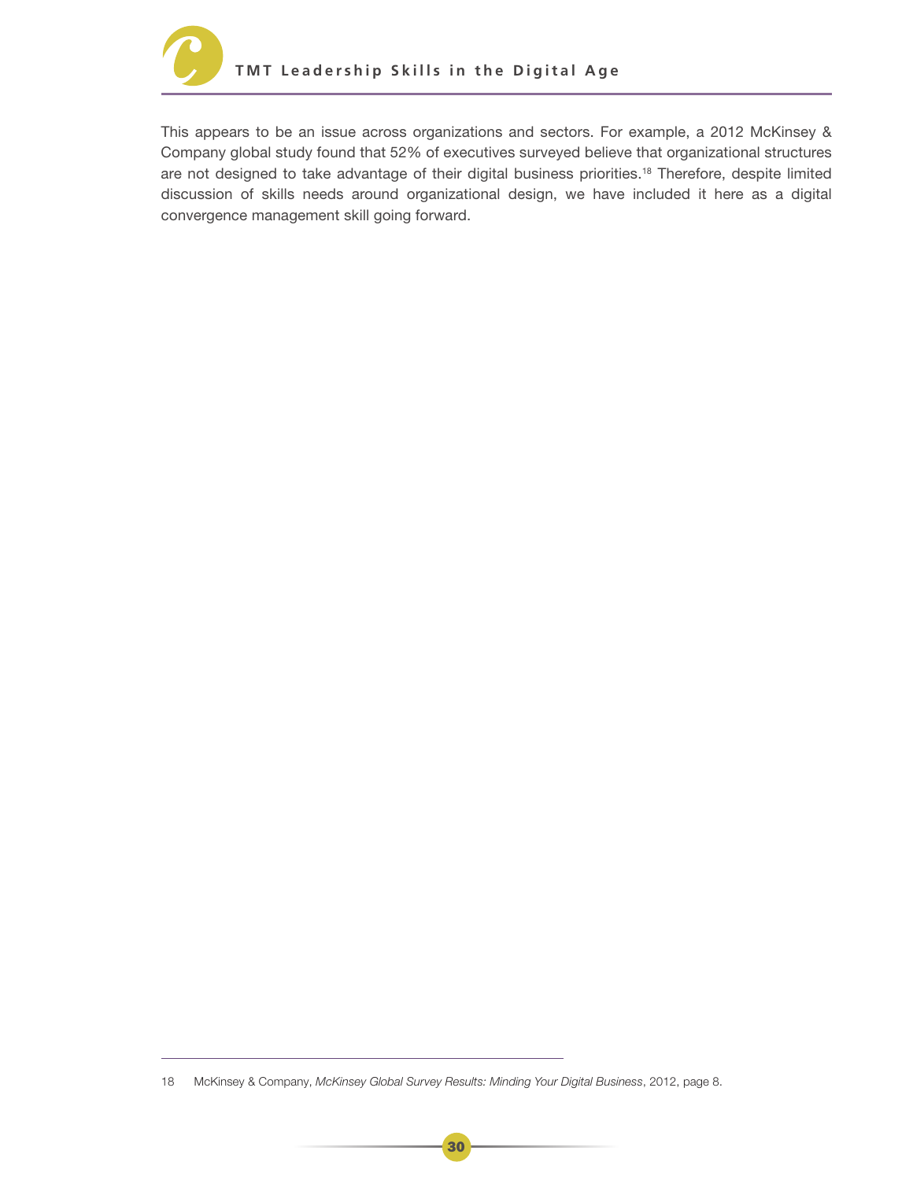This appears to be an issue across organizations and sectors. For example, a 2012 McKinsey & Company global study found that 52% of executives surveyed believe that organizational structures are not designed to take advantage of their digital business priorities.[18] Therefore, despite limited discussion of skills needs around organizational design, we have included it here as a digital convergence management skill going forward.

---

18 McKinsey & Company, *McKinsey Global Survey Results: Minding Your Digital Business*, 2012, page 8.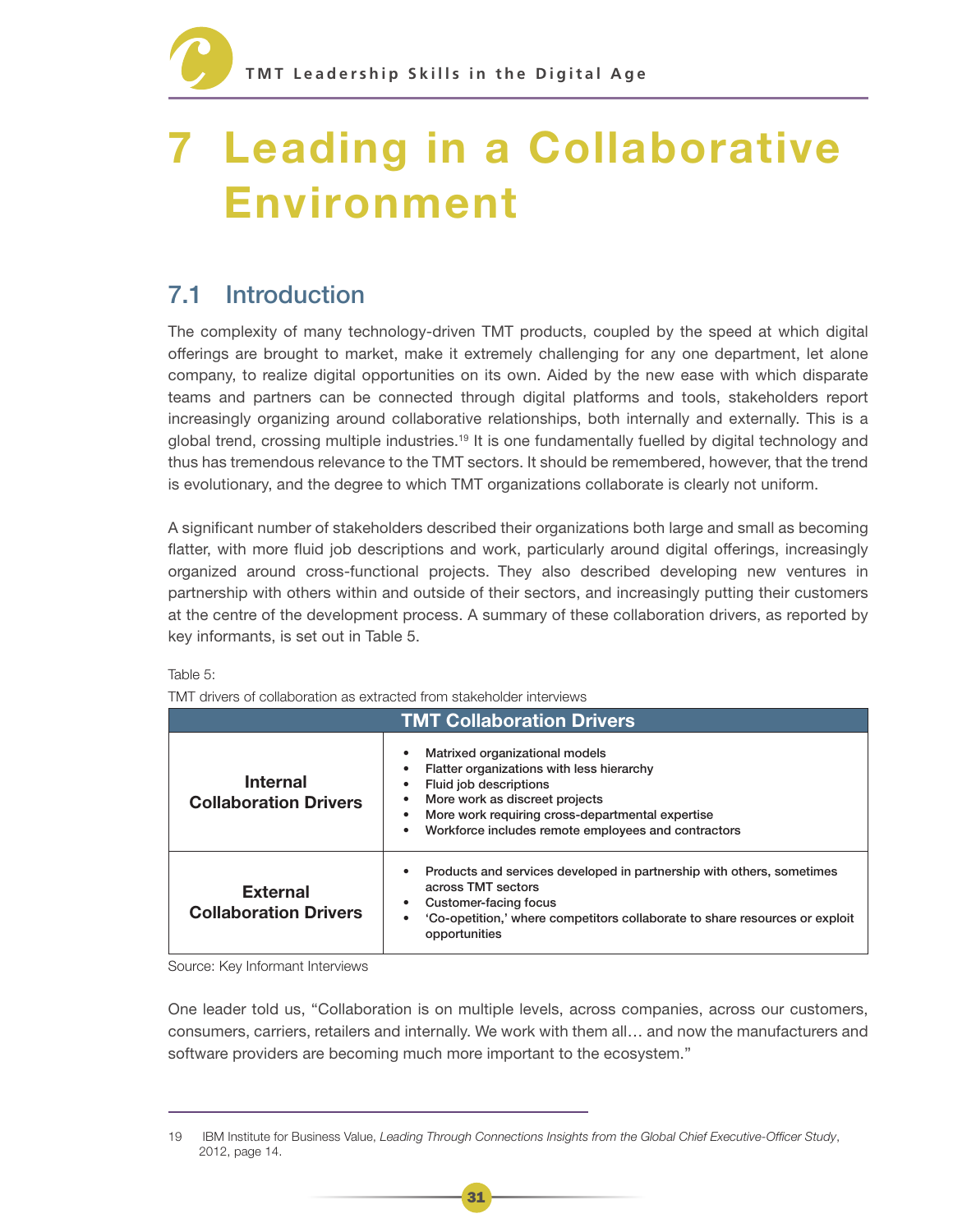# 7 Leading in a Collaborative Environment

## 7.1 Introduction

The complexity of many technology-driven TMT products, coupled by the speed at which digital offerings are brought to market, make it extremely challenging for any one department, let alone company, to realize digital opportunities on its own. Aided by the new ease with which disparate teams and partners can be connected through digital platforms and tools, stakeholders report increasingly organizing around collaborative relationships, both internally and externally. This is a global trend, crossing multiple industries.[19] It is one fundamentally fuelled by digital technology and thus has tremendous relevance to the TMT sectors. It should be remembered, however, that the trend is evolutionary, and the degree to which TMT organizations collaborate is clearly not uniform.

A significant number of stakeholders described their organizations both large and small as becoming flatter, with more fluid job descriptions and work, particularly around digital offerings, increasingly organized around cross-functional projects. They also described developing new ventures in partnership with others within and outside of their sectors, and increasingly putting their customers at the centre of the development process. A summary of these collaboration drivers, as reported by key informants, is set out in Table 5.

Table 5:
TMT drivers of collaboration as extracted from stakeholder interviews

| TMT Collaboration Drivers | |
|---|---|
| **Internal Collaboration Drivers** | • Matrixed organizational models<br>• Flatter organizations with less hierarchy<br>• Fluid job descriptions<br>• More work as discreet projects<br>• More work requiring cross-departmental expertise<br>• Workforce includes remote employees and contractors |
| **External Collaboration Drivers** | • Products and services developed in partnership with others, sometimes across TMT sectors<br>• Customer-facing focus<br>• 'Co-opetition,' where competitors collaborate to share resources or exploit opportunities |

Source: Key Informant Interviews

One leader told us, "Collaboration is on multiple levels, across companies, across our customers, consumers, carriers, retailers and internally. We work with them all… and now the manufacturers and software providers are becoming much more important to the ecosystem."

---

19 IBM Institute for Business Value, *Leading Through Connections Insights from the Global Chief Executive-Officer Study*, 2012, page 14.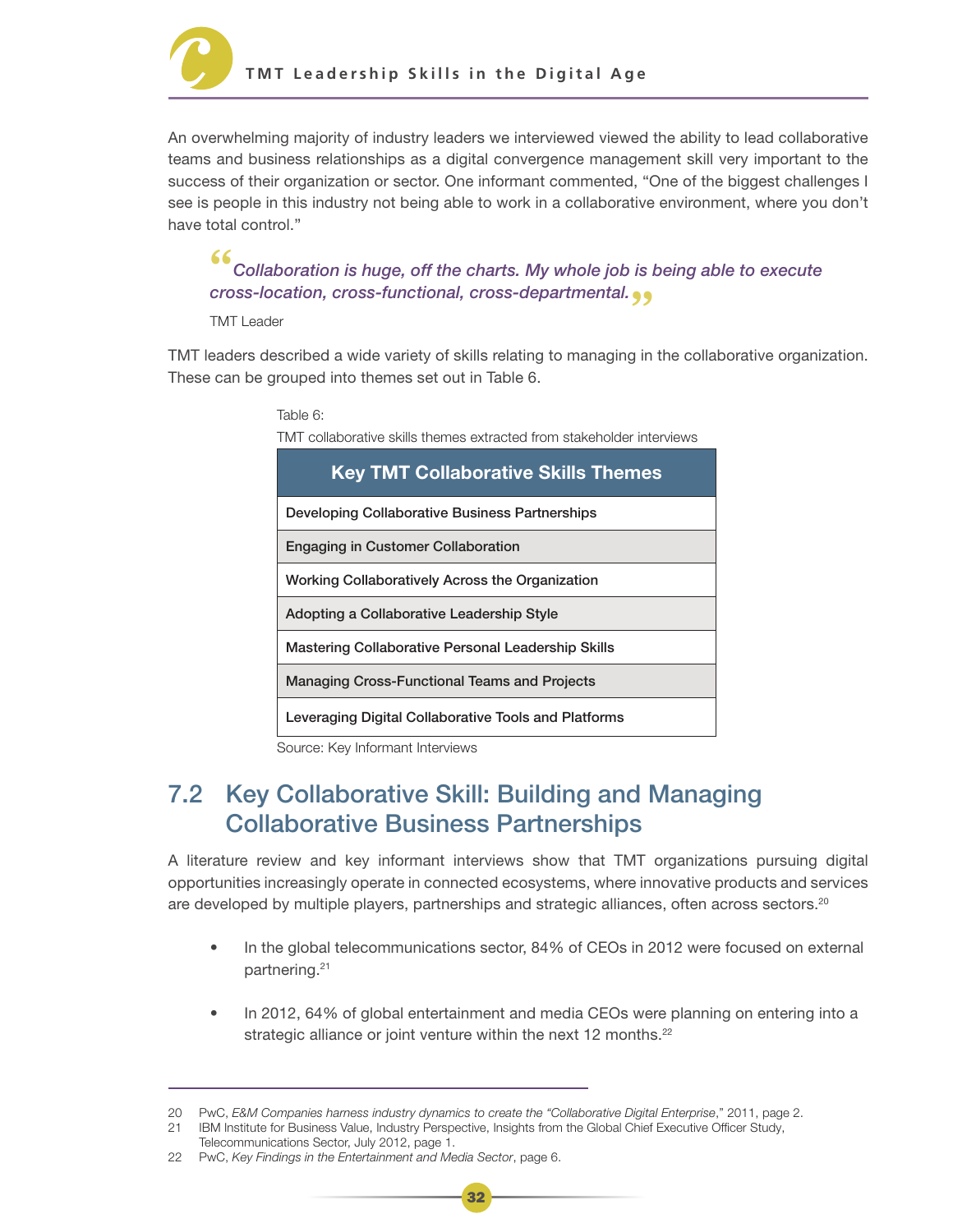An overwhelming majority of industry leaders we interviewed viewed the ability to lead collaborative teams and business relationships as a digital convergence management skill very important to the success of their organization or sector. One informant commented, "One of the biggest challenges I see is people in this industry not being able to work in a collaborative environment, where you don't have total control."

> *"Collaboration is huge, off the charts. My whole job is being able to execute cross-location, cross-functional, cross-departmental."*
>
> TMT Leader

TMT leaders described a wide variety of skills relating to managing in the collaborative organization. These can be grouped into themes set out in Table 6.

Table 6:
TMT collaborative skills themes extracted from stakeholder interviews

| Key TMT Collaborative Skills Themes |
|---|
| Developing Collaborative Business Partnerships |
| Engaging in Customer Collaboration |
| Working Collaboratively Across the Organization |
| Adopting a Collaborative Leadership Style |
| Mastering Collaborative Personal Leadership Skills |
| Managing Cross-Functional Teams and Projects |
| Leveraging Digital Collaborative Tools and Platforms |

Source: Key Informant Interviews

## 7.2 Key Collaborative Skill: Building and Managing Collaborative Business Partnerships

A literature review and key informant interviews show that TMT organizations pursuing digital opportunities increasingly operate in connected ecosystems, where innovative products and services are developed by multiple players, partnerships and strategic alliances, often across sectors.[20]

- In the global telecommunications sector, 84% of CEOs in 2012 were focused on external partnering.[21]
- In 2012, 64% of global entertainment and media CEOs were planning on entering into a strategic alliance or joint venture within the next 12 months.[22]

---

20 PwC, *E&M Companies harness industry dynamics to create the "Collaborative Digital Enterprise,"* 2011, page 2.
21 IBM Institute for Business Value, Industry Perspective, Insights from the Global Chief Executive Officer Study, Telecommunications Sector, July 2012, page 1.
22 PwC, *Key Findings in the Entertainment and Media Sector*, page 6.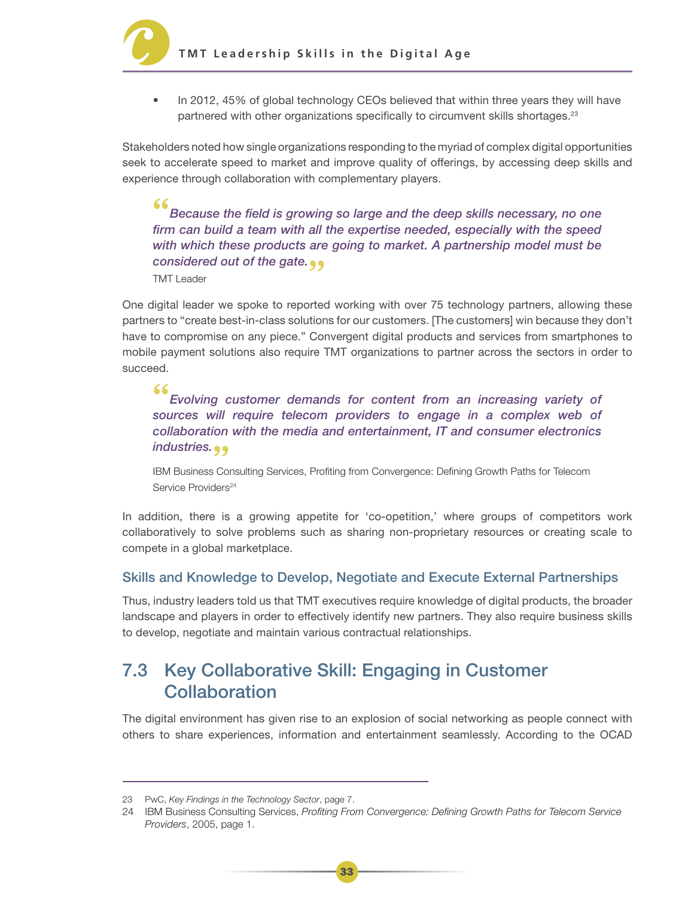- In 2012, 45% of global technology CEOs believed that within three years they will have partnered with other organizations specifically to circumvent skills shortages.[23]

Stakeholders noted how single organizations responding to the myriad of complex digital opportunities seek to accelerate speed to market and improve quality of offerings, by accessing deep skills and experience through collaboration with complementary players.

> ***"Because the field is growing so large and the deep skills necessary, no one firm can build a team with all the expertise needed, especially with the speed with which these products are going to market. A partnership model must be considered out of the gate."***
>
> TMT Leader

One digital leader we spoke to reported working with over 75 technology partners, allowing these partners to "create best-in-class solutions for our customers. [The customers] win because they don't have to compromise on any piece." Convergent digital products and services from smartphones to mobile payment solutions also require TMT organizations to partner across the sectors in order to succeed.

> ***"Evolving customer demands for content from an increasing variety of sources will require telecom providers to engage in a complex web of collaboration with the media and entertainment, IT and consumer electronics industries."***
>
> IBM Business Consulting Services, Profiting from Convergence: Defining Growth Paths for Telecom Service Providers[24]

In addition, there is a growing appetite for 'co-opetition,' where groups of competitors work collaboratively to solve problems such as sharing non-proprietary resources or creating scale to compete in a global marketplace.

### Skills and Knowledge to Develop, Negotiate and Execute External Partnerships

Thus, industry leaders told us that TMT executives require knowledge of digital products, the broader landscape and players in order to effectively identify new partners. They also require business skills to develop, negotiate and maintain various contractual relationships.

## 7.3 Key Collaborative Skill: Engaging in Customer Collaboration

The digital environment has given rise to an explosion of social networking as people connect with others to share experiences, information and entertainment seamlessly. According to the OCAD

---

23 PwC, *Key Findings in the Technology Sector*, page 7.

24 IBM Business Consulting Services, *Profiting From Convergence: Defining Growth Paths for Telecom Service Providers*, 2005, page 1.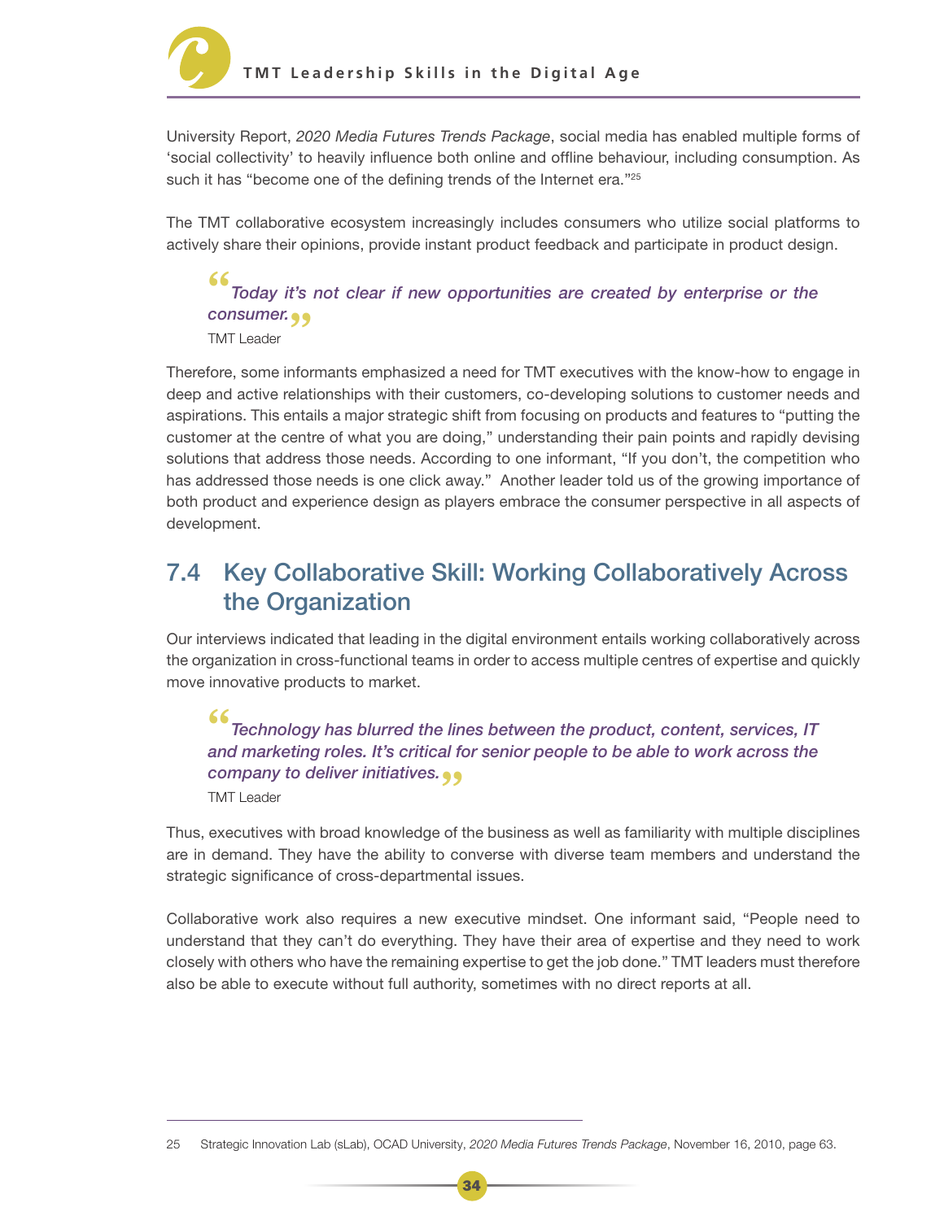University Report, *2020 Media Futures Trends Package*, social media has enabled multiple forms of 'social collectivity' to heavily influence both online and offline behaviour, including consumption. As such it has "become one of the defining trends of the Internet era."[25]

The TMT collaborative ecosystem increasingly includes consumers who utilize social platforms to actively share their opinions, provide instant product feedback and participate in product design.

> "*Today it's not clear if new opportunities are created by enterprise or the consumer.*"
>
> TMT Leader

Therefore, some informants emphasized a need for TMT executives with the know-how to engage in deep and active relationships with their customers, co-developing solutions to customer needs and aspirations. This entails a major strategic shift from focusing on products and features to "putting the customer at the centre of what you are doing," understanding their pain points and rapidly devising solutions that address those needs. According to one informant, "If you don't, the competition who has addressed those needs is one click away." Another leader told us of the growing importance of both product and experience design as players embrace the consumer perspective in all aspects of development.

## 7.4 Key Collaborative Skill: Working Collaboratively Across the Organization

Our interviews indicated that leading in the digital environment entails working collaboratively across the organization in cross-functional teams in order to access multiple centres of expertise and quickly move innovative products to market.

> "*Technology has blurred the lines between the product, content, services, IT and marketing roles. It's critical for senior people to be able to work across the company to deliver initiatives.*"
>
> TMT Leader

Thus, executives with broad knowledge of the business as well as familiarity with multiple disciplines are in demand. They have the ability to converse with diverse team members and understand the strategic significance of cross-departmental issues.

Collaborative work also requires a new executive mindset. One informant said, "People need to understand that they can't do everything. They have their area of expertise and they need to work closely with others who have the remaining expertise to get the job done." TMT leaders must therefore also be able to execute without full authority, sometimes with no direct reports at all.

---

25 Strategic Innovation Lab (sLab), OCAD University, *2020 Media Futures Trends Package*, November 16, 2010, page 63.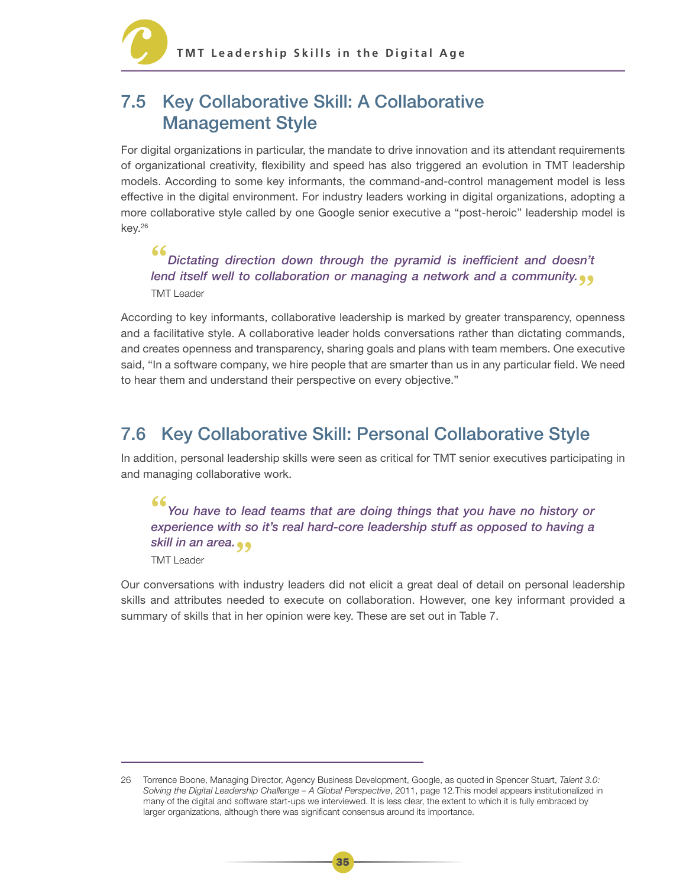## 7.5 Key Collaborative Skill: A Collaborative Management Style

For digital organizations in particular, the mandate to drive innovation and its attendant requirements of organizational creativity, flexibility and speed has also triggered an evolution in TMT leadership models. According to some key informants, the command-and-control management model is less effective in the digital environment. For industry leaders working in digital organizations, adopting a more collaborative style called by one Google senior executive a "post-heroic" leadership model is key.[26]

> ***"Dictating direction down through the pyramid is inefficient and doesn't lend itself well to collaboration or managing a network and a community."***
>
> TMT Leader

According to key informants, collaborative leadership is marked by greater transparency, openness and a facilitative style. A collaborative leader holds conversations rather than dictating commands, and creates openness and transparency, sharing goals and plans with team members. One executive said, "In a software company, we hire people that are smarter than us in any particular field. We need to hear them and understand their perspective on every objective."

## 7.6 Key Collaborative Skill: Personal Collaborative Style

In addition, personal leadership skills were seen as critical for TMT senior executives participating in and managing collaborative work.

> ***"You have to lead teams that are doing things that you have no history or experience with so it's real hard-core leadership stuff as opposed to having a skill in an area."***
>
> TMT Leader

Our conversations with industry leaders did not elicit a great deal of detail on personal leadership skills and attributes needed to execute on collaboration. However, one key informant provided a summary of skills that in her opinion were key. These are set out in Table 7.

---

26 Torrence Boone, Managing Director, Agency Business Development, Google, as quoted in Spencer Stuart, *Talent 3.0: Solving the Digital Leadership Challenge – A Global Perspective*, 2011, page 12.This model appears institutionalized in many of the digital and software start-ups we interviewed. It is less clear, the extent to which it is fully embraced by larger organizations, although there was significant consensus around its importance.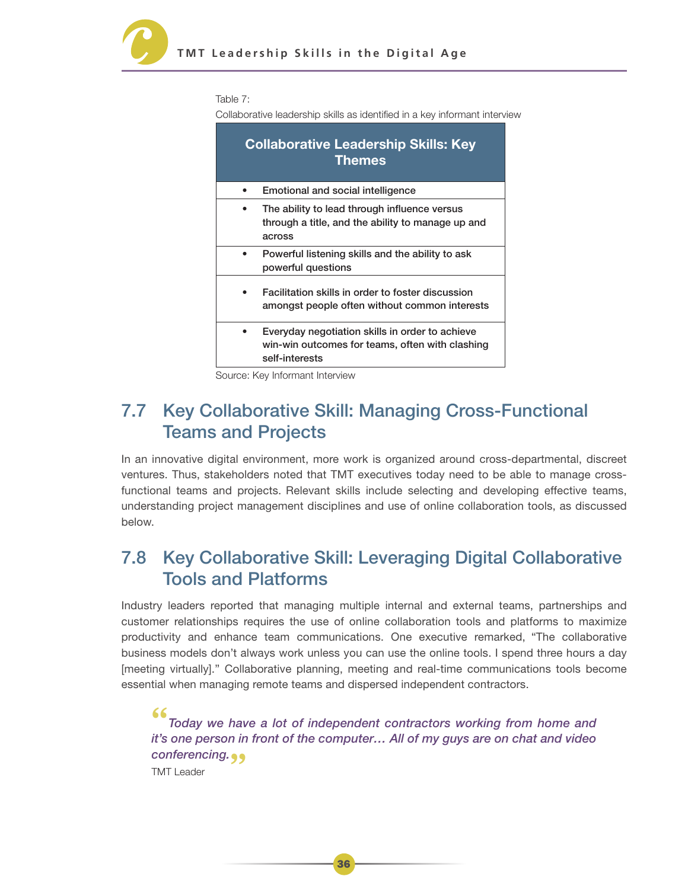Table 7:
Collaborative leadership skills as identified in a key informant interview

| Collaborative Leadership Skills: Key Themes |
|---|
| • Emotional and social intelligence |
| • The ability to lead through influence versus through a title, and the ability to manage up and across |
| • Powerful listening skills and the ability to ask powerful questions |
| • Facilitation skills in order to foster discussion amongst people often without common interests |
| • Everyday negotiation skills in order to achieve win-win outcomes for teams, often with clashing self-interests |

Source: Key Informant Interview

## 7.7 Key Collaborative Skill: Managing Cross-Functional Teams and Projects

In an innovative digital environment, more work is organized around cross-departmental, discreet ventures. Thus, stakeholders noted that TMT executives today need to be able to manage cross-functional teams and projects. Relevant skills include selecting and developing effective teams, understanding project management disciplines and use of online collaboration tools, as discussed below.

## 7.8 Key Collaborative Skill: Leveraging Digital Collaborative Tools and Platforms

Industry leaders reported that managing multiple internal and external teams, partnerships and customer relationships requires the use of online collaboration tools and platforms to maximize productivity and enhance team communications. One executive remarked, "The collaborative business models don't always work unless you can use the online tools. I spend three hours a day [meeting virtually]." Collaborative planning, meeting and real-time communications tools become essential when managing remote teams and dispersed independent contractors.

> *"Today we have a lot of independent contractors working from home and it's one person in front of the computer… All of my guys are on chat and video conferencing."*
>
> TMT Leader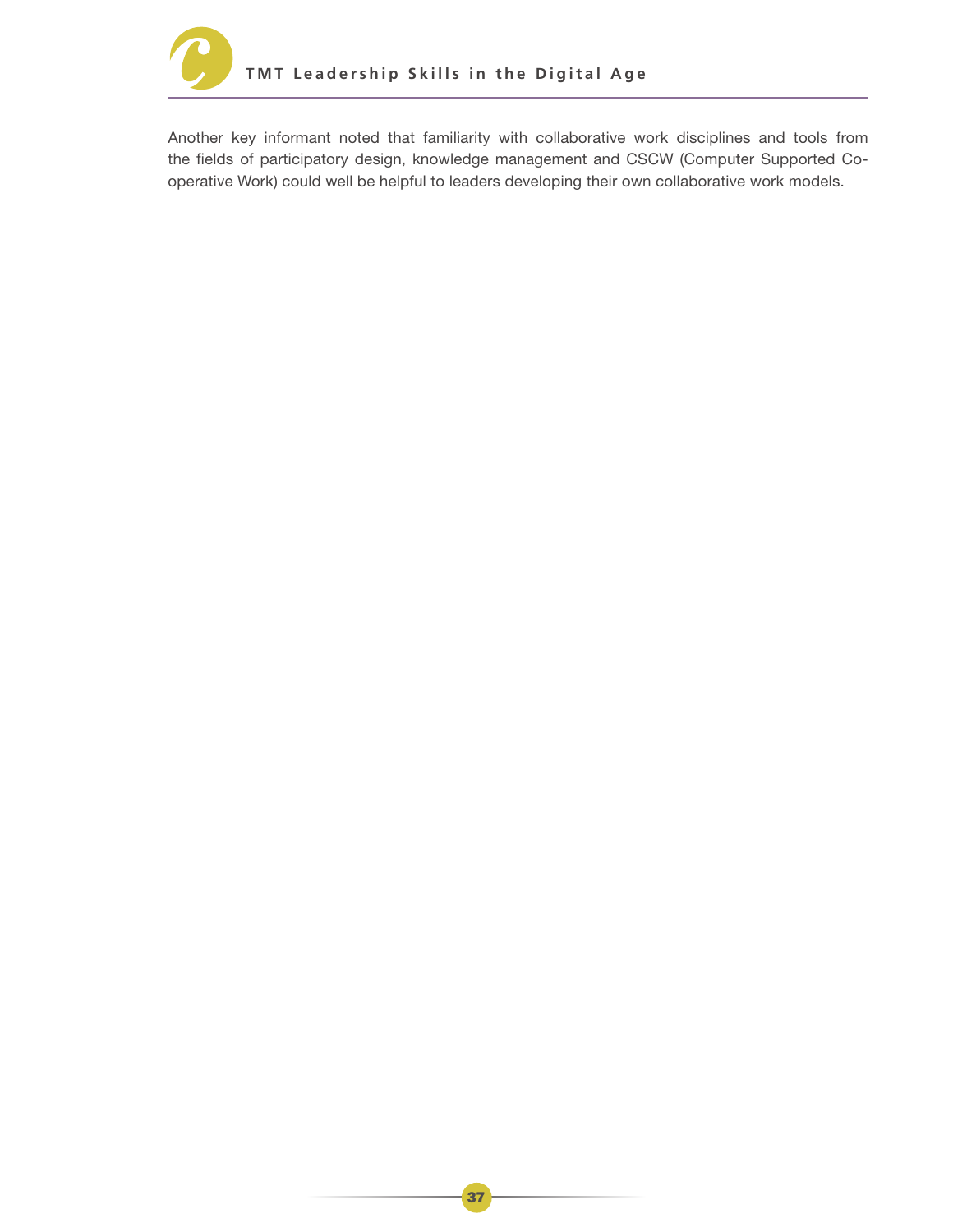Another key informant noted that familiarity with collaborative work disciplines and tools from the fields of participatory design, knowledge management and CSCW (Computer Supported Co-operative Work) could well be helpful to leaders developing their own collaborative work models.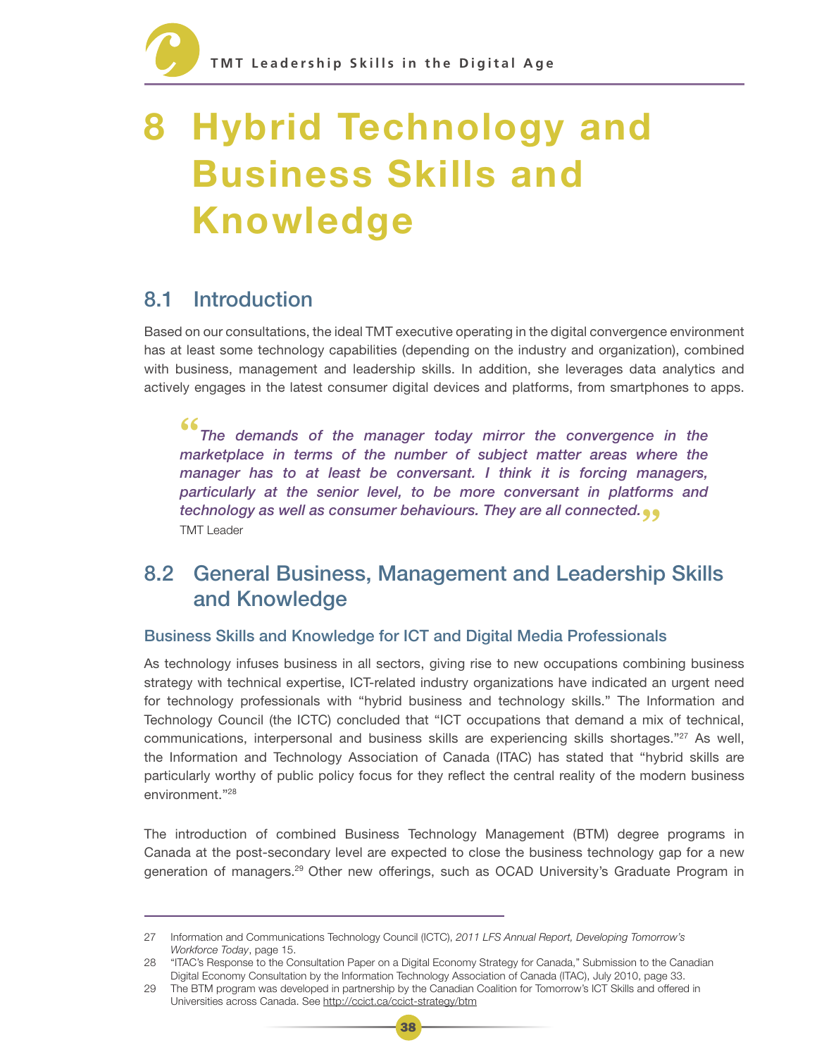# 8 Hybrid Technology and Business Skills and Knowledge

## 8.1 Introduction

Based on our consultations, the ideal TMT executive operating in the digital convergence environment has at least some technology capabilities (depending on the industry and organization), combined with business, management and leadership skills. In addition, she leverages data analytics and actively engages in the latest consumer digital devices and platforms, from smartphones to apps.

> ***"The demands of the manager today mirror the convergence in the marketplace in terms of the number of subject matter areas where the manager has to at least be conversant. I think it is forcing managers, particularly at the senior level, to be more conversant in platforms and technology as well as consumer behaviours. They are all connected."***
>
> TMT Leader

## 8.2 General Business, Management and Leadership Skills and Knowledge

### Business Skills and Knowledge for ICT and Digital Media Professionals

As technology infuses business in all sectors, giving rise to new occupations combining business strategy with technical expertise, ICT-related industry organizations have indicated an urgent need for technology professionals with "hybrid business and technology skills." The Information and Technology Council (the ICTC) concluded that "ICT occupations that demand a mix of technical, communications, interpersonal and business skills are experiencing skills shortages."[27] As well, the Information and Technology Association of Canada (ITAC) has stated that "hybrid skills are particularly worthy of public policy focus for they reflect the central reality of the modern business environment."[28]

The introduction of combined Business Technology Management (BTM) degree programs in Canada at the post-secondary level are expected to close the business technology gap for a new generation of managers.[29] Other new offerings, such as OCAD University's Graduate Program in

---

27 Information and Communications Technology Council (ICTC), *2011 LFS Annual Report, Developing Tomorrow's Workforce Today*, page 15.

28 "ITAC's Response to the Consultation Paper on a Digital Economy Strategy for Canada," Submission to the Canadian Digital Economy Consultation by the Information Technology Association of Canada (ITAC), July 2010, page 33.

29 The BTM program was developed in partnership by the Canadian Coalition for Tomorrow's ICT Skills and offered in Universities across Canada. See http://ccict.ca/ccict-strategy/btm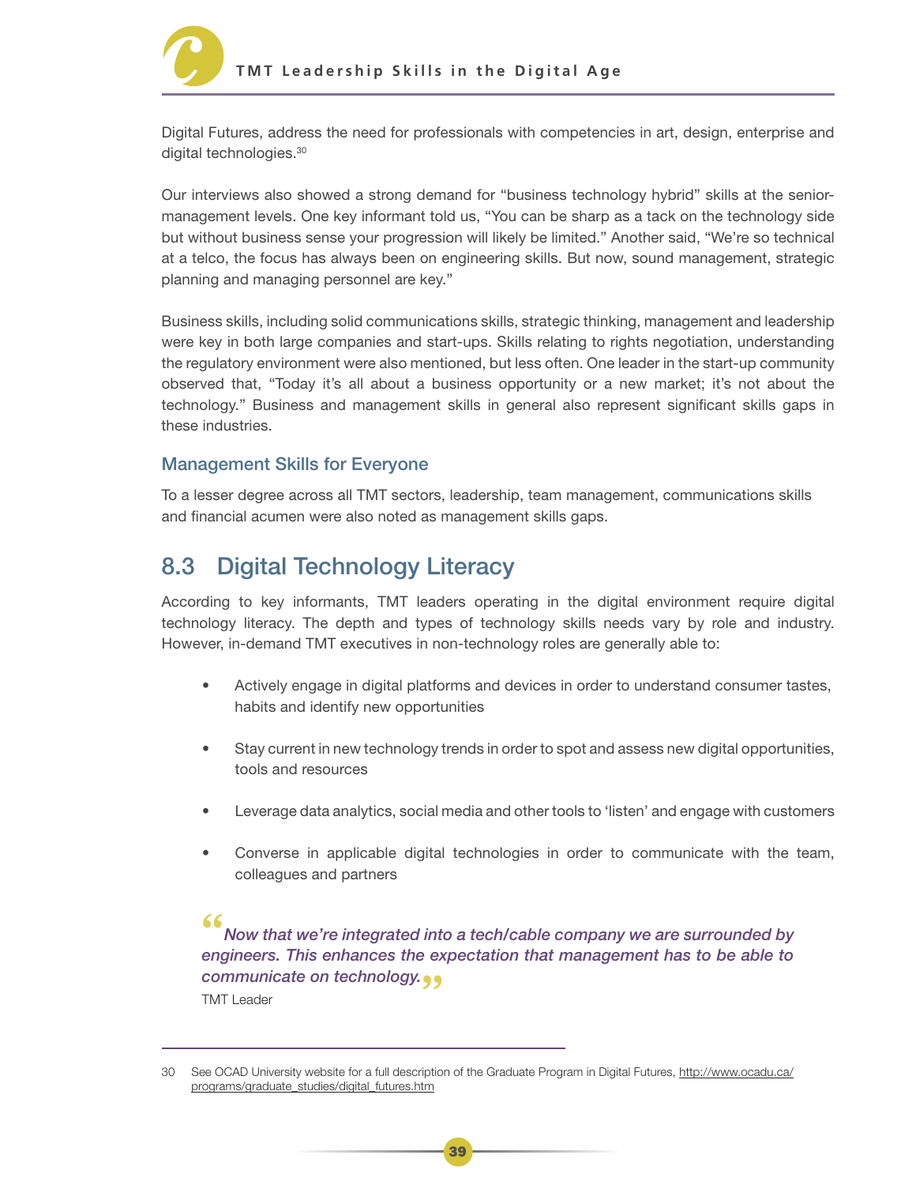Digital Futures, address the need for professionals with competencies in art, design, enterprise and digital technologies.[30]

Our interviews also showed a strong demand for "business technology hybrid" skills at the senior-management levels. One key informant told us, "You can be sharp as a tack on the technology side but without business sense your progression will likely be limited." Another said, "We're so technical at a telco, the focus has always been on engineering skills. But now, sound management, strategic planning and managing personnel are key."

Business skills, including solid communications skills, strategic thinking, management and leadership were key in both large companies and start-ups. Skills relating to rights negotiation, understanding the regulatory environment were also mentioned, but less often. One leader in the start-up community observed that, "Today it's all about a business opportunity or a new market; it's not about the technology." Business and management skills in general also represent significant skills gaps in these industries.

### Management Skills for Everyone

To a lesser degree across all TMT sectors, leadership, team management, communications skills and financial acumen were also noted as management skills gaps.

## 8.3 Digital Technology Literacy

According to key informants, TMT leaders operating in the digital environment require digital technology literacy. The depth and types of technology skills needs vary by role and industry. However, in-demand TMT executives in non-technology roles are generally able to:

- Actively engage in digital platforms and devices in order to understand consumer tastes, habits and identify new opportunities
- Stay current in new technology trends in order to spot and assess new digital opportunities, tools and resources
- Leverage data analytics, social media and other tools to 'listen' and engage with customers
- Converse in applicable digital technologies in order to communicate with the team, colleagues and partners

> ***"Now that we're integrated into a tech/cable company we are surrounded by engineers. This enhances the expectation that management has to be able to communicate on technology."***
>
> TMT Leader

---

30 See OCAD University website for a full description of the Graduate Program in Digital Futures, http://www.ocadu.ca/programs/graduate_studies/digital_futures.htm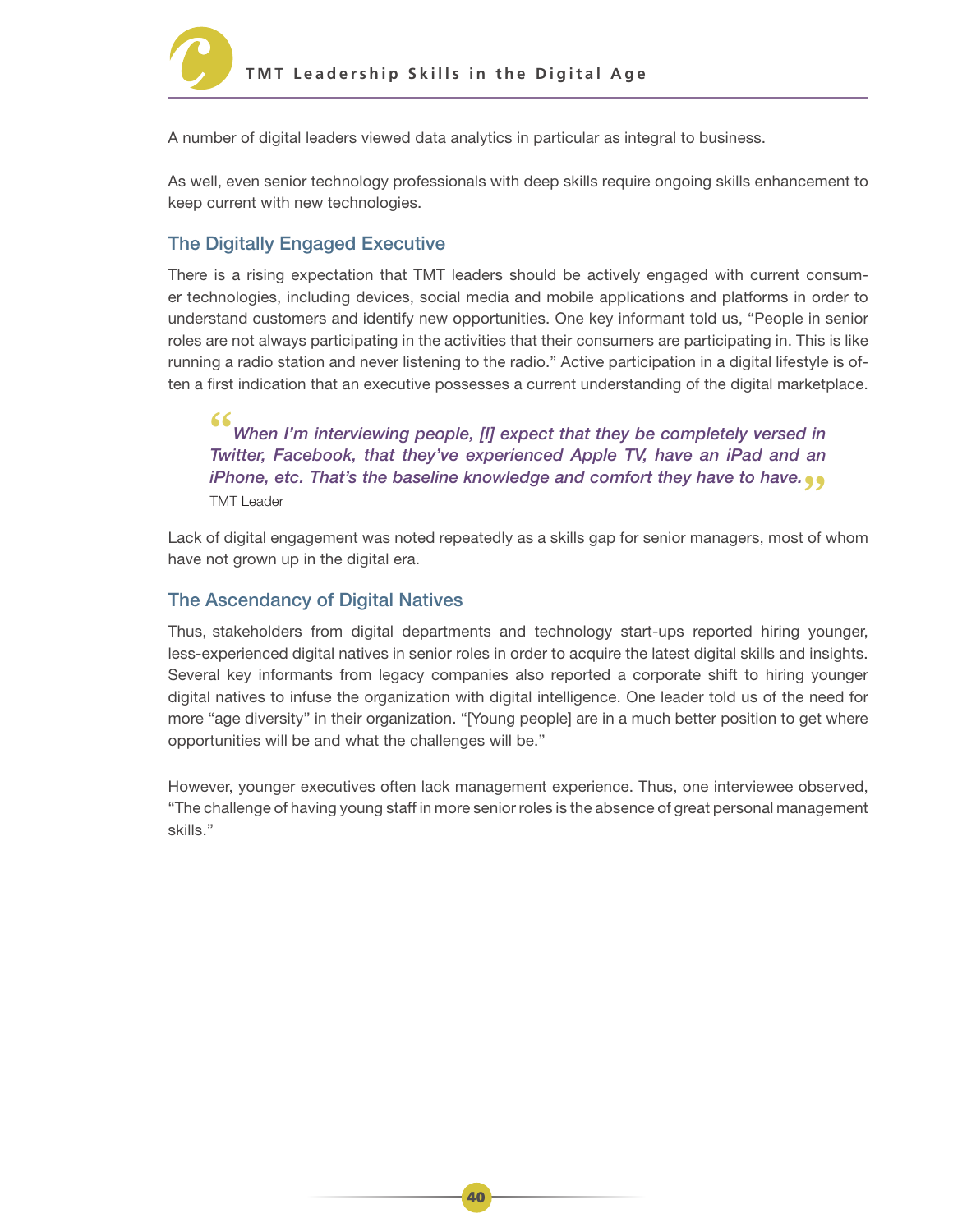A number of digital leaders viewed data analytics in particular as integral to business.

As well, even senior technology professionals with deep skills require ongoing skills enhancement to keep current with new technologies.

## The Digitally Engaged Executive

There is a rising expectation that TMT leaders should be actively engaged with current consumer technologies, including devices, social media and mobile applications and platforms in order to understand customers and identify new opportunities. One key informant told us, "People in senior roles are not always participating in the activities that their consumers are participating in. This is like running a radio station and never listening to the radio." Active participation in a digital lifestyle is often a first indication that an executive possesses a current understanding of the digital marketplace.

> ***"When I'm interviewing people, [I] expect that they be completely versed in Twitter, Facebook, that they've experienced Apple TV, have an iPad and an iPhone, etc. That's the baseline knowledge and comfort they have to have."***
>
> TMT Leader

Lack of digital engagement was noted repeatedly as a skills gap for senior managers, most of whom have not grown up in the digital era.

## The Ascendancy of Digital Natives

Thus, stakeholders from digital departments and technology start-ups reported hiring younger, less-experienced digital natives in senior roles in order to acquire the latest digital skills and insights. Several key informants from legacy companies also reported a corporate shift to hiring younger digital natives to infuse the organization with digital intelligence. One leader told us of the need for more "age diversity" in their organization. "[Young people] are in a much better position to get where opportunities will be and what the challenges will be."

However, younger executives often lack management experience. Thus, one interviewee observed, "The challenge of having young staff in more senior roles is the absence of great personal management skills."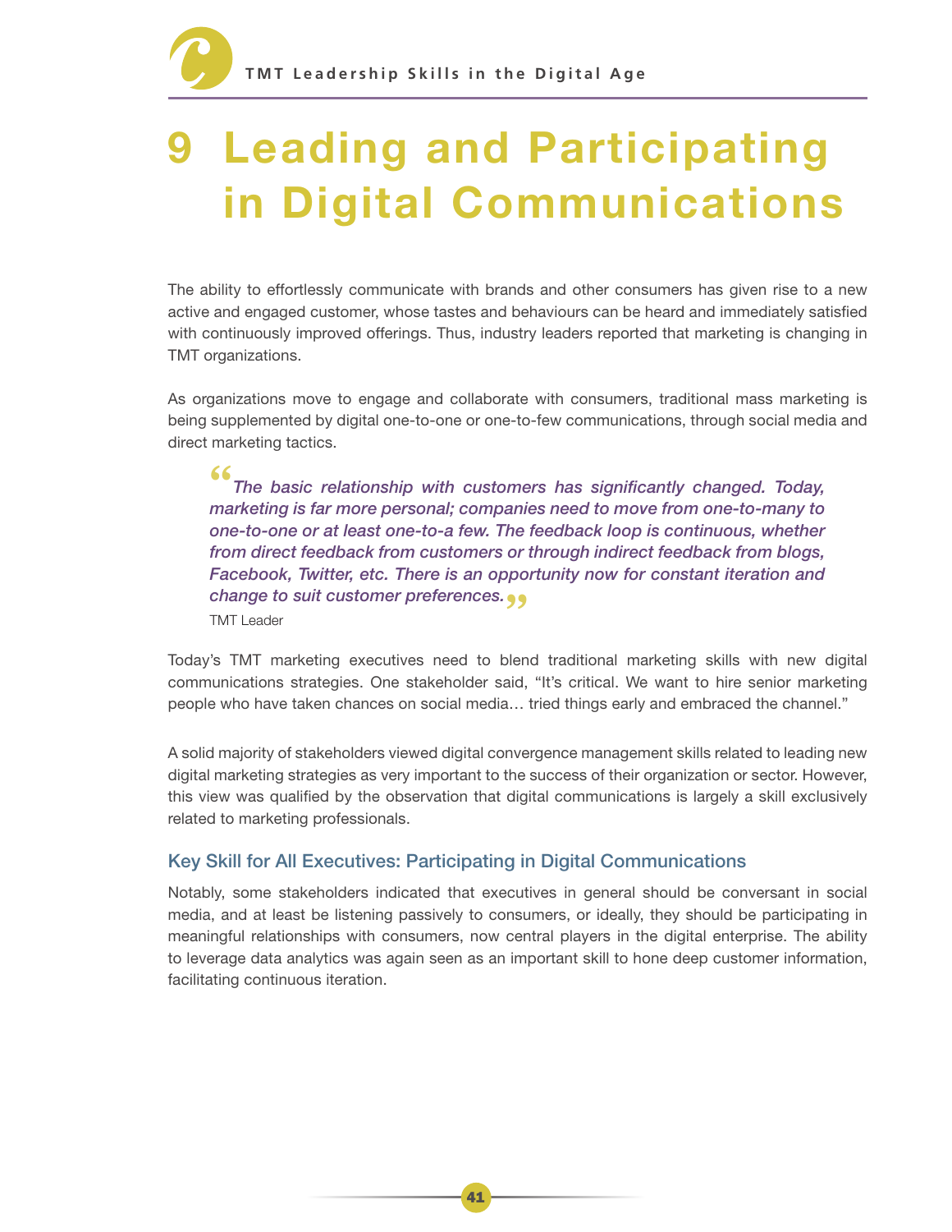# 9 Leading and Participating in Digital Communications

The ability to effortlessly communicate with brands and other consumers has given rise to a new active and engaged customer, whose tastes and behaviours can be heard and immediately satisfied with continuously improved offerings. Thus, industry leaders reported that marketing is changing in TMT organizations.

As organizations move to engage and collaborate with consumers, traditional mass marketing is being supplemented by digital one-to-one or one-to-few communications, through social media and direct marketing tactics.

> *"The basic relationship with customers has significantly changed. Today, marketing is far more personal; companies need to move from one-to-many to one-to-one or at least one-to-a few. The feedback loop is continuous, whether from direct feedback from customers or through indirect feedback from blogs, Facebook, Twitter, etc. There is an opportunity now for constant iteration and change to suit customer preferences."*
>
> TMT Leader

Today's TMT marketing executives need to blend traditional marketing skills with new digital communications strategies. One stakeholder said, "It's critical. We want to hire senior marketing people who have taken chances on social media… tried things early and embraced the channel."

A solid majority of stakeholders viewed digital convergence management skills related to leading new digital marketing strategies as very important to the success of their organization or sector. However, this view was qualified by the observation that digital communications is largely a skill exclusively related to marketing professionals.

### Key Skill for All Executives: Participating in Digital Communications

Notably, some stakeholders indicated that executives in general should be conversant in social media, and at least be listening passively to consumers, or ideally, they should be participating in meaningful relationships with consumers, now central players in the digital enterprise. The ability to leverage data analytics was again seen as an important skill to hone deep customer information, facilitating continuous iteration.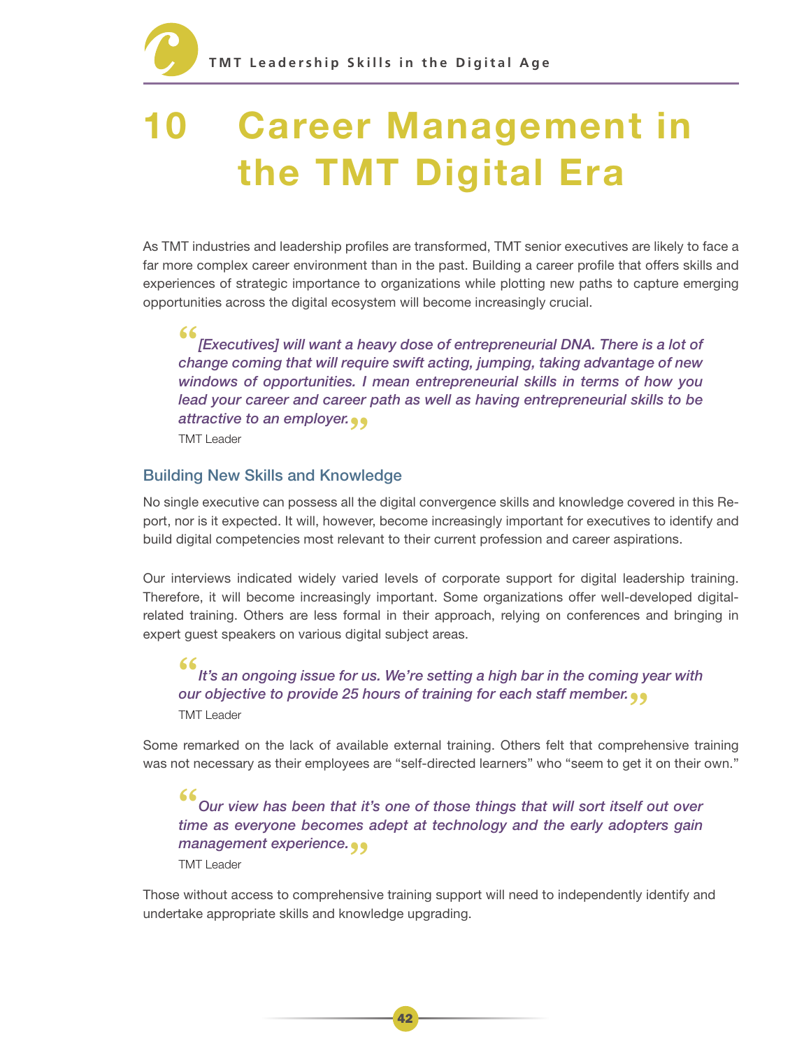# 10 Career Management in the TMT Digital Era

As TMT industries and leadership profiles are transformed, TMT senior executives are likely to face a far more complex career environment than in the past. Building a career profile that offers skills and experiences of strategic importance to organizations while plotting new paths to capture emerging opportunities across the digital ecosystem will become increasingly crucial.

> *"[Executives] will want a heavy dose of entrepreneurial DNA. There is a lot of change coming that will require swift acting, jumping, taking advantage of new windows of opportunities. I mean entrepreneurial skills in terms of how you lead your career and career path as well as having entrepreneurial skills to be attractive to an employer."*
>
> TMT Leader

## Building New Skills and Knowledge

No single executive can possess all the digital convergence skills and knowledge covered in this Report, nor is it expected. It will, however, become increasingly important for executives to identify and build digital competencies most relevant to their current profession and career aspirations.

Our interviews indicated widely varied levels of corporate support for digital leadership training. Therefore, it will become increasingly important. Some organizations offer well-developed digital-related training. Others are less formal in their approach, relying on conferences and bringing in expert guest speakers on various digital subject areas.

> *"It's an ongoing issue for us. We're setting a high bar in the coming year with our objective to provide 25 hours of training for each staff member."*
>
> TMT Leader

Some remarked on the lack of available external training. Others felt that comprehensive training was not necessary as their employees are "self-directed learners" who "seem to get it on their own."

> *"Our view has been that it's one of those things that will sort itself out over time as everyone becomes adept at technology and the early adopters gain management experience."*
>
> TMT Leader

Those without access to comprehensive training support will need to independently identify and undertake appropriate skills and knowledge upgrading.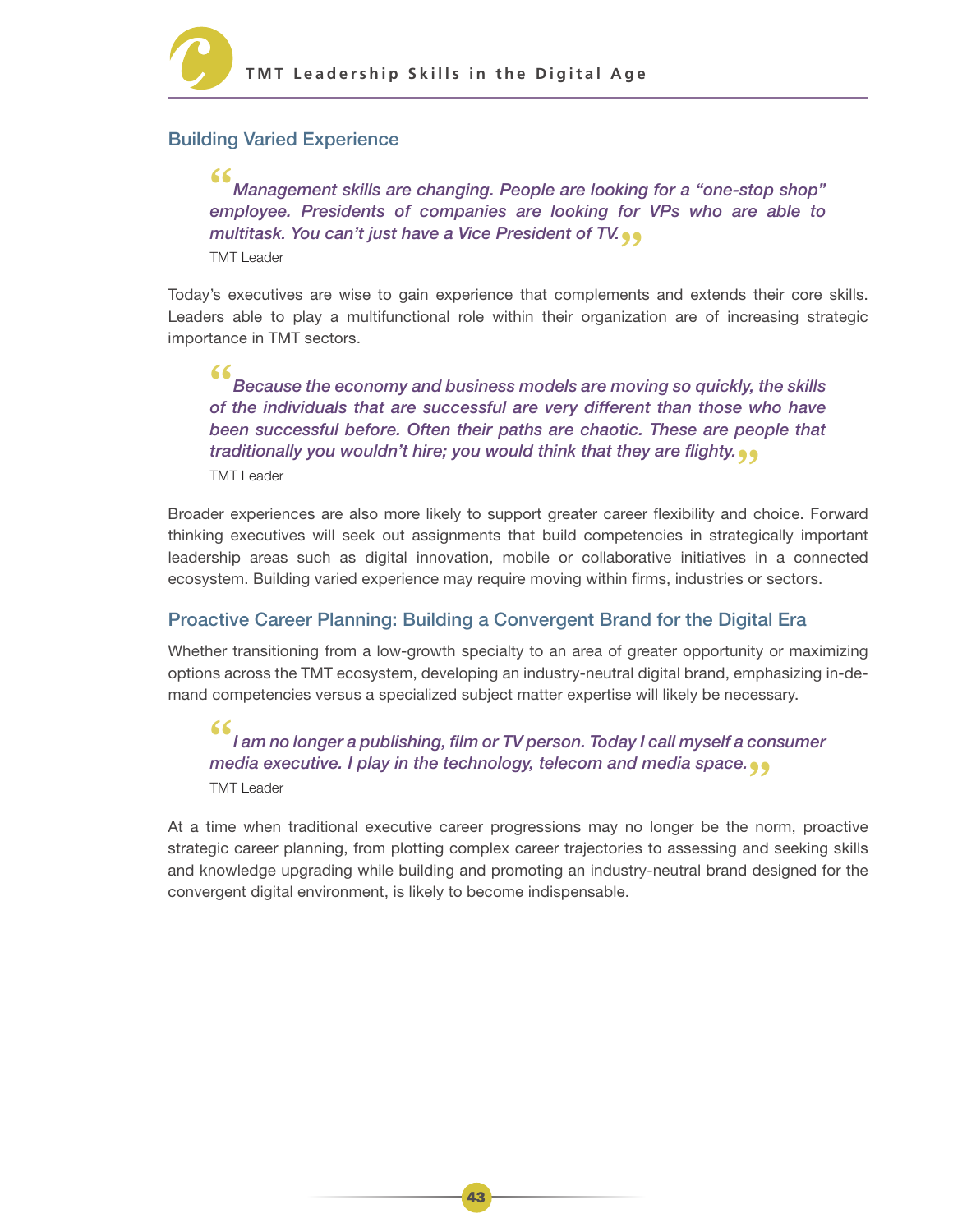## Building Varied Experience

> *"Management skills are changing. People are looking for a "one-stop shop" employee. Presidents of companies are looking for VPs who are able to multitask. You can't just have a Vice President of TV."*
>
> TMT Leader

Today's executives are wise to gain experience that complements and extends their core skills. Leaders able to play a multifunctional role within their organization are of increasing strategic importance in TMT sectors.

> *"Because the economy and business models are moving so quickly, the skills of the individuals that are successful are very different than those who have been successful before. Often their paths are chaotic. These are people that traditionally you wouldn't hire; you would think that they are flighty."*
>
> TMT Leader

Broader experiences are also more likely to support greater career flexibility and choice. Forward thinking executives will seek out assignments that build competencies in strategically important leadership areas such as digital innovation, mobile or collaborative initiatives in a connected ecosystem. Building varied experience may require moving within firms, industries or sectors.

## Proactive Career Planning: Building a Convergent Brand for the Digital Era

Whether transitioning from a low-growth specialty to an area of greater opportunity or maximizing options across the TMT ecosystem, developing an industry-neutral digital brand, emphasizing in-demand competencies versus a specialized subject matter expertise will likely be necessary.

> *"I am no longer a publishing, film or TV person. Today I call myself a consumer media executive. I play in the technology, telecom and media space."*
>
> TMT Leader

At a time when traditional executive career progressions may no longer be the norm, proactive strategic career planning, from plotting complex career trajectories to assessing and seeking skills and knowledge upgrading while building and promoting an industry-neutral brand designed for the convergent digital environment, is likely to become indispensable.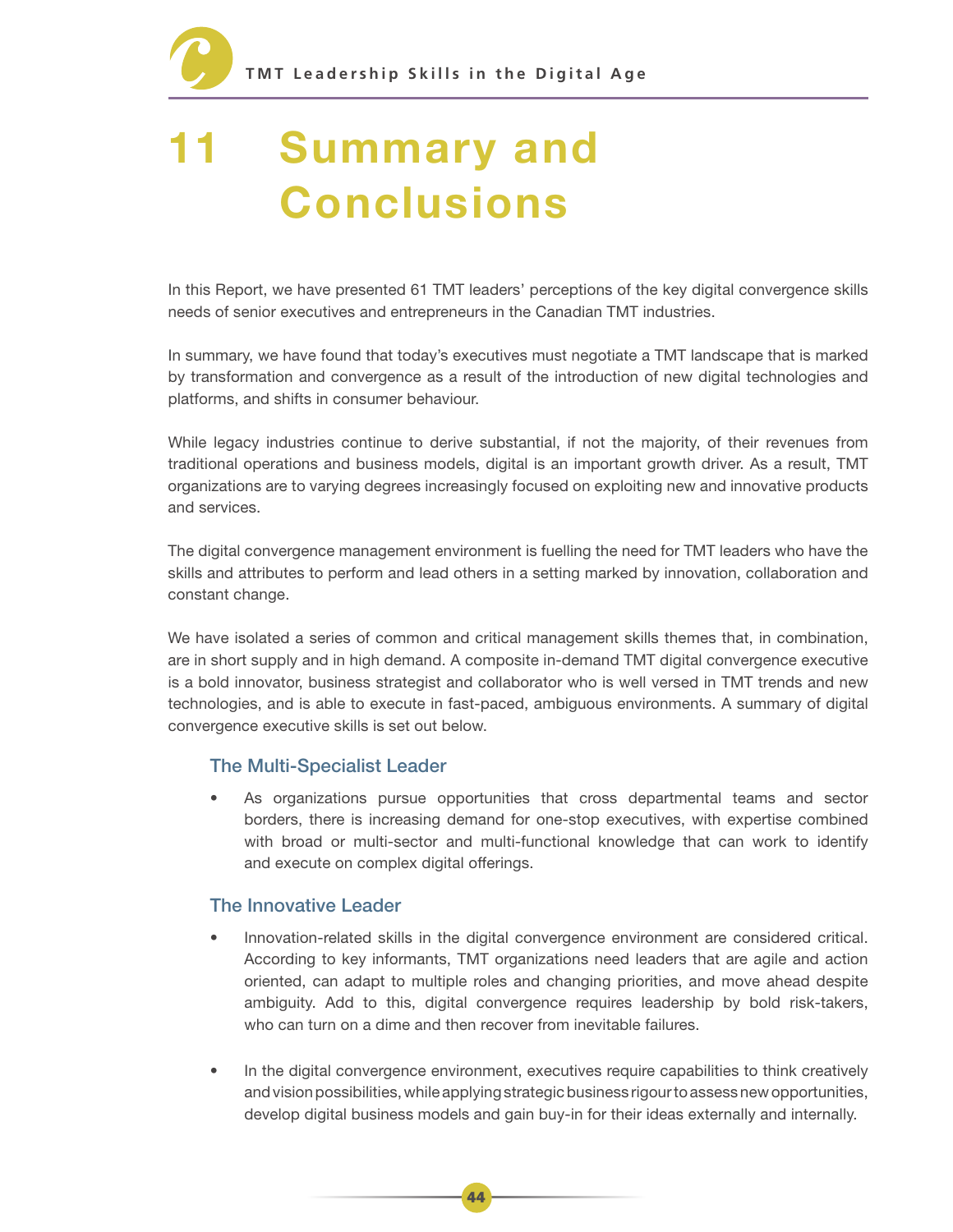# 11 Summary and Conclusions

In this Report, we have presented 61 TMT leaders' perceptions of the key digital convergence skills needs of senior executives and entrepreneurs in the Canadian TMT industries.

In summary, we have found that today's executives must negotiate a TMT landscape that is marked by transformation and convergence as a result of the introduction of new digital technologies and platforms, and shifts in consumer behaviour.

While legacy industries continue to derive substantial, if not the majority, of their revenues from traditional operations and business models, digital is an important growth driver. As a result, TMT organizations are to varying degrees increasingly focused on exploiting new and innovative products and services.

The digital convergence management environment is fuelling the need for TMT leaders who have the skills and attributes to perform and lead others in a setting marked by innovation, collaboration and constant change.

We have isolated a series of common and critical management skills themes that, in combination, are in short supply and in high demand. A composite in-demand TMT digital convergence executive is a bold innovator, business strategist and collaborator who is well versed in TMT trends and new technologies, and is able to execute in fast-paced, ambiguous environments. A summary of digital convergence executive skills is set out below.

### The Multi-Specialist Leader

- As organizations pursue opportunities that cross departmental teams and sector borders, there is increasing demand for one-stop executives, with expertise combined with broad or multi-sector and multi-functional knowledge that can work to identify and execute on complex digital offerings.

### The Innovative Leader

- Innovation-related skills in the digital convergence environment are considered critical. According to key informants, TMT organizations need leaders that are agile and action oriented, can adapt to multiple roles and changing priorities, and move ahead despite ambiguity. Add to this, digital convergence requires leadership by bold risk-takers, who can turn on a dime and then recover from inevitable failures.

- In the digital convergence environment, executives require capabilities to think creatively and vision possibilities, while applying strategic business rigour to assess new opportunities, develop digital business models and gain buy-in for their ideas externally and internally.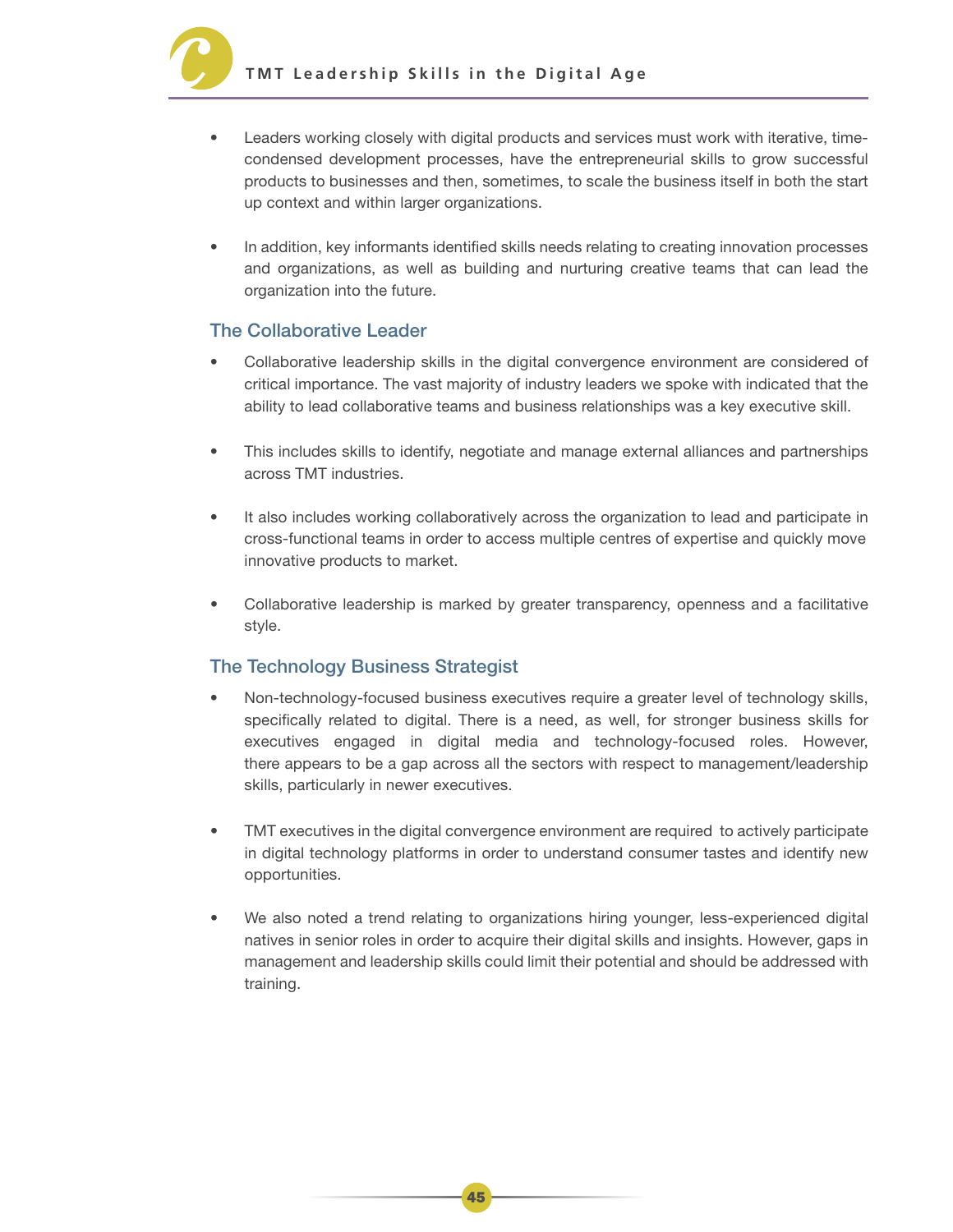- Leaders working closely with digital products and services must work with iterative, time-condensed development processes, have the entrepreneurial skills to grow successful products to businesses and then, sometimes, to scale the business itself in both the start up context and within larger organizations.

- In addition, key informants identified skills needs relating to creating innovation processes and organizations, as well as building and nurturing creative teams that can lead the organization into the future.

### The Collaborative Leader

- Collaborative leadership skills in the digital convergence environment are considered of critical importance. The vast majority of industry leaders we spoke with indicated that the ability to lead collaborative teams and business relationships was a key executive skill.

- This includes skills to identify, negotiate and manage external alliances and partnerships across TMT industries.

- It also includes working collaboratively across the organization to lead and participate in cross-functional teams in order to access multiple centres of expertise and quickly move innovative products to market.

- Collaborative leadership is marked by greater transparency, openness and a facilitative style.

### The Technology Business Strategist

- Non-technology-focused business executives require a greater level of technology skills, specifically related to digital. There is a need, as well, for stronger business skills for executives engaged in digital media and technology-focused roles. However, there appears to be a gap across all the sectors with respect to management/leadership skills, particularly in newer executives.

- TMT executives in the digital convergence environment are required to actively participate in digital technology platforms in order to understand consumer tastes and identify new opportunities.

- We also noted a trend relating to organizations hiring younger, less-experienced digital natives in senior roles in order to acquire their digital skills and insights. However, gaps in management and leadership skills could limit their potential and should be addressed with training.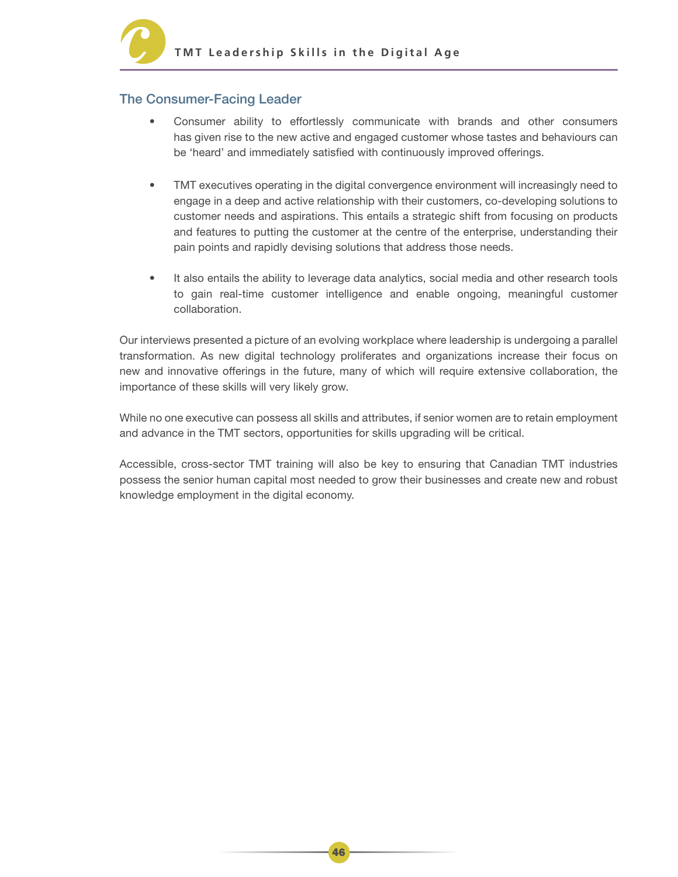## The Consumer-Facing Leader

- Consumer ability to effortlessly communicate with brands and other consumers has given rise to the new active and engaged customer whose tastes and behaviours can be 'heard' and immediately satisfied with continuously improved offerings.

- TMT executives operating in the digital convergence environment will increasingly need to engage in a deep and active relationship with their customers, co-developing solutions to customer needs and aspirations. This entails a strategic shift from focusing on products and features to putting the customer at the centre of the enterprise, understanding their pain points and rapidly devising solutions that address those needs.

- It also entails the ability to leverage data analytics, social media and other research tools to gain real-time customer intelligence and enable ongoing, meaningful customer collaboration.

Our interviews presented a picture of an evolving workplace where leadership is undergoing a parallel transformation. As new digital technology proliferates and organizations increase their focus on new and innovative offerings in the future, many of which will require extensive collaboration, the importance of these skills will very likely grow.

While no one executive can possess all skills and attributes, if senior women are to retain employment and advance in the TMT sectors, opportunities for skills upgrading will be critical.

Accessible, cross-sector TMT training will also be key to ensuring that Canadian TMT industries possess the senior human capital most needed to grow their businesses and create new and robust knowledge employment in the digital economy.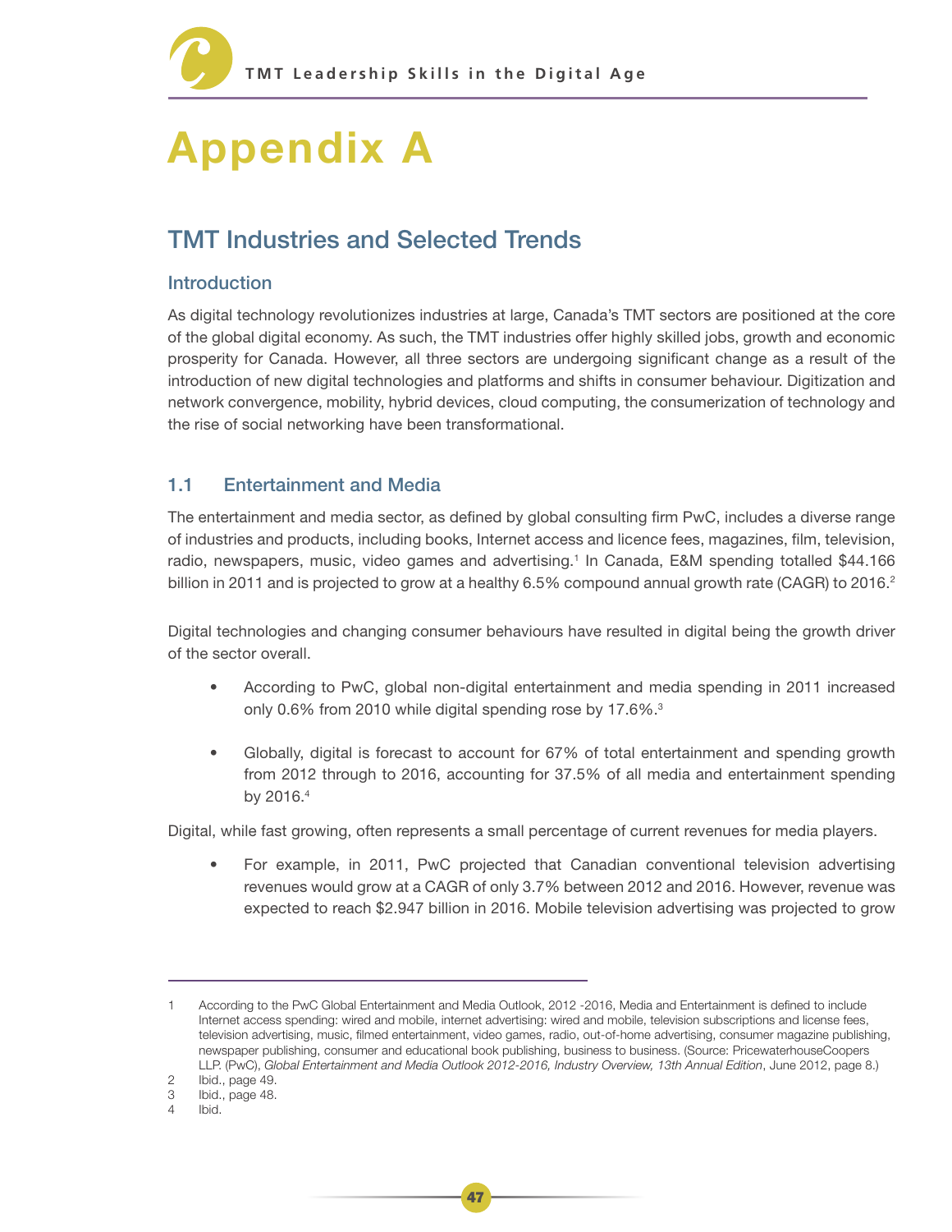# Appendix A

## TMT Industries and Selected Trends

### Introduction

As digital technology revolutionizes industries at large, Canada's TMT sectors are positioned at the core of the global digital economy. As such, the TMT industries offer highly skilled jobs, growth and economic prosperity for Canada. However, all three sectors are undergoing significant change as a result of the introduction of new digital technologies and platforms and shifts in consumer behaviour. Digitization and network convergence, mobility, hybrid devices, cloud computing, the consumerization of technology and the rise of social networking have been transformational.

### 1.1 Entertainment and Media

The entertainment and media sector, as defined by global consulting firm PwC, includes a diverse range of industries and products, including books, Internet access and licence fees, magazines, film, television, radio, newspapers, music, video games and advertising.[1] In Canada, E&M spending totalled $44.166 billion in 2011 and is projected to grow at a healthy 6.5% compound annual growth rate (CAGR) to 2016.[2]

Digital technologies and changing consumer behaviours have resulted in digital being the growth driver of the sector overall.

- According to PwC, global non-digital entertainment and media spending in 2011 increased only 0.6% from 2010 while digital spending rose by 17.6%.[3]
- Globally, digital is forecast to account for 67% of total entertainment and spending growth from 2012 through to 2016, accounting for 37.5% of all media and entertainment spending by 2016.[4]

Digital, while fast growing, often represents a small percentage of current revenues for media players.

- For example, in 2011, PwC projected that Canadian conventional television advertising revenues would grow at a CAGR of only 3.7% between 2012 and 2016. However, revenue was expected to reach $2.947 billion in 2016. Mobile television advertising was projected to grow

---

1 According to the PwC Global Entertainment and Media Outlook, 2012 -2016, Media and Entertainment is defined to include Internet access spending: wired and mobile, internet advertising: wired and mobile, television subscriptions and license fees, television advertising, music, filmed entertainment, video games, radio, out-of-home advertising, consumer magazine publishing, newspaper publishing, consumer and educational book publishing, business to business. (Source: PricewaterhouseCoopers LLP. (PwC), *Global Entertainment and Media Outlook 2012-2016, Industry Overview, 13th Annual Edition*, June 2012, page 8.)

2 Ibid., page 49.

3 Ibid., page 48.

4 Ibid.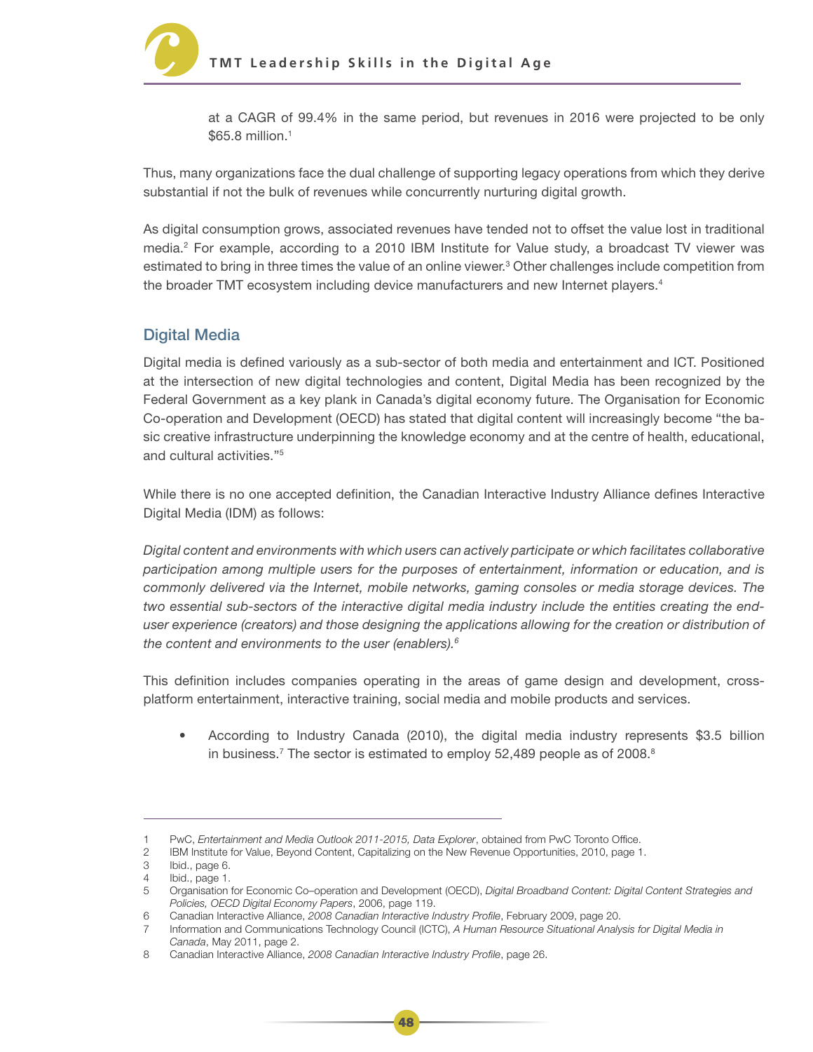at a CAGR of 99.4% in the same period, but revenues in 2016 were projected to be only $65.8 million.[1]

Thus, many organizations face the dual challenge of supporting legacy operations from which they derive substantial if not the bulk of revenues while concurrently nurturing digital growth.

As digital consumption grows, associated revenues have tended not to offset the value lost in traditional media.[2] For example, according to a 2010 IBM Institute for Value study, a broadcast TV viewer was estimated to bring in three times the value of an online viewer.[3] Other challenges include competition from the broader TMT ecosystem including device manufacturers and new Internet players.[4]

## Digital Media

Digital media is defined variously as a sub-sector of both media and entertainment and ICT. Positioned at the intersection of new digital technologies and content, Digital Media has been recognized by the Federal Government as a key plank in Canada's digital economy future. The Organisation for Economic Co-operation and Development (OECD) has stated that digital content will increasingly become "the basic creative infrastructure underpinning the knowledge economy and at the centre of health, educational, and cultural activities."[5]

While there is no one accepted definition, the Canadian Interactive Industry Alliance defines Interactive Digital Media (IDM) as follows:

*Digital content and environments with which users can actively participate or which facilitates collaborative participation among multiple users for the purposes of entertainment, information or education, and is commonly delivered via the Internet, mobile networks, gaming consoles or media storage devices. The two essential sub-sectors of the interactive digital media industry include the entities creating the end-user experience (creators) and those designing the applications allowing for the creation or distribution of the content and environments to the user (enablers).*[6]

This definition includes companies operating in the areas of game design and development, cross-platform entertainment, interactive training, social media and mobile products and services.

- According to Industry Canada (2010), the digital media industry represents $3.5 billion in business.[7] The sector is estimated to employ 52,489 people as of 2008.[8]

---

1 PwC, *Entertainment and Media Outlook 2011-2015, Data Explorer*, obtained from PwC Toronto Office.
2 IBM Institute for Value, Beyond Content, Capitalizing on the New Revenue Opportunities, 2010, page 1.
3 Ibid., page 6.
4 Ibid., page 1.
5 Organisation for Economic Co–operation and Development (OECD), *Digital Broadband Content: Digital Content Strategies and Policies, OECD Digital Economy Papers*, 2006, page 119.
6 Canadian Interactive Alliance, *2008 Canadian Interactive Industry Profile*, February 2009, page 20.
7 Information and Communications Technology Council (ICTC), *A Human Resource Situational Analysis for Digital Media in Canada*, May 2011, page 2.
8 Canadian Interactive Alliance, *2008 Canadian Interactive Industry Profile*, page 26.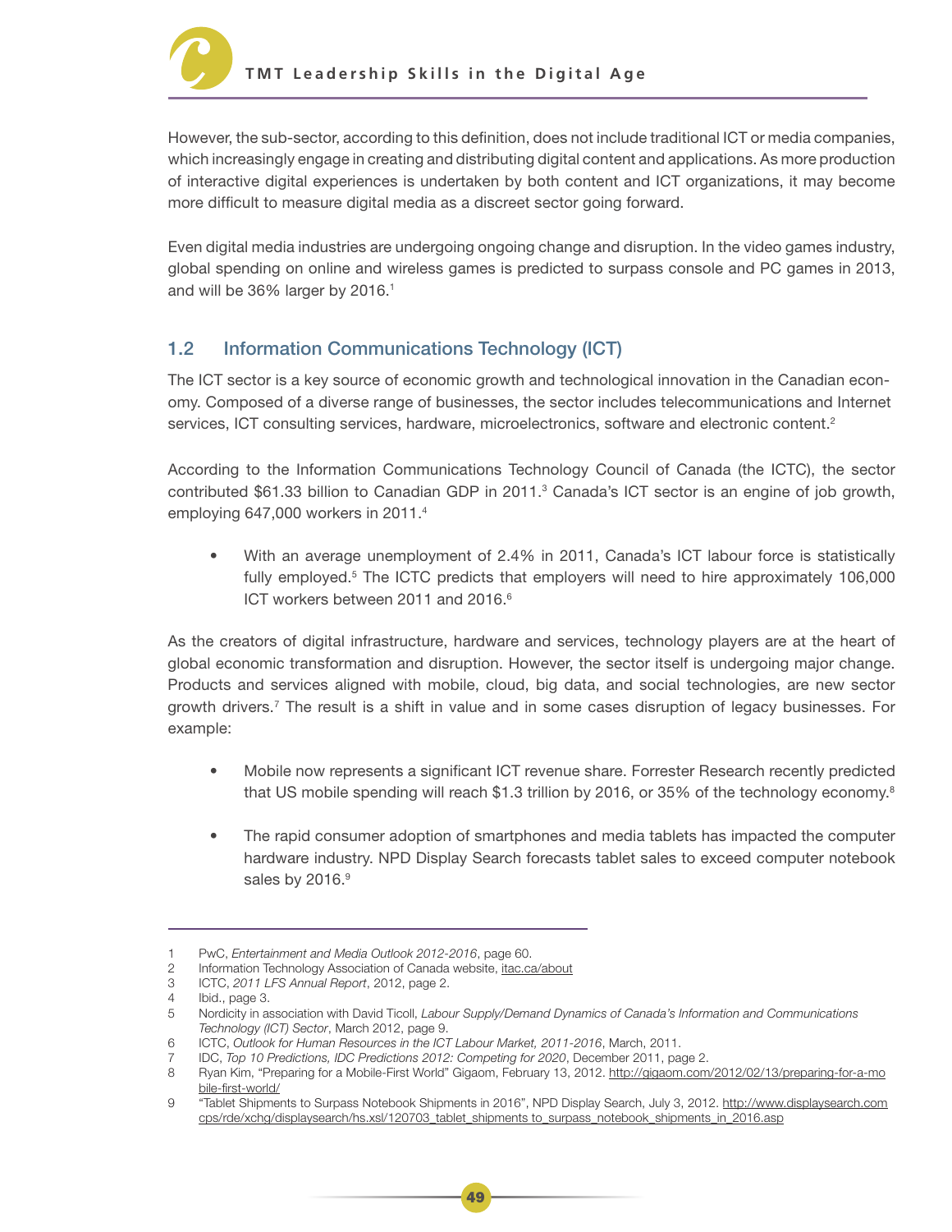However, the sub-sector, according to this definition, does not include traditional ICT or media companies, which increasingly engage in creating and distributing digital content and applications. As more production of interactive digital experiences is undertaken by both content and ICT organizations, it may become more difficult to measure digital media as a discreet sector going forward.

Even digital media industries are undergoing ongoing change and disruption. In the video games industry, global spending on online and wireless games is predicted to surpass console and PC games in 2013, and will be 36% larger by 2016.[1]

## 1.2 Information Communications Technology (ICT)

The ICT sector is a key source of economic growth and technological innovation in the Canadian economy. Composed of a diverse range of businesses, the sector includes telecommunications and Internet services, ICT consulting services, hardware, microelectronics, software and electronic content.[2]

According to the Information Communications Technology Council of Canada (the ICTC), the sector contributed $61.33 billion to Canadian GDP in 2011.[3] Canada's ICT sector is an engine of job growth, employing 647,000 workers in 2011.[4]

- With an average unemployment of 2.4% in 2011, Canada's ICT labour force is statistically fully employed.[5] The ICTC predicts that employers will need to hire approximately 106,000 ICT workers between 2011 and 2016.[6]

As the creators of digital infrastructure, hardware and services, technology players are at the heart of global economic transformation and disruption. However, the sector itself is undergoing major change. Products and services aligned with mobile, cloud, big data, and social technologies, are new sector growth drivers.[7] The result is a shift in value and in some cases disruption of legacy businesses. For example:

- Mobile now represents a significant ICT revenue share. Forrester Research recently predicted that US mobile spending will reach $1.3 trillion by 2016, or 35% of the technology economy.[8]

- The rapid consumer adoption of smartphones and media tablets has impacted the computer hardware industry. NPD Display Search forecasts tablet sales to exceed computer notebook sales by 2016.[9]

---

1 PwC, *Entertainment and Media Outlook 2012-2016*, page 60.
2 Information Technology Association of Canada website, itac.ca/about
3 ICTC, *2011 LFS Annual Report*, 2012, page 2.
4 Ibid., page 3.
5 Nordicity in association with David Ticoll, *Labour Supply/Demand Dynamics of Canada's Information and Communications Technology (ICT) Sector*, March 2012, page 9.
6 ICTC, *Outlook for Human Resources in the ICT Labour Market, 2011-2016*, March, 2011.
7 IDC, *Top 10 Predictions, IDC Predictions 2012: Competing for 2020*, December 2011, page 2.
8 Ryan Kim, "Preparing for a Mobile-First World" Gigaom, February 13, 2012. http://gigaom.com/2012/02/13/preparing-for-a-mobile-first-world/
9 "Tablet Shipments to Surpass Notebook Shipments in 2016", NPD Display Search, July 3, 2012. http://www.displaysearch.com cps/rde/xchg/displaysearch/hs.xsl/120703_tablet_shipments_to_surpass_notebook_shipments_in_2016.asp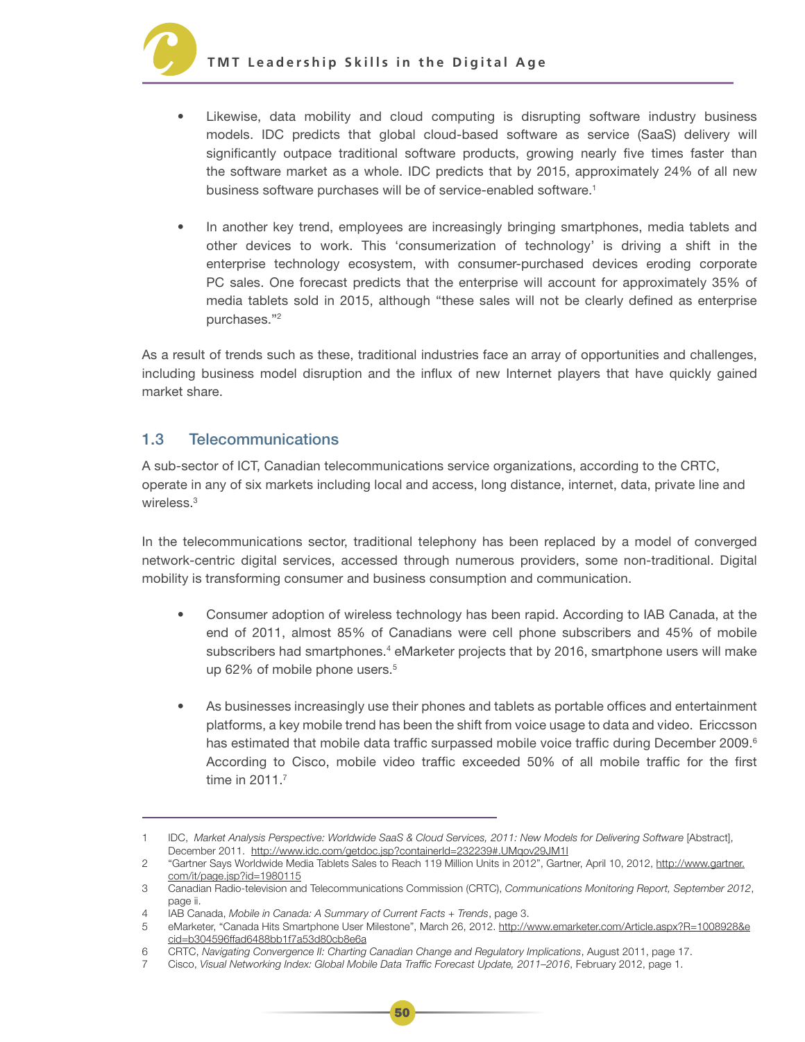- Likewise, data mobility and cloud computing is disrupting software industry business models. IDC predicts that global cloud-based software as service (SaaS) delivery will significantly outpace traditional software products, growing nearly five times faster than the software market as a whole. IDC predicts that by 2015, approximately 24% of all new business software purchases will be of service-enabled software.[1]

- In another key trend, employees are increasingly bringing smartphones, media tablets and other devices to work. This 'consumerization of technology' is driving a shift in the enterprise technology ecosystem, with consumer-purchased devices eroding corporate PC sales. One forecast predicts that the enterprise will account for approximately 35% of media tablets sold in 2015, although "these sales will not be clearly defined as enterprise purchases."[2]

As a result of trends such as these, traditional industries face an array of opportunities and challenges, including business model disruption and the influx of new Internet players that have quickly gained market share.

## 1.3 Telecommunications

A sub-sector of ICT, Canadian telecommunications service organizations, according to the CRTC, operate in any of six markets including local and access, long distance, internet, data, private line and wireless.[3]

In the telecommunications sector, traditional telephony has been replaced by a model of converged network-centric digital services, accessed through numerous providers, some non-traditional. Digital mobility is transforming consumer and business consumption and communication.

- Consumer adoption of wireless technology has been rapid. According to IAB Canada, at the end of 2011, almost 85% of Canadians were cell phone subscribers and 45% of mobile subscribers had smartphones.[4] eMarketer projects that by 2016, smartphone users will make up 62% of mobile phone users.[5]

- As businesses increasingly use their phones and tablets as portable offices and entertainment platforms, a key mobile trend has been the shift from voice usage to data and video. Ericcsson has estimated that mobile data traffic surpassed mobile voice traffic during December 2009.[6] According to Cisco, mobile video traffic exceeded 50% of all mobile traffic for the first time in 2011.[7]

---

1 IDC, *Market Analysis Perspective: Worldwide SaaS & Cloud Services, 2011: New Models for Delivering Software* [Abstract], December 2011. http://www.idc.com/getdoc.jsp?containerId=232239#.UMqov29JM1I

2 "Gartner Says Worldwide Media Tablets Sales to Reach 119 Million Units in 2012", Gartner, April 10, 2012, http://www.gartner.com/it/page.jsp?id=1980115

3 Canadian Radio-television and Telecommunications Commission (CRTC), *Communications Monitoring Report, September 2012*, page ii.

4 IAB Canada, *Mobile in Canada: A Summary of Current Facts + Trends*, page 3.

5 eMarketer, "Canada Hits Smartphone User Milestone", March 26, 2012. http://www.emarketer.com/Article.aspx?R=1008928&ecid=b304596ffad6488bb1f7a53d80cb8e6a

6 CRTC, *Navigating Convergence II: Charting Canadian Change and Regulatory Implications*, August 2011, page 17.

7 Cisco, *Visual Networking Index: Global Mobile Data Traffic Forecast Update, 2011–2016*, February 2012, page 1.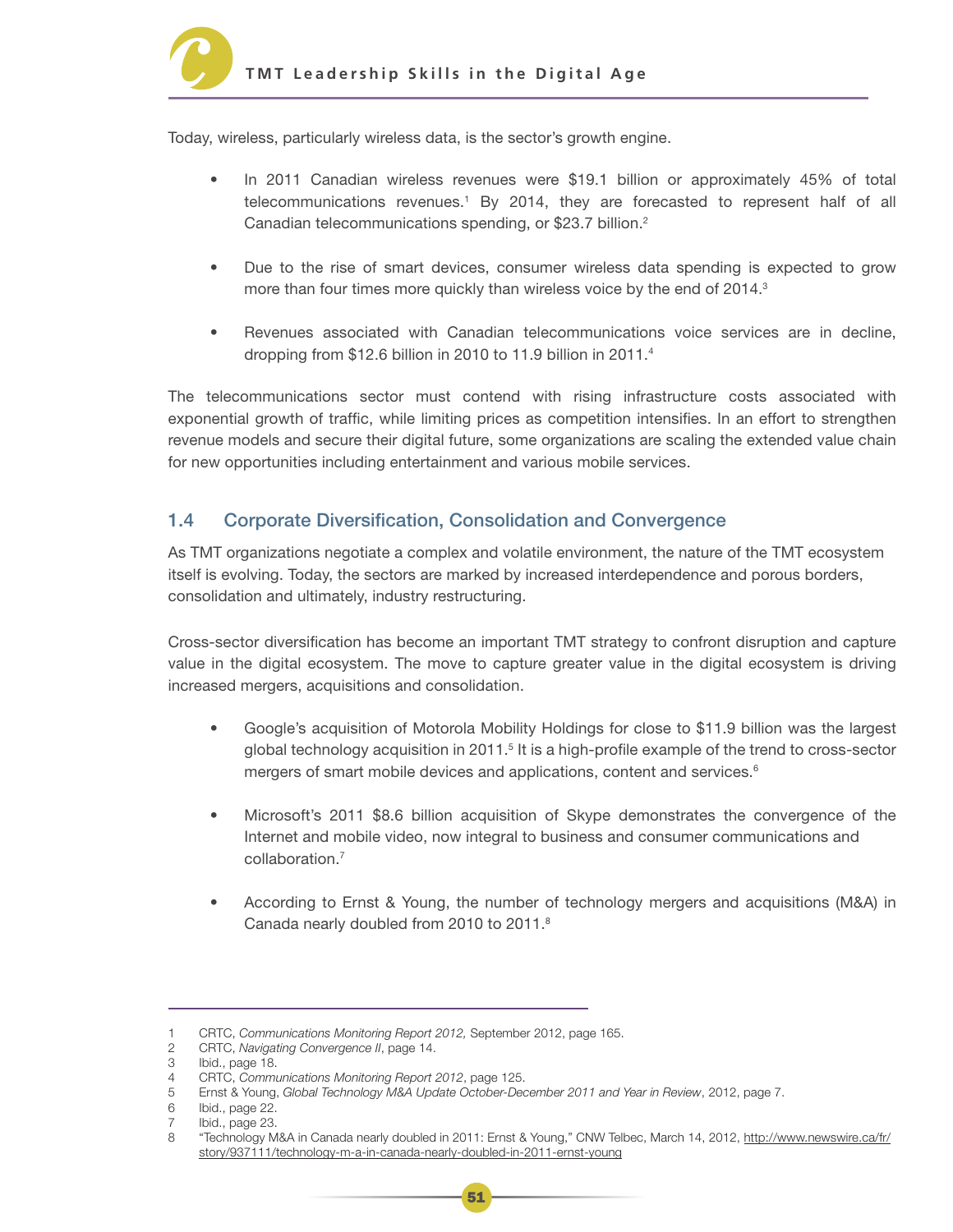Today, wireless, particularly wireless data, is the sector's growth engine.

- In 2011 Canadian wireless revenues were $19.1 billion or approximately 45% of total telecommunications revenues.[1] By 2014, they are forecasted to represent half of all Canadian telecommunications spending, or $23.7 billion.[2]

- Due to the rise of smart devices, consumer wireless data spending is expected to grow more than four times more quickly than wireless voice by the end of 2014.[3]

- Revenues associated with Canadian telecommunications voice services are in decline, dropping from $12.6 billion in 2010 to 11.9 billion in 2011.[4]

The telecommunications sector must contend with rising infrastructure costs associated with exponential growth of traffic, while limiting prices as competition intensifies. In an effort to strengthen revenue models and secure their digital future, some organizations are scaling the extended value chain for new opportunities including entertainment and various mobile services.

## 1.4 Corporate Diversification, Consolidation and Convergence

As TMT organizations negotiate a complex and volatile environment, the nature of the TMT ecosystem itself is evolving. Today, the sectors are marked by increased interdependence and porous borders, consolidation and ultimately, industry restructuring.

Cross-sector diversification has become an important TMT strategy to confront disruption and capture value in the digital ecosystem. The move to capture greater value in the digital ecosystem is driving increased mergers, acquisitions and consolidation.

- Google's acquisition of Motorola Mobility Holdings for close to $11.9 billion was the largest global technology acquisition in 2011.[5] It is a high-profile example of the trend to cross-sector mergers of smart mobile devices and applications, content and services.[6]

- Microsoft's 2011 $8.6 billion acquisition of Skype demonstrates the convergence of the Internet and mobile video, now integral to business and consumer communications and collaboration.[7]

- According to Ernst & Young, the number of technology mergers and acquisitions (M&A) in Canada nearly doubled from 2010 to 2011.[8]

---

1 CRTC, *Communications Monitoring Report 2012,* September 2012, page 165.
2 CRTC, *Navigating Convergence II*, page 14.
3 Ibid., page 18.
4 CRTC, *Communications Monitoring Report 2012*, page 125.
5 Ernst & Young, *Global Technology M&A Update October-December 2011 and Year in Review*, 2012, page 7.
6 Ibid., page 22.
7 Ibid., page 23.
8 "Technology M&A in Canada nearly doubled in 2011: Ernst & Young," CNW Telbec, March 14, 2012, http://www.newswire.ca/fr/story/937111/technology-m-a-in-canada-nearly-doubled-in-2011-ernst-young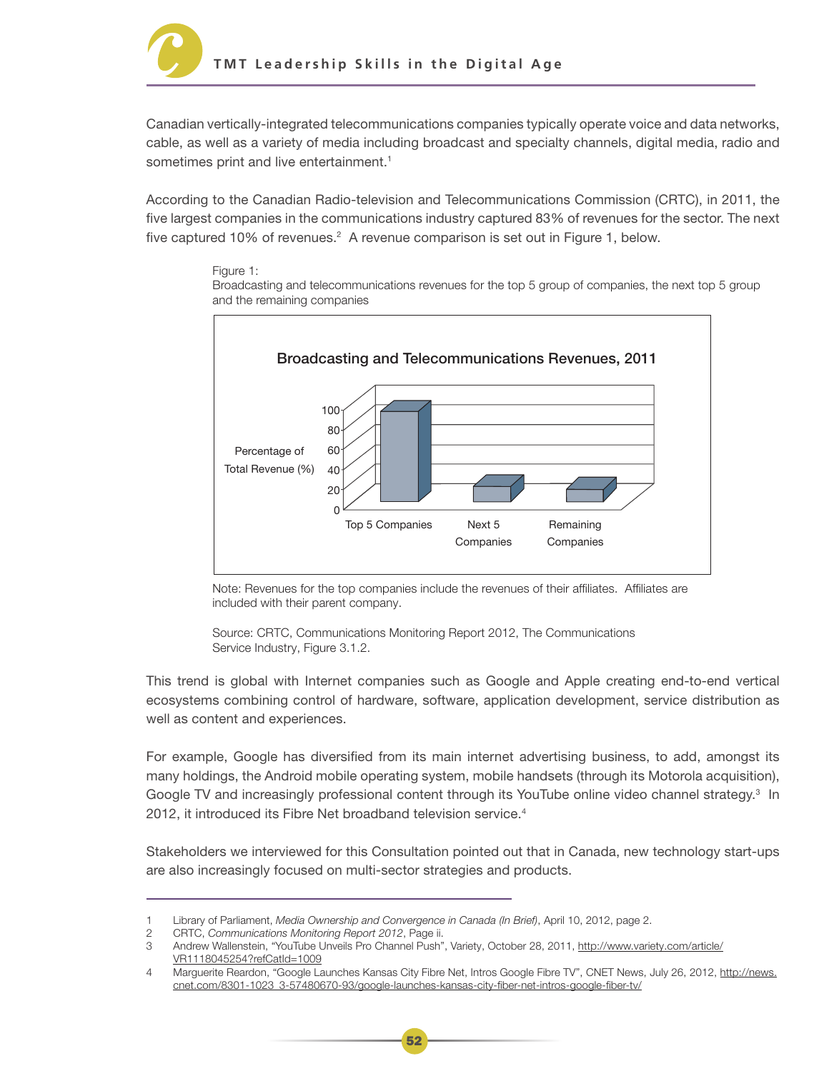Canadian vertically-integrated telecommunications companies typically operate voice and data networks, cable, as well as a variety of media including broadcast and specialty channels, digital media, radio and sometimes print and live entertainment.[1]

According to the Canadian Radio-television and Telecommunications Commission (CRTC), in 2011, the five largest companies in the communications industry captured 83% of revenues for the sector. The next five captured 10% of revenues.[2] A revenue comparison is set out in Figure 1, below.

Figure 1:
Broadcasting and telecommunications revenues for the top 5 group of companies, the next top 5 group and the remaining companies

Broadcasting and Telecommunications Revenues, 2011

Percentage of Total Revenue (%)

100
80
60
40
20
0

Top 5 Companies
Next 5 Companies
Remaining Companies

Note: Revenues for the top companies include the revenues of their affiliates. Affiliates are included with their parent company.

Source: CRTC, Communications Monitoring Report 2012, The Communications Service Industry, Figure 3.1.2.

This trend is global with Internet companies such as Google and Apple creating end-to-end vertical ecosystems combining control of hardware, software, application development, service distribution as well as content and experiences.

For example, Google has diversified from its main internet advertising business, to add, amongst its many holdings, the Android mobile operating system, mobile handsets (through its Motorola acquisition), Google TV and increasingly professional content through its YouTube online video channel strategy.[3] In 2012, it introduced its Fibre Net broadband television service.[4]

Stakeholders we interviewed for this Consultation pointed out that in Canada, new technology start-ups are also increasingly focused on multi-sector strategies and products.

---

1 Library of Parliament, *Media Ownership and Convergence in Canada (In Brief)*, April 10, 2012, page 2.

2 CRTC, *Communications Monitoring Report 2012*, Page ii.

3 Andrew Wallenstein, "YouTube Unveils Pro Channel Push", Variety, October 28, 2011, http://www.variety.com/article/VR1118045254?refCatId=1009

4 Marguerite Reardon, "Google Launches Kansas City Fibre Net, Intros Google Fibre TV", CNET News, July 26, 2012, http://news.cnet.com/8301-1023_3-57480670-93/google-launches-kansas-city-fiber-net-intros-google-fiber-tv/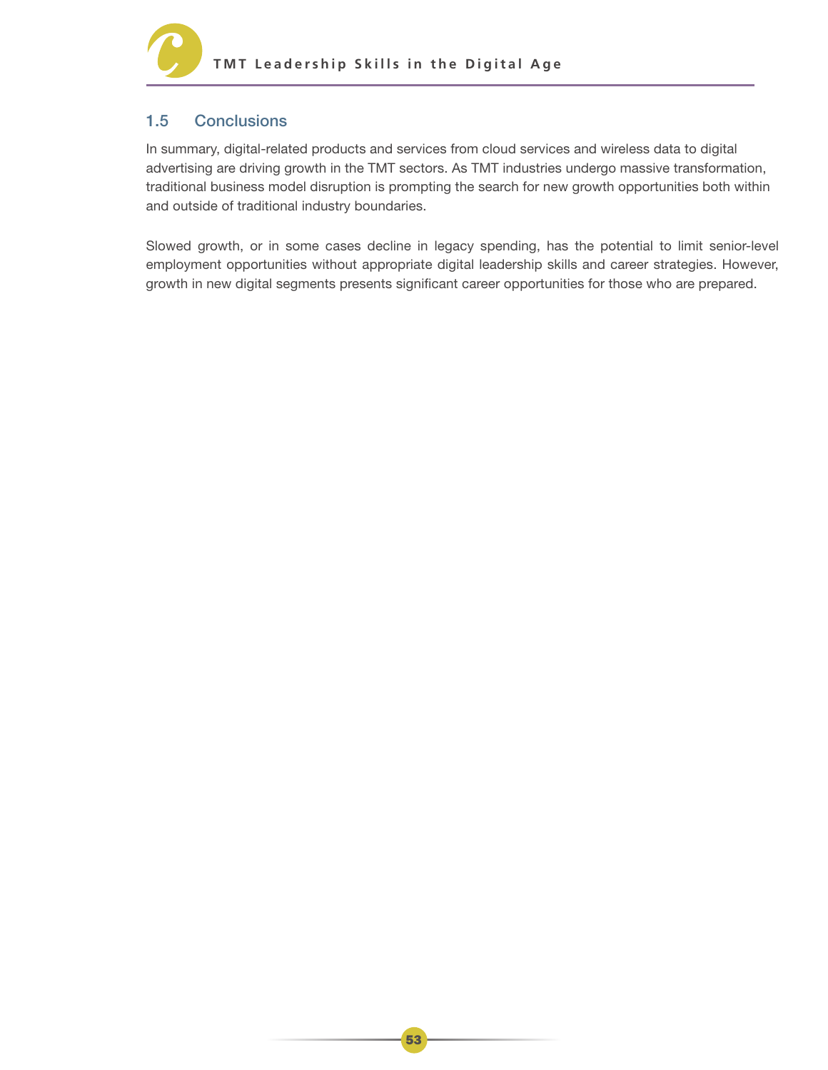## 1.5 Conclusions

In summary, digital-related products and services from cloud services and wireless data to digital advertising are driving growth in the TMT sectors. As TMT industries undergo massive transformation, traditional business model disruption is prompting the search for new growth opportunities both within and outside of traditional industry boundaries.

Slowed growth, or in some cases decline in legacy spending, has the potential to limit senior-level employment opportunities without appropriate digital leadership skills and career strategies. However, growth in new digital segments presents significant career opportunities for those who are prepared.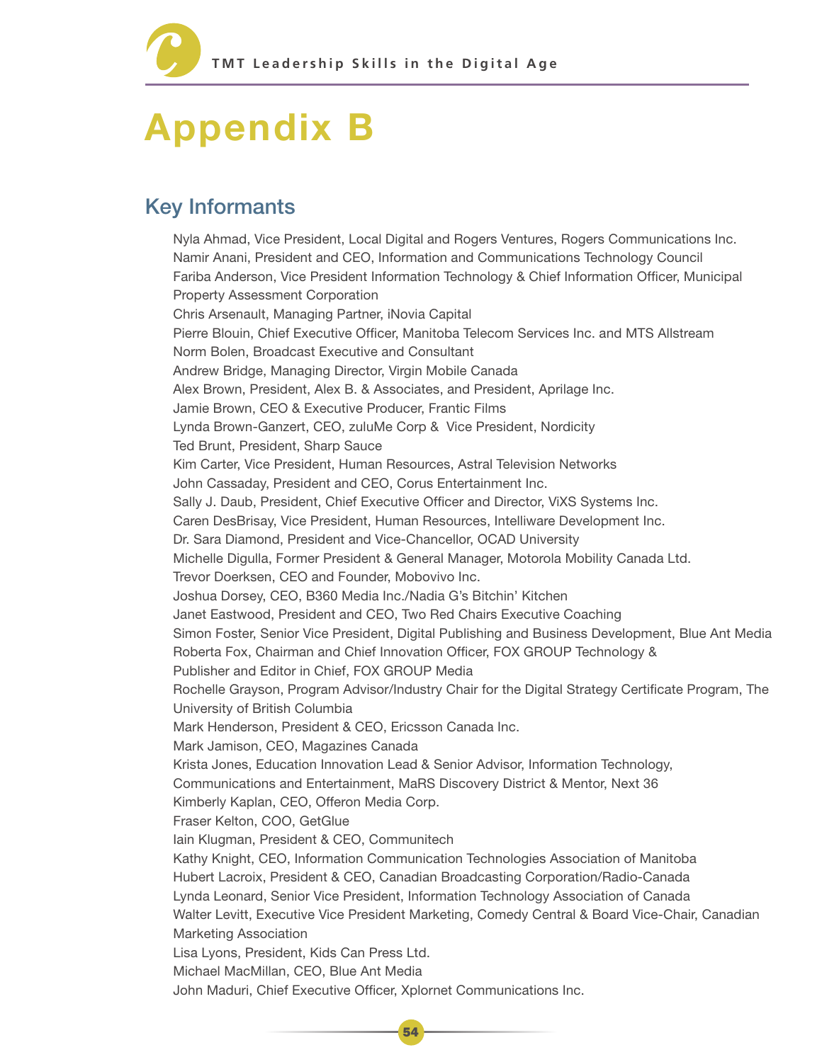# Appendix B

## Key Informants

Nyla Ahmad, Vice President, Local Digital and Rogers Ventures, Rogers Communications Inc.
Namir Anani, President and CEO, Information and Communications Technology Council
Fariba Anderson, Vice President Information Technology & Chief Information Officer, Municipal Property Assessment Corporation
Chris Arsenault, Managing Partner, iNovia Capital
Pierre Blouin, Chief Executive Officer, Manitoba Telecom Services Inc. and MTS Allstream
Norm Bolen, Broadcast Executive and Consultant
Andrew Bridge, Managing Director, Virgin Mobile Canada
Alex Brown, President, Alex B. & Associates, and President, Aprilage Inc.
Jamie Brown, CEO & Executive Producer, Frantic Films
Lynda Brown-Ganzert, CEO, zuluMe Corp & Vice President, Nordicity
Ted Brunt, President, Sharp Sauce
Kim Carter, Vice President, Human Resources, Astral Television Networks
John Cassaday, President and CEO, Corus Entertainment Inc.
Sally J. Daub, President, Chief Executive Officer and Director, ViXS Systems Inc.
Caren DesBrisay, Vice President, Human Resources, Intelliware Development Inc.
Dr. Sara Diamond, President and Vice-Chancellor, OCAD University
Michelle Digulla, Former President & General Manager, Motorola Mobility Canada Ltd.
Trevor Doerksen, CEO and Founder, Mobovivo Inc.
Joshua Dorsey, CEO, B360 Media Inc./Nadia G's Bitchin' Kitchen
Janet Eastwood, President and CEO, Two Red Chairs Executive Coaching
Simon Foster, Senior Vice President, Digital Publishing and Business Development, Blue Ant Media
Roberta Fox, Chairman and Chief Innovation Officer, FOX GROUP Technology & Publisher and Editor in Chief, FOX GROUP Media
Rochelle Grayson, Program Advisor/Industry Chair for the Digital Strategy Certificate Program, The University of British Columbia
Mark Henderson, President & CEO, Ericsson Canada Inc.
Mark Jamison, CEO, Magazines Canada
Krista Jones, Education Innovation Lead & Senior Advisor, Information Technology, Communications and Entertainment, MaRS Discovery District & Mentor, Next 36
Kimberly Kaplan, CEO, Offeron Media Corp.
Fraser Kelton, COO, GetGlue
Iain Klugman, President & CEO, Communitech
Kathy Knight, CEO, Information Communication Technologies Association of Manitoba
Hubert Lacroix, President & CEO, Canadian Broadcasting Corporation/Radio-Canada
Lynda Leonard, Senior Vice President, Information Technology Association of Canada
Walter Levitt, Executive Vice President Marketing, Comedy Central & Board Vice-Chair, Canadian Marketing Association
Lisa Lyons, President, Kids Can Press Ltd.
Michael MacMillan, CEO, Blue Ant Media
John Maduri, Chief Executive Officer, Xplornet Communications Inc.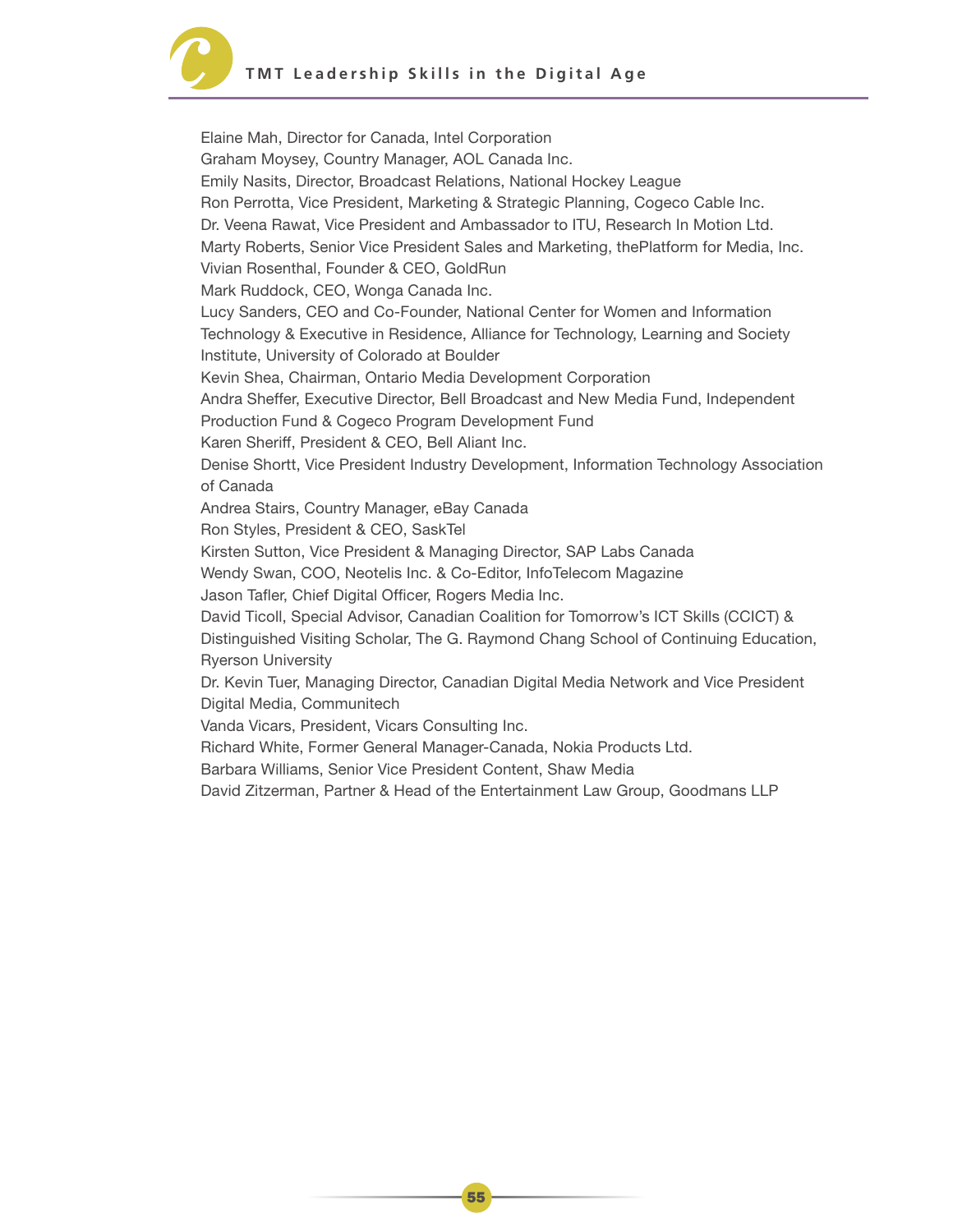Elaine Mah, Director for Canada, Intel Corporation
Graham Moysey, Country Manager, AOL Canada Inc.
Emily Nasits, Director, Broadcast Relations, National Hockey League
Ron Perrotta, Vice President, Marketing & Strategic Planning, Cogeco Cable Inc.
Dr. Veena Rawat, Vice President and Ambassador to ITU, Research In Motion Ltd.
Marty Roberts, Senior Vice President Sales and Marketing, thePlatform for Media, Inc.
Vivian Rosenthal, Founder & CEO, GoldRun
Mark Ruddock, CEO, Wonga Canada Inc.
Lucy Sanders, CEO and Co-Founder, National Center for Women and Information Technology & Executive in Residence, Alliance for Technology, Learning and Society Institute, University of Colorado at Boulder
Kevin Shea, Chairman, Ontario Media Development Corporation
Andra Sheffer, Executive Director, Bell Broadcast and New Media Fund, Independent Production Fund & Cogeco Program Development Fund
Karen Sheriff, President & CEO, Bell Aliant Inc.
Denise Shortt, Vice President Industry Development, Information Technology Association of Canada
Andrea Stairs, Country Manager, eBay Canada
Ron Styles, President & CEO, SaskTel
Kirsten Sutton, Vice President & Managing Director, SAP Labs Canada
Wendy Swan, COO, Neotelis Inc. & Co-Editor, InfoTelecom Magazine
Jason Tafler, Chief Digital Officer, Rogers Media Inc.
David Ticoll, Special Advisor, Canadian Coalition for Tomorrow's ICT Skills (CCICT) & Distinguished Visiting Scholar, The G. Raymond Chang School of Continuing Education, Ryerson University
Dr. Kevin Tuer, Managing Director, Canadian Digital Media Network and Vice President Digital Media, Communitech
Vanda Vicars, President, Vicars Consulting Inc.
Richard White, Former General Manager-Canada, Nokia Products Ltd.
Barbara Williams, Senior Vice President Content, Shaw Media
David Zitzerman, Partner & Head of the Entertainment Law Group, Goodmans LLP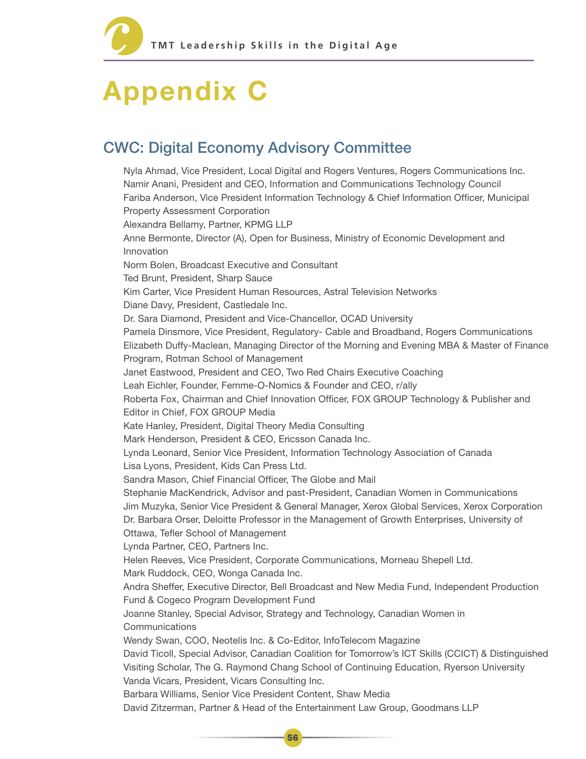# Appendix C

## CWC: Digital Economy Advisory Committee

Nyla Ahmad, Vice President, Local Digital and Rogers Ventures, Rogers Communications Inc.
Namir Anani, President and CEO, Information and Communications Technology Council
Fariba Anderson, Vice President Information Technology & Chief Information Officer, Municipal Property Assessment Corporation
Alexandra Bellamy, Partner, KPMG LLP
Anne Bermonte, Director (A), Open for Business, Ministry of Economic Development and Innovation
Norm Bolen, Broadcast Executive and Consultant
Ted Brunt, President, Sharp Sauce
Kim Carter, Vice President Human Resources, Astral Television Networks
Diane Davy, President, Castledale Inc.
Dr. Sara Diamond, President and Vice-Chancellor, OCAD University
Pamela Dinsmore, Vice President, Regulatory- Cable and Broadband, Rogers Communications
Elizabeth Duffy-Maclean, Managing Director of the Morning and Evening MBA & Master of Finance Program, Rotman School of Management
Janet Eastwood, President and CEO, Two Red Chairs Executive Coaching
Leah Eichler, Founder, Femme-O-Nomics & Founder and CEO, r/ally
Roberta Fox, Chairman and Chief Innovation Officer, FOX GROUP Technology & Publisher and Editor in Chief, FOX GROUP Media
Kate Hanley, President, Digital Theory Media Consulting
Mark Henderson, President & CEO, Ericsson Canada Inc.
Lynda Leonard, Senior Vice President, Information Technology Association of Canada
Lisa Lyons, President, Kids Can Press Ltd.
Sandra Mason, Chief Financial Officer, The Globe and Mail
Stephanie MacKendrick, Advisor and past-President, Canadian Women in Communications
Jim Muzyka, Senior Vice President & General Manager, Xerox Global Services, Xerox Corporation
Dr. Barbara Orser, Deloitte Professor in the Management of Growth Enterprises, University of Ottawa, Tefler School of Management
Lynda Partner, CEO, Partners Inc.
Helen Reeves, Vice President, Corporate Communications, Morneau Shepell Ltd.
Mark Ruddock, CEO, Wonga Canada Inc.
Andra Sheffer, Executive Director, Bell Broadcast and New Media Fund, Independent Production Fund & Cogeco Program Development Fund
Joanne Stanley, Special Advisor, Strategy and Technology, Canadian Women in Communications
Wendy Swan, COO, Neotelis Inc. & Co-Editor, InfoTelecom Magazine
David Ticoll, Special Advisor, Canadian Coalition for Tomorrow's ICT Skills (CCICT) & Distinguished Visiting Scholar, The G. Raymond Chang School of Continuing Education, Ryerson University
Vanda Vicars, President, Vicars Consulting Inc.
Barbara Williams, Senior Vice President Content, Shaw Media
David Zitzerman, Partner & Head of the Entertainment Law Group, Goodmans LLP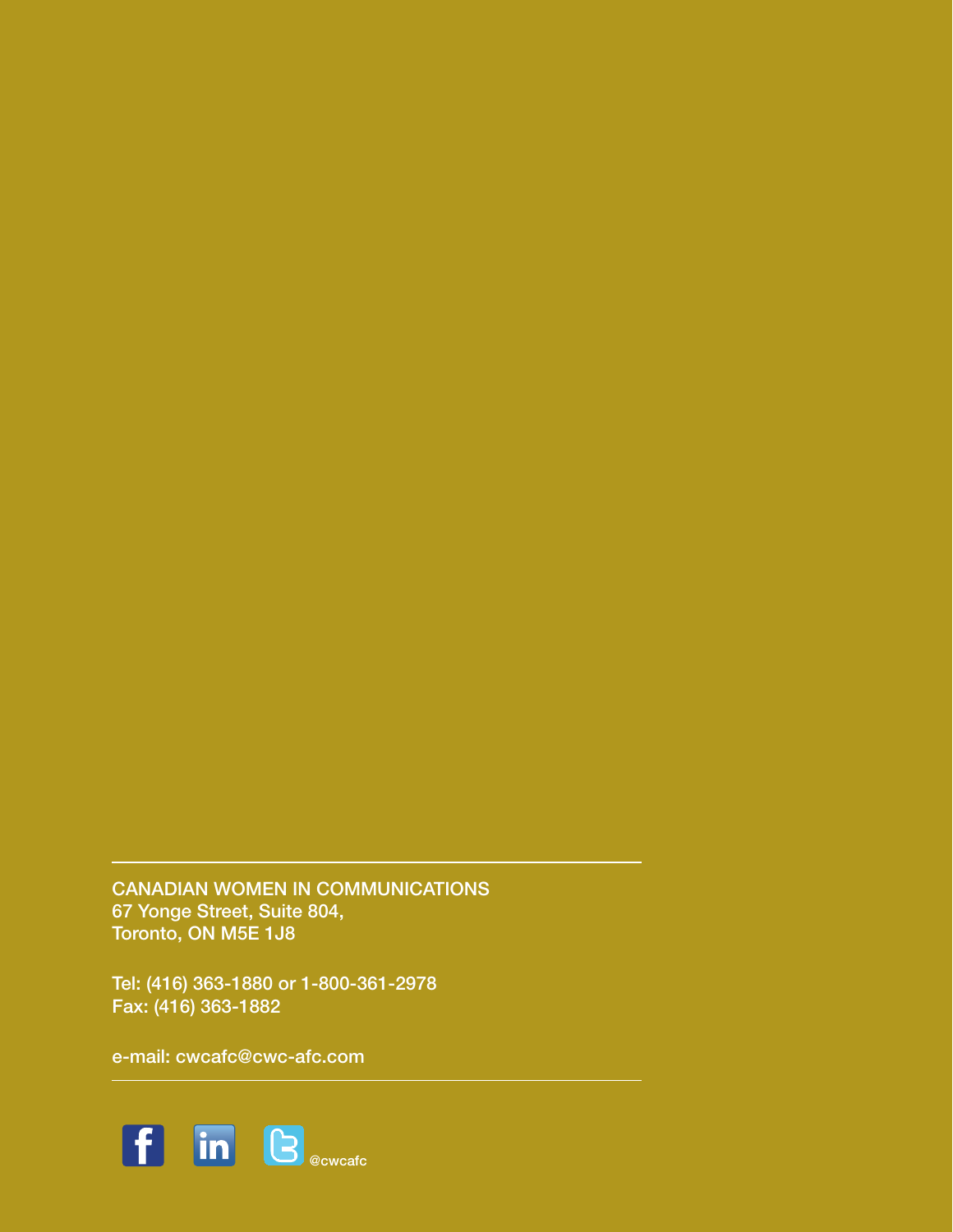CANADIAN WOMEN IN COMMUNICATIONS
67 Yonge Street, Suite 804,
Toronto, ON M5E 1J8

Tel: (416) 363-1880 or 1-800-361-2978
Fax: (416) 363-1882

e-mail: cwcafc@cwc-afc.com

@cwcafc